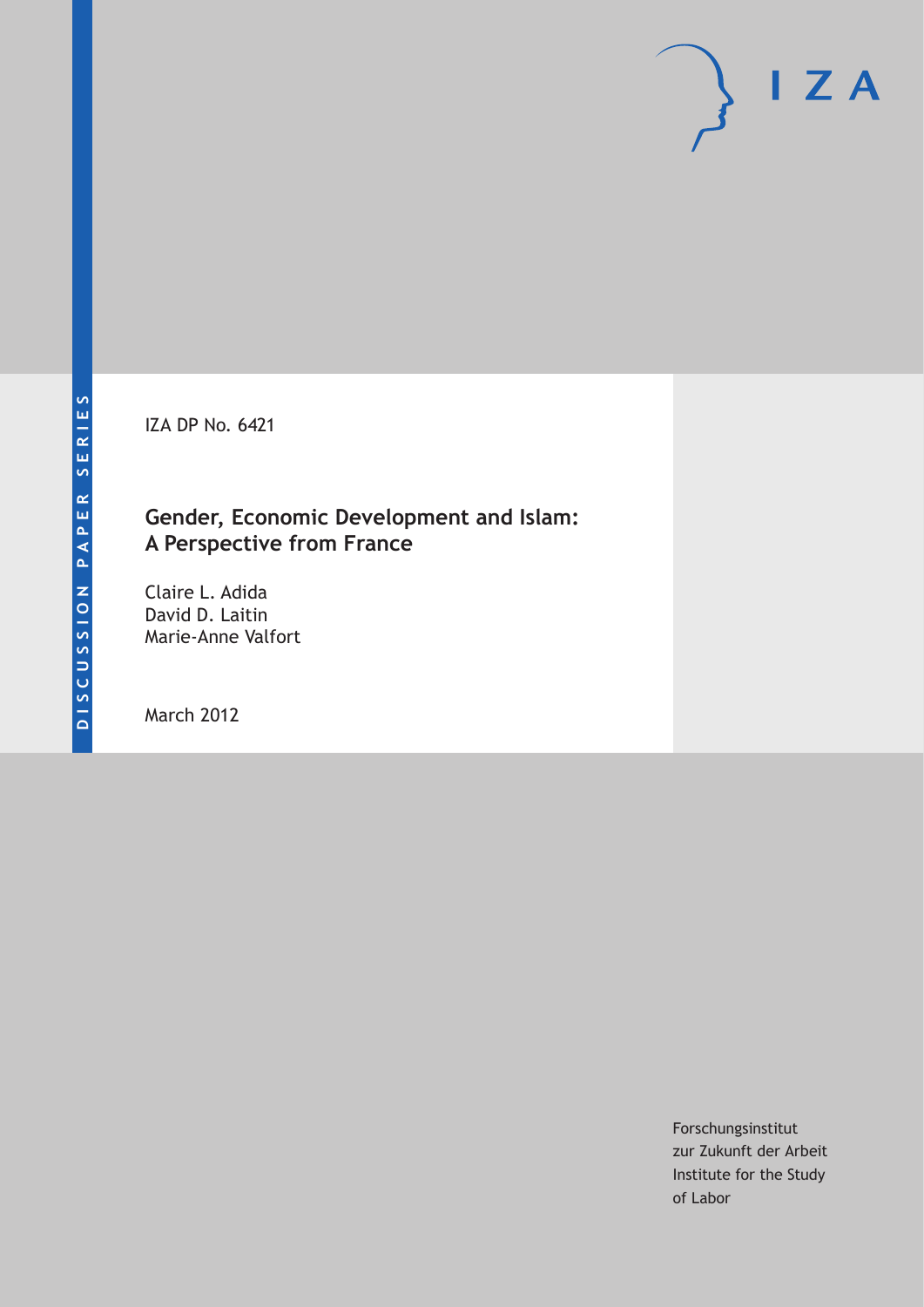DISCUSSION PAPER SERIES

IZA DP No. 6421

# Gender, Economic Development and Islam: A Perspective from France

Claire L. Adida
David D. Laitin
Marie-Anne Valfort

March 2012

IZA

Forschungsinstitut
zur Zukunft der Arbeit
Institute for the Study
of Labor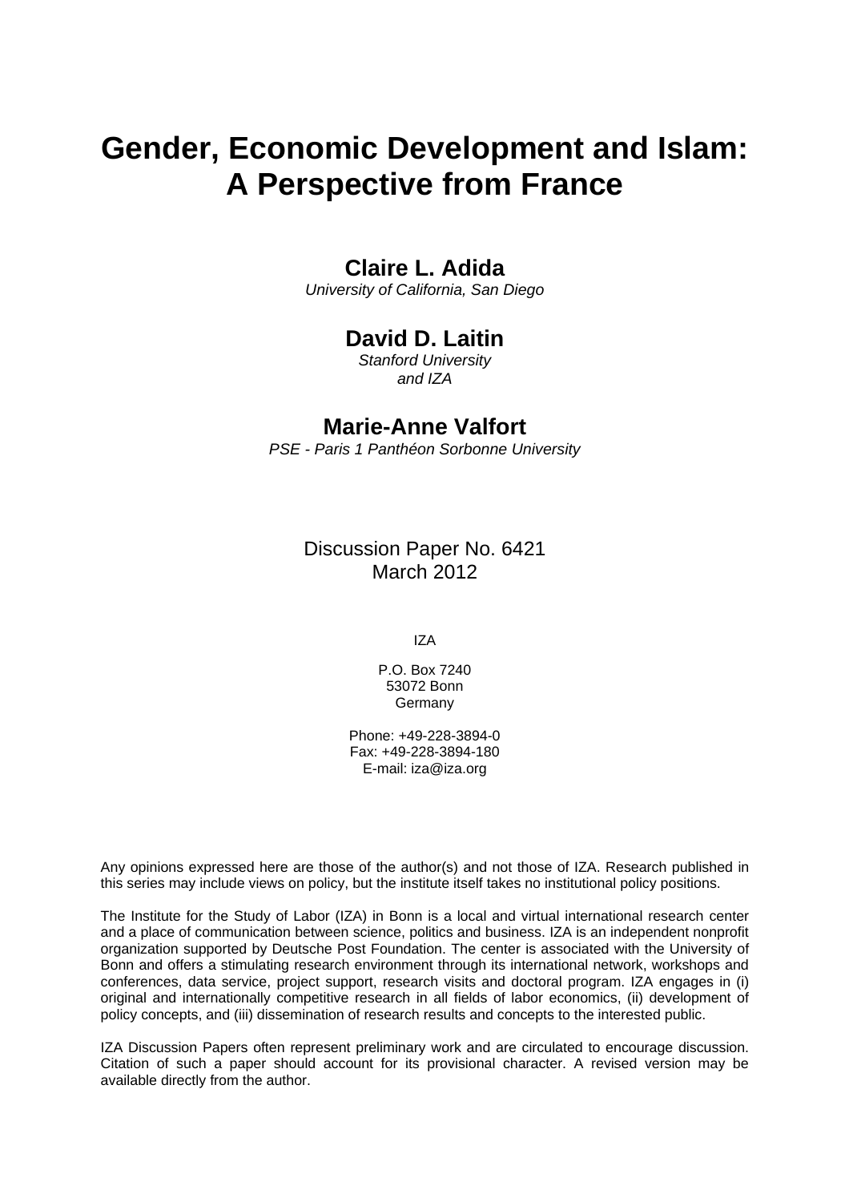# Gender, Economic Development and Islam: A Perspective from France

**Claire L. Adida**
*University of California, San Diego*

**David D. Laitin**
*Stanford University and IZA*

**Marie-Anne Valfort**
*PSE - Paris 1 Panthéon Sorbonne University*

Discussion Paper No. 6421
March 2012

IZA

P.O. Box 7240
53072 Bonn
Germany

Phone: +49-228-3894-0
Fax: +49-228-3894-180
E-mail: iza@iza.org

Any opinions expressed here are those of the author(s) and not those of IZA. Research published in this series may include views on policy, but the institute itself takes no institutional policy positions.

The Institute for the Study of Labor (IZA) in Bonn is a local and virtual international research center and a place of communication between science, politics and business. IZA is an independent nonprofit organization supported by Deutsche Post Foundation. The center is associated with the University of Bonn and offers a stimulating research environment through its international network, workshops and conferences, data service, project support, research visits and doctoral program. IZA engages in (i) original and internationally competitive research in all fields of labor economics, (ii) development of policy concepts, and (iii) dissemination of research results and concepts to the interested public.

IZA Discussion Papers often represent preliminary work and are circulated to encourage discussion. Citation of such a paper should account for its provisional character. A revised version may be available directly from the author.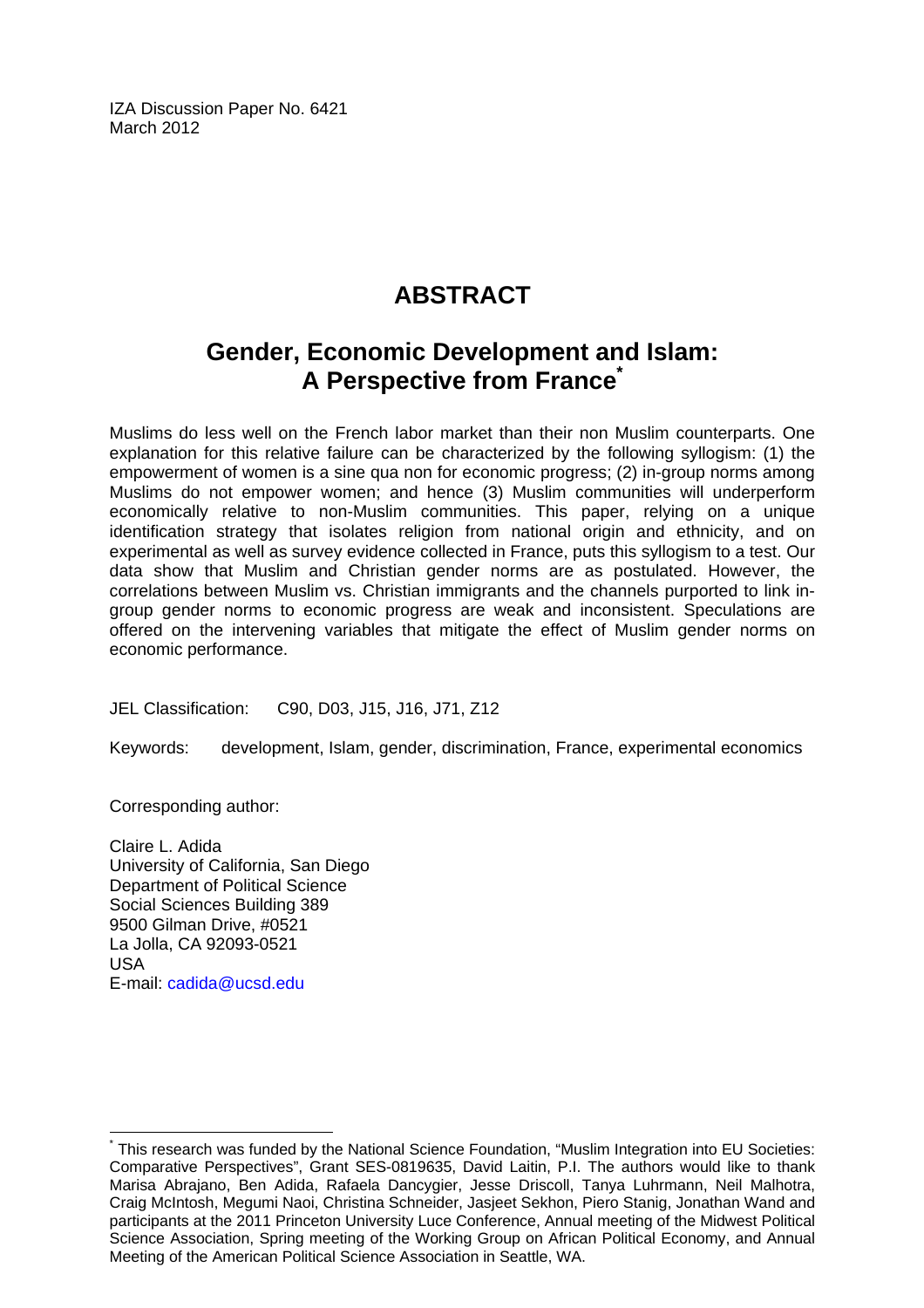IZA Discussion Paper No. 6421
March 2012

# ABSTRACT

## Gender, Economic Development and Islam: A Perspective from France*

Muslims do less well on the French labor market than their non Muslim counterparts. One explanation for this relative failure can be characterized by the following syllogism: (1) the empowerment of women is a sine qua non for economic progress; (2) in-group norms among Muslims do not empower women; and hence (3) Muslim communities will underperform economically relative to non-Muslim communities. This paper, relying on a unique identification strategy that isolates religion from national origin and ethnicity, and on experimental as well as survey evidence collected in France, puts this syllogism to a test. Our data show that Muslim and Christian gender norms are as postulated. However, the correlations between Muslim vs. Christian immigrants and the channels purported to link in-group gender norms to economic progress are weak and inconsistent. Speculations are offered on the intervening variables that mitigate the effect of Muslim gender norms on economic performance.

JEL Classification: C90, D03, J15, J16, J71, Z12

Keywords: development, Islam, gender, discrimination, France, experimental economics

Corresponding author:

Claire L. Adida
University of California, San Diego
Department of Political Science
Social Sciences Building 389
9500 Gilman Drive, #0521
La Jolla, CA 92093-0521
USA
E-mail: cadida@ucsd.edu

---

* This research was funded by the National Science Foundation, "Muslim Integration into EU Societies: Comparative Perspectives", Grant SES-0819635, David Laitin, P.I. The authors would like to thank Marisa Abrajano, Ben Adida, Rafaela Dancygier, Jesse Driscoll, Tanya Luhrmann, Neil Malhotra, Craig McIntosh, Megumi Naoi, Christina Schneider, Jasjeet Sekhon, Piero Stanig, Jonathan Wand and participants at the 2011 Princeton University Luce Conference, Annual meeting of the Midwest Political Science Association, Spring meeting of the Working Group on African Political Economy, and Annual Meeting of the American Political Science Association in Seattle, WA.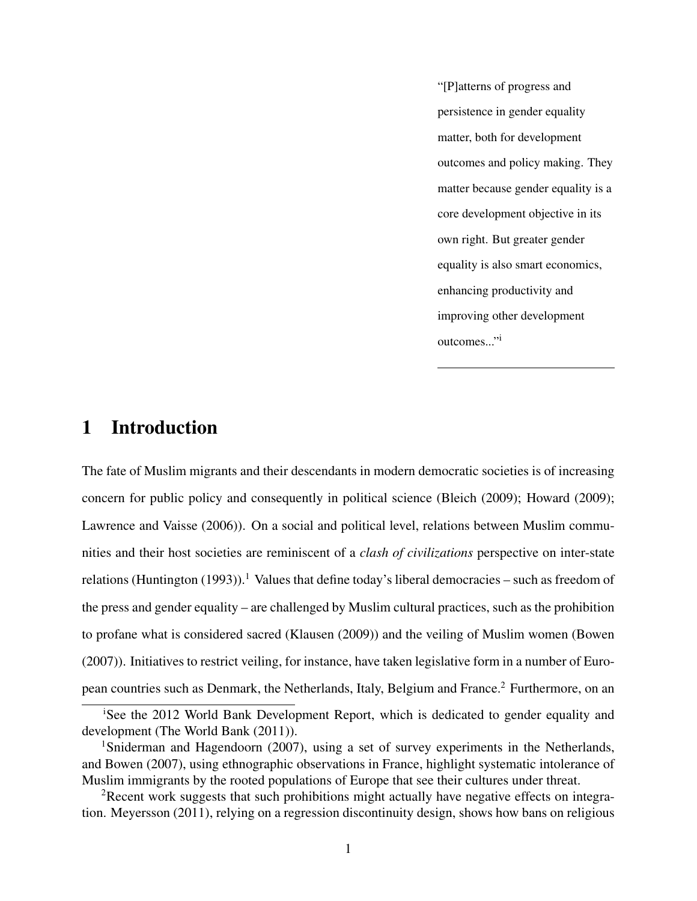"[P]atterns of progress and persistence in gender equality matter, both for development outcomes and policy making. They matter because gender equality is a core development objective in its own right. But greater gender equality is also smart economics, enhancing productivity and improving other development outcomes..."[i]

# 1 Introduction

The fate of Muslim migrants and their descendants in modern democratic societies is of increasing concern for public policy and consequently in political science (Bleich (2009); Howard (2009); Lawrence and Vaisse (2006)). On a social and political level, relations between Muslim communities and their host societies are reminiscent of a *clash of civilizations* perspective on inter-state relations (Huntington (1993)).[1] Values that define today's liberal democracies – such as freedom of the press and gender equality – are challenged by Muslim cultural practices, such as the prohibition to profane what is considered sacred (Klausen (2009)) and the veiling of Muslim women (Bowen (2007)). Initiatives to restrict veiling, for instance, have taken legislative form in a number of European countries such as Denmark, the Netherlands, Italy, Belgium and France.[2] Furthermore, on an

[i]See the 2012 World Bank Development Report, which is dedicated to gender equality and development (The World Bank (2011)).

[1]Sniderman and Hagendoorn (2007), using a set of survey experiments in the Netherlands, and Bowen (2007), using ethnographic observations in France, highlight systematic intolerance of Muslim immigrants by the rooted populations of Europe that see their cultures under threat.

[2]Recent work suggests that such prohibitions might actually have negative effects on integration. Meyersson (2011), relying on a regression discontinuity design, shows how bans on religious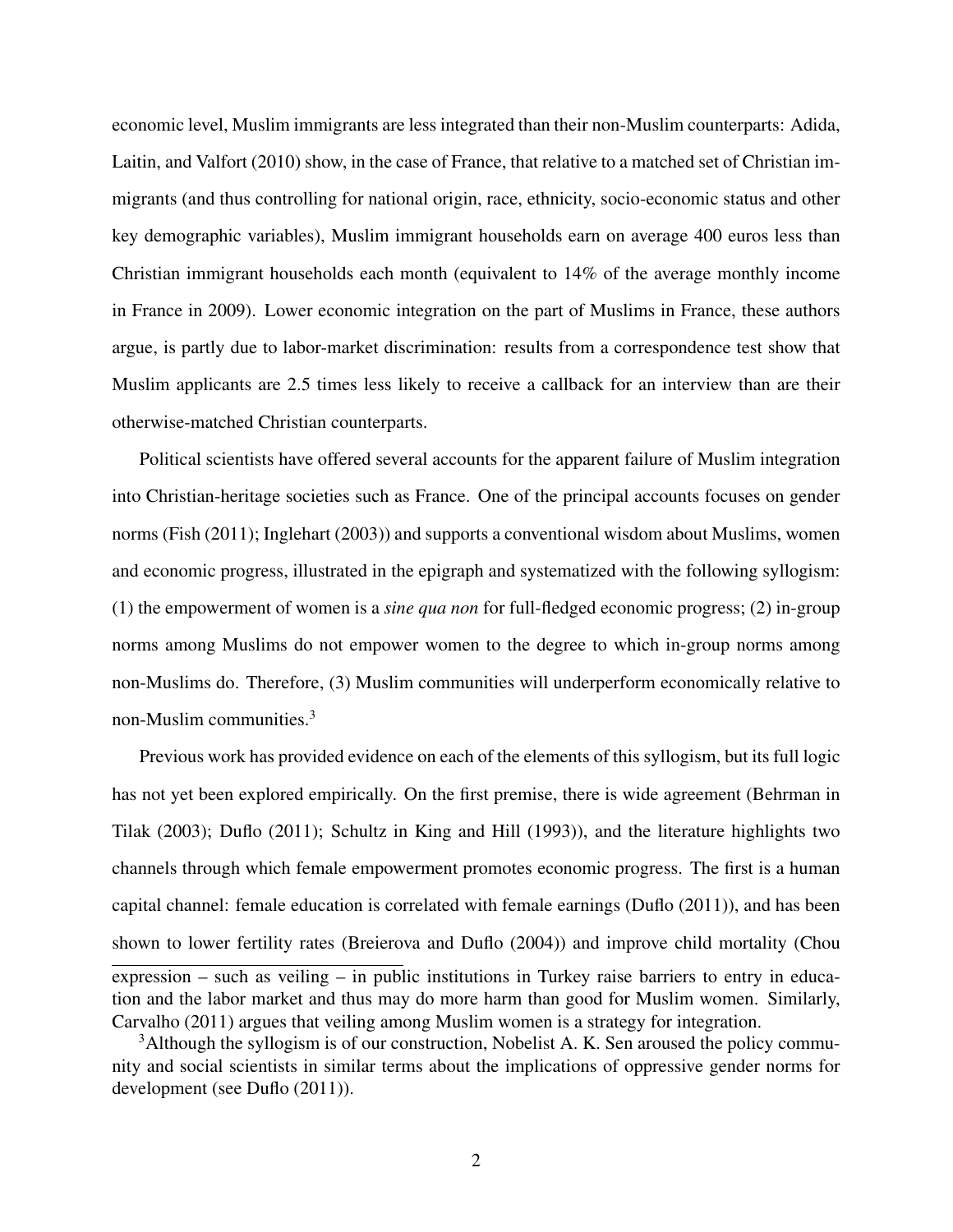economic level, Muslim immigrants are less integrated than their non-Muslim counterparts: Adida, Laitin, and Valfort (2010) show, in the case of France, that relative to a matched set of Christian immigrants (and thus controlling for national origin, race, ethnicity, socio-economic status and other key demographic variables), Muslim immigrant households earn on average 400 euros less than Christian immigrant households each month (equivalent to 14% of the average monthly income in France in 2009). Lower economic integration on the part of Muslims in France, these authors argue, is partly due to labor-market discrimination: results from a correspondence test show that Muslim applicants are 2.5 times less likely to receive a callback for an interview than are their otherwise-matched Christian counterparts.

Political scientists have offered several accounts for the apparent failure of Muslim integration into Christian-heritage societies such as France. One of the principal accounts focuses on gender norms (Fish (2011); Inglehart (2003)) and supports a conventional wisdom about Muslims, women and economic progress, illustrated in the epigraph and systematized with the following syllogism: (1) the empowerment of women is a *sine qua non* for full-fledged economic progress; (2) in-group norms among Muslims do not empower women to the degree to which in-group norms among non-Muslims do. Therefore, (3) Muslim communities will underperform economically relative to non-Muslim communities.[3]

Previous work has provided evidence on each of the elements of this syllogism, but its full logic has not yet been explored empirically. On the first premise, there is wide agreement (Behrman in Tilak (2003); Duflo (2011); Schultz in King and Hill (1993)), and the literature highlights two channels through which female empowerment promotes economic progress. The first is a human capital channel: female education is correlated with female earnings (Duflo (2011)), and has been shown to lower fertility rates (Breierova and Duflo (2004)) and improve child mortality (Chou

expression – such as veiling – in public institutions in Turkey raise barriers to entry in education and the labor market and thus may do more harm than good for Muslim women. Similarly, Carvalho (2011) argues that veiling among Muslim women is a strategy for integration.

[3]Although the syllogism is of our construction, Nobelist A. K. Sen aroused the policy community and social scientists in similar terms about the implications of oppressive gender norms for development (see Duflo (2011)).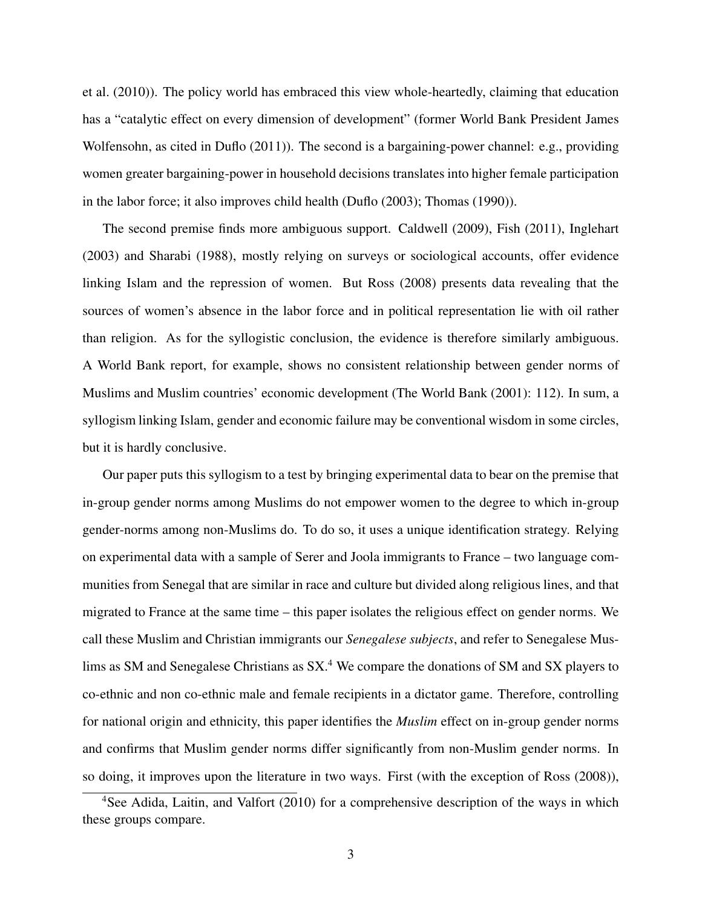et al. (2010)). The policy world has embraced this view whole-heartedly, claiming that education has a "catalytic effect on every dimension of development" (former World Bank President James Wolfensohn, as cited in Duflo (2011)). The second is a bargaining-power channel: e.g., providing women greater bargaining-power in household decisions translates into higher female participation in the labor force; it also improves child health (Duflo (2003); Thomas (1990)).

The second premise finds more ambiguous support. Caldwell (2009), Fish (2011), Inglehart (2003) and Sharabi (1988), mostly relying on surveys or sociological accounts, offer evidence linking Islam and the repression of women. But Ross (2008) presents data revealing that the sources of women's absence in the labor force and in political representation lie with oil rather than religion. As for the syllogistic conclusion, the evidence is therefore similarly ambiguous. A World Bank report, for example, shows no consistent relationship between gender norms of Muslims and Muslim countries' economic development (The World Bank (2001): 112). In sum, a syllogism linking Islam, gender and economic failure may be conventional wisdom in some circles, but it is hardly conclusive.

Our paper puts this syllogism to a test by bringing experimental data to bear on the premise that in-group gender norms among Muslims do not empower women to the degree to which in-group gender-norms among non-Muslims do. To do so, it uses a unique identification strategy. Relying on experimental data with a sample of Serer and Joola immigrants to France – two language communities from Senegal that are similar in race and culture but divided along religious lines, and that migrated to France at the same time – this paper isolates the religious effect on gender norms. We call these Muslim and Christian immigrants our *Senegalese subjects*, and refer to Senegalese Muslims as SM and Senegalese Christians as SX.[4] We compare the donations of SM and SX players to co-ethnic and non co-ethnic male and female recipients in a dictator game. Therefore, controlling for national origin and ethnicity, this paper identifies the *Muslim* effect on in-group gender norms and confirms that Muslim gender norms differ significantly from non-Muslim gender norms. In so doing, it improves upon the literature in two ways. First (with the exception of Ross (2008)),

[4] See Adida, Laitin, and Valfort (2010) for a comprehensive description of the ways in which these groups compare.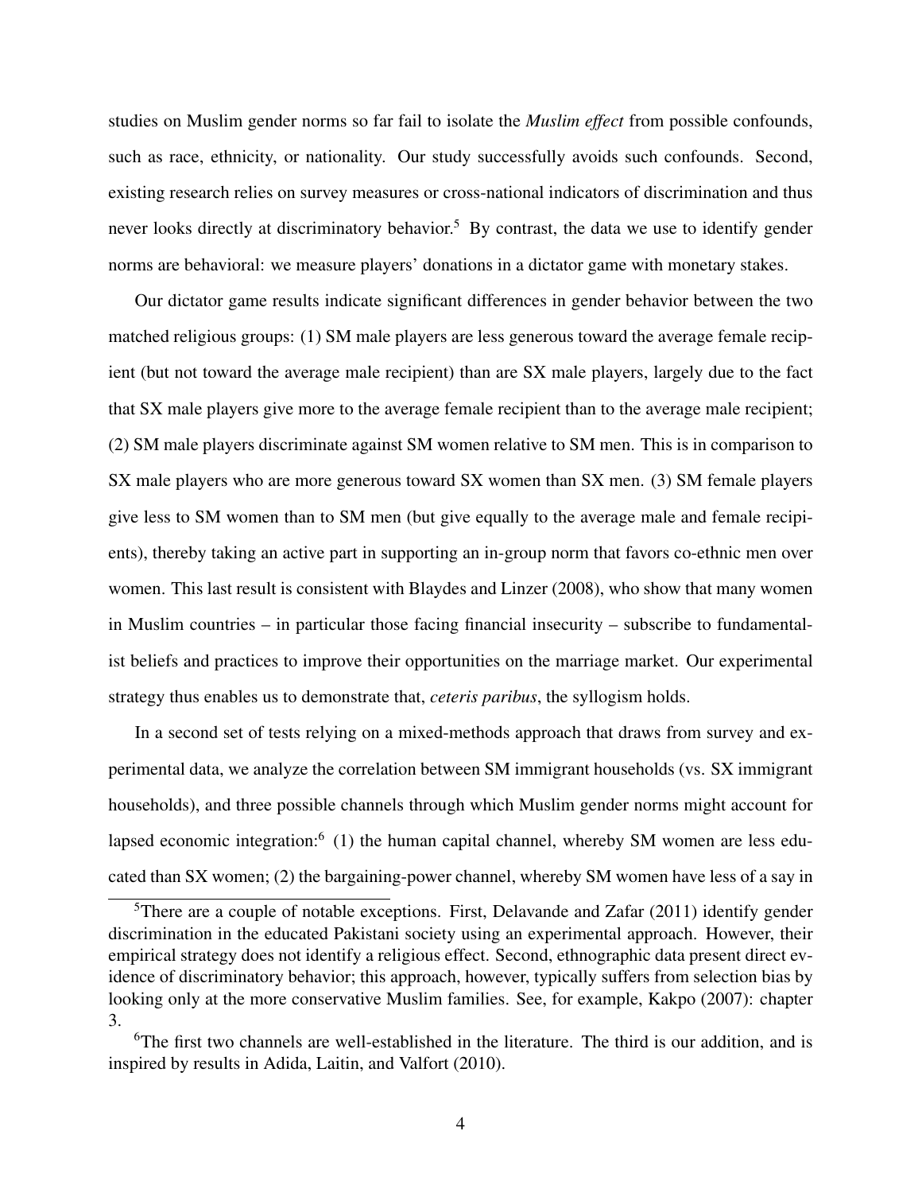studies on Muslim gender norms so far fail to isolate the *Muslim effect* from possible confounds, such as race, ethnicity, or nationality. Our study successfully avoids such confounds. Second, existing research relies on survey measures or cross-national indicators of discrimination and thus never looks directly at discriminatory behavior.[5] By contrast, the data we use to identify gender norms are behavioral: we measure players' donations in a dictator game with monetary stakes.

Our dictator game results indicate significant differences in gender behavior between the two matched religious groups: (1) SM male players are less generous toward the average female recipient (but not toward the average male recipient) than are SX male players, largely due to the fact that SX male players give more to the average female recipient than to the average male recipient; (2) SM male players discriminate against SM women relative to SM men. This is in comparison to SX male players who are more generous toward SX women than SX men. (3) SM female players give less to SM women than to SM men (but give equally to the average male and female recipients), thereby taking an active part in supporting an in-group norm that favors co-ethnic men over women. This last result is consistent with Blaydes and Linzer (2008), who show that many women in Muslim countries – in particular those facing financial insecurity – subscribe to fundamentalist beliefs and practices to improve their opportunities on the marriage market. Our experimental strategy thus enables us to demonstrate that, *ceteris paribus*, the syllogism holds.

In a second set of tests relying on a mixed-methods approach that draws from survey and experimental data, we analyze the correlation between SM immigrant households (vs. SX immigrant households), and three possible channels through which Muslim gender norms might account for lapsed economic integration:[6] (1) the human capital channel, whereby SM women are less educated than SX women; (2) the bargaining-power channel, whereby SM women have less of a say in

[5]There are a couple of notable exceptions. First, Delavande and Zafar (2011) identify gender discrimination in the educated Pakistani society using an experimental approach. However, their empirical strategy does not identify a religious effect. Second, ethnographic data present direct evidence of discriminatory behavior; this approach, however, typically suffers from selection bias by looking only at the more conservative Muslim families. See, for example, Kakpo (2007): chapter 3.

[6]The first two channels are well-established in the literature. The third is our addition, and is inspired by results in Adida, Laitin, and Valfort (2010).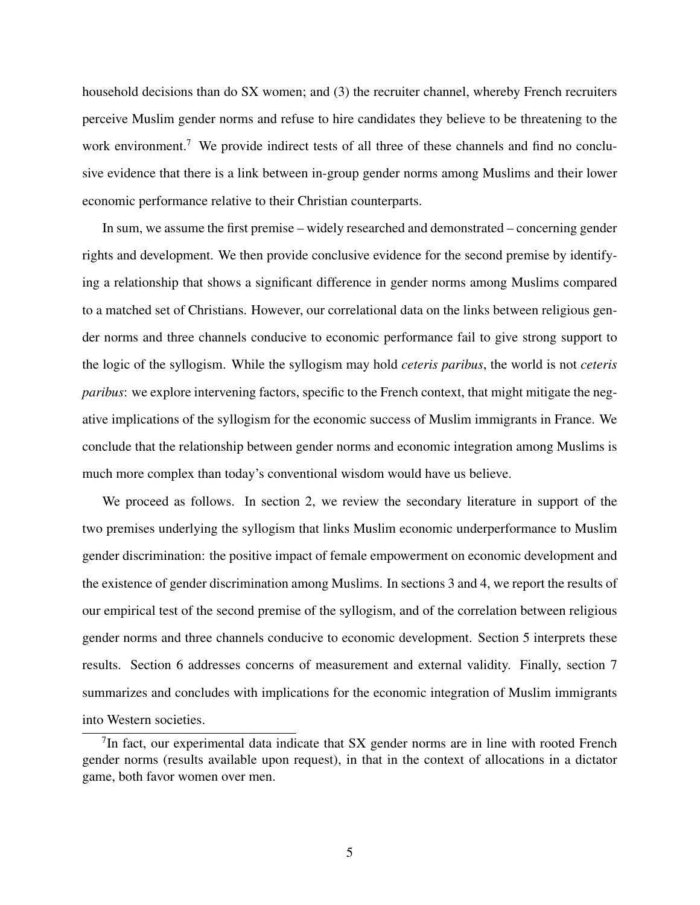household decisions than do SX women; and (3) the recruiter channel, whereby French recruiters perceive Muslim gender norms and refuse to hire candidates they believe to be threatening to the work environment.[7] We provide indirect tests of all three of these channels and find no conclusive evidence that there is a link between in-group gender norms among Muslims and their lower economic performance relative to their Christian counterparts.

In sum, we assume the first premise – widely researched and demonstrated – concerning gender rights and development. We then provide conclusive evidence for the second premise by identifying a relationship that shows a significant difference in gender norms among Muslims compared to a matched set of Christians. However, our correlational data on the links between religious gender norms and three channels conducive to economic performance fail to give strong support to the logic of the syllogism. While the syllogism may hold *ceteris paribus*, the world is not *ceteris paribus*: we explore intervening factors, specific to the French context, that might mitigate the negative implications of the syllogism for the economic success of Muslim immigrants in France. We conclude that the relationship between gender norms and economic integration among Muslims is much more complex than today's conventional wisdom would have us believe.

We proceed as follows. In section 2, we review the secondary literature in support of the two premises underlying the syllogism that links Muslim economic underperformance to Muslim gender discrimination: the positive impact of female empowerment on economic development and the existence of gender discrimination among Muslims. In sections 3 and 4, we report the results of our empirical test of the second premise of the syllogism, and of the correlation between religious gender norms and three channels conducive to economic development. Section 5 interprets these results. Section 6 addresses concerns of measurement and external validity. Finally, section 7 summarizes and concludes with implications for the economic integration of Muslim immigrants into Western societies.

[7] In fact, our experimental data indicate that SX gender norms are in line with rooted French gender norms (results available upon request), in that in the context of allocations in a dictator game, both favor women over men.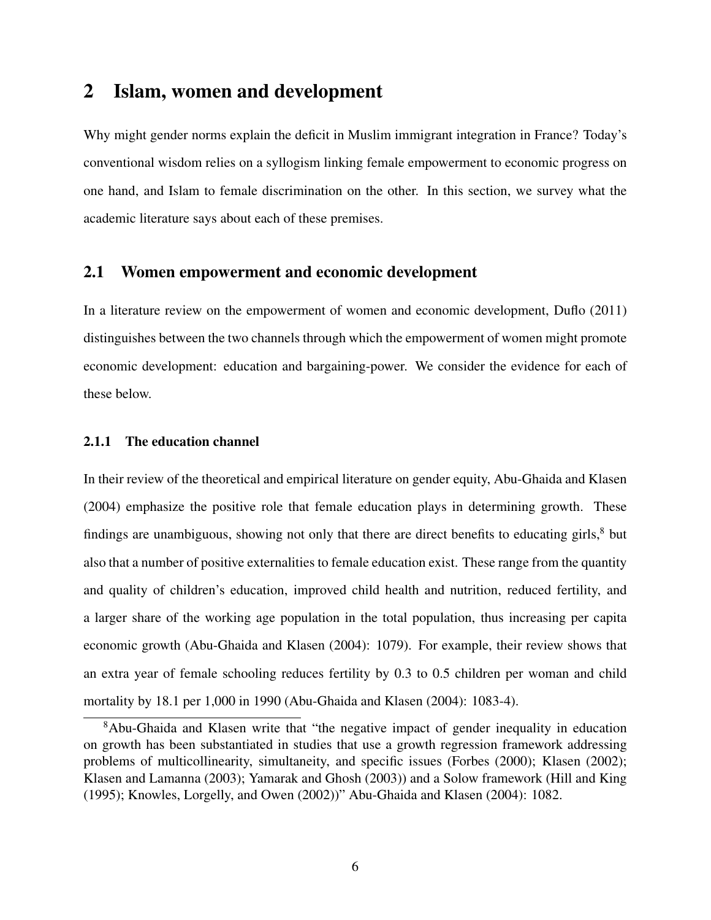## 2 Islam, women and development

Why might gender norms explain the deficit in Muslim immigrant integration in France? Today's conventional wisdom relies on a syllogism linking female empowerment to economic progress on one hand, and Islam to female discrimination on the other. In this section, we survey what the academic literature says about each of these premises.

### 2.1 Women empowerment and economic development

In a literature review on the empowerment of women and economic development, Duflo (2011) distinguishes between the two channels through which the empowerment of women might promote economic development: education and bargaining-power. We consider the evidence for each of these below.

#### 2.1.1 The education channel

In their review of the theoretical and empirical literature on gender equity, Abu-Ghaida and Klasen (2004) emphasize the positive role that female education plays in determining growth. These findings are unambiguous, showing not only that there are direct benefits to educating girls,[8] but also that a number of positive externalities to female education exist. These range from the quantity and quality of children's education, improved child health and nutrition, reduced fertility, and a larger share of the working age population in the total population, thus increasing per capita economic growth (Abu-Ghaida and Klasen (2004): 1079). For example, their review shows that an extra year of female schooling reduces fertility by 0.3 to 0.5 children per woman and child mortality by 18.1 per 1,000 in 1990 (Abu-Ghaida and Klasen (2004): 1083-4).

[8] Abu-Ghaida and Klasen write that "the negative impact of gender inequality in education on growth has been substantiated in studies that use a growth regression framework addressing problems of multicollinearity, simultaneity, and specific issues (Forbes (2000); Klasen (2002); Klasen and Lamanna (2003); Yamarak and Ghosh (2003)) and a Solow framework (Hill and King (1995); Knowles, Lorgelly, and Owen (2002))" Abu-Ghaida and Klasen (2004): 1082.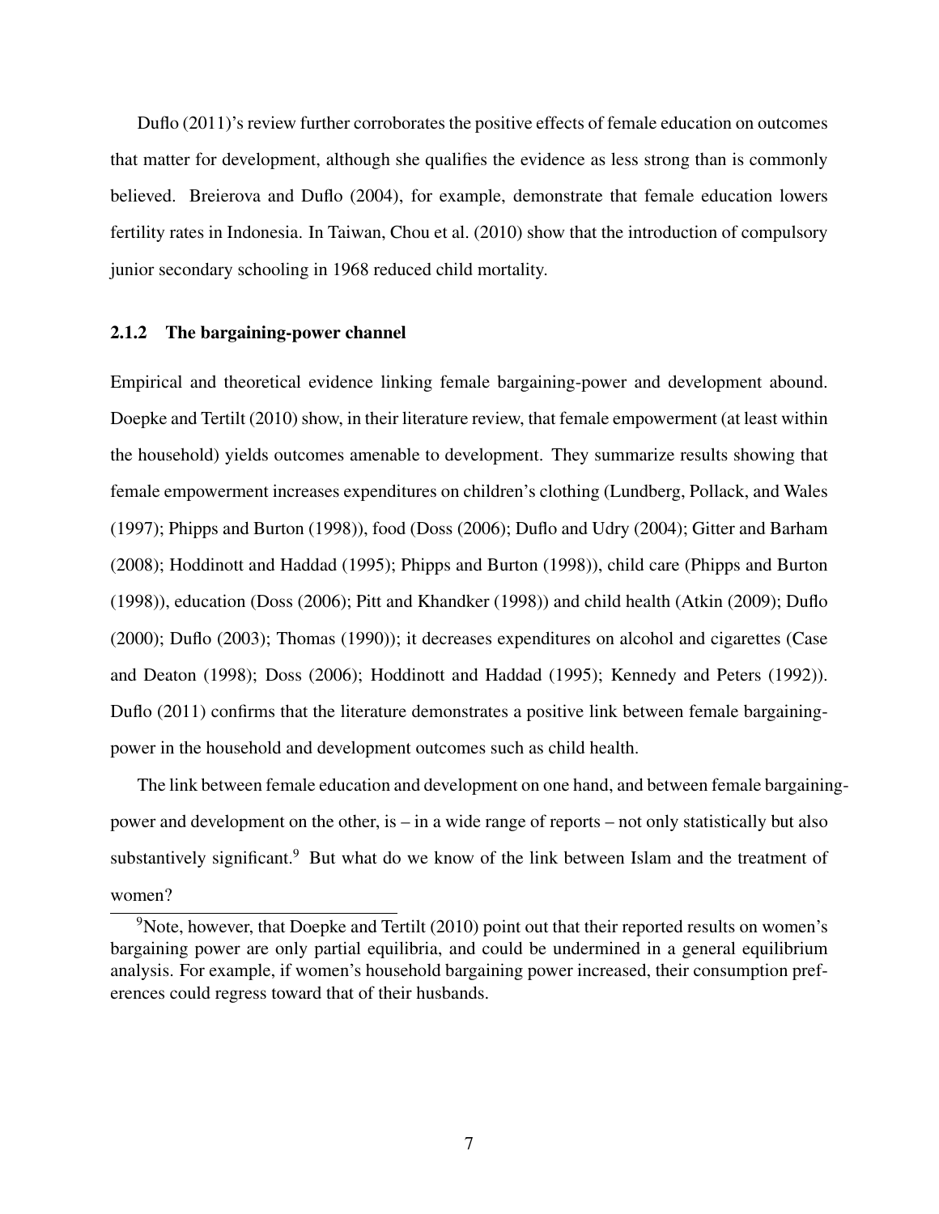Duflo (2011)'s review further corroborates the positive effects of female education on outcomes that matter for development, although she qualifies the evidence as less strong than is commonly believed. Breierova and Duflo (2004), for example, demonstrate that female education lowers fertility rates in Indonesia. In Taiwan, Chou et al. (2010) show that the introduction of compulsory junior secondary schooling in 1968 reduced child mortality.

### 2.1.2 The bargaining-power channel

Empirical and theoretical evidence linking female bargaining-power and development abound. Doepke and Tertilt (2010) show, in their literature review, that female empowerment (at least within the household) yields outcomes amenable to development. They summarize results showing that female empowerment increases expenditures on children's clothing (Lundberg, Pollack, and Wales (1997); Phipps and Burton (1998)), food (Doss (2006); Duflo and Udry (2004); Gitter and Barham (2008); Hoddinott and Haddad (1995); Phipps and Burton (1998)), child care (Phipps and Burton (1998)), education (Doss (2006); Pitt and Khandker (1998)) and child health (Atkin (2009); Duflo (2000); Duflo (2003); Thomas (1990)); it decreases expenditures on alcohol and cigarettes (Case and Deaton (1998); Doss (2006); Hoddinott and Haddad (1995); Kennedy and Peters (1992)). Duflo (2011) confirms that the literature demonstrates a positive link between female bargaining-power in the household and development outcomes such as child health.

The link between female education and development on one hand, and between female bargaining-power and development on the other, is – in a wide range of reports – not only statistically but also substantively significant.[9] But what do we know of the link between Islam and the treatment of women?

[9]Note, however, that Doepke and Tertilt (2010) point out that their reported results on women's bargaining power are only partial equilibria, and could be undermined in a general equilibrium analysis. For example, if women's household bargaining power increased, their consumption preferences could regress toward that of their husbands.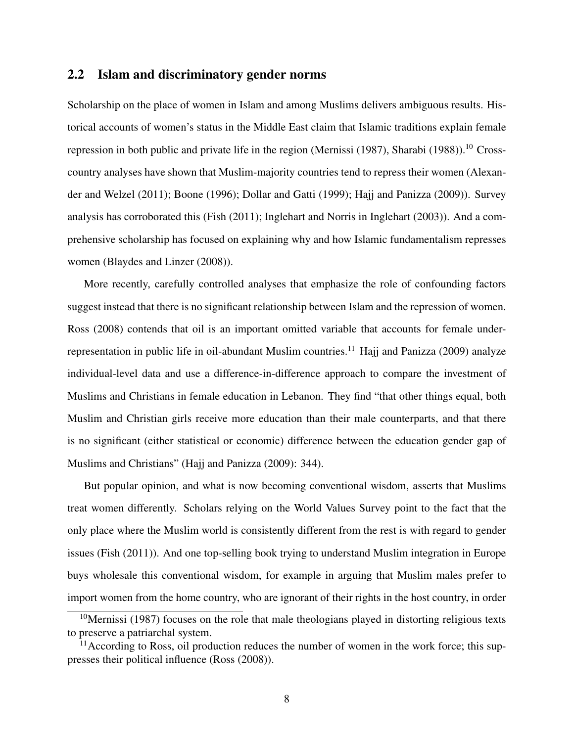## 2.2 Islam and discriminatory gender norms

Scholarship on the place of women in Islam and among Muslims delivers ambiguous results. Historical accounts of women's status in the Middle East claim that Islamic traditions explain female repression in both public and private life in the region (Mernissi (1987), Sharabi (1988)).[10] Cross-country analyses have shown that Muslim-majority countries tend to repress their women (Alexander and Welzel (2011); Boone (1996); Dollar and Gatti (1999); Hajj and Panizza (2009)). Survey analysis has corroborated this (Fish (2011); Inglehart and Norris in Inglehart (2003)). And a comprehensive scholarship has focused on explaining why and how Islamic fundamentalism represses women (Blaydes and Linzer (2008)).

More recently, carefully controlled analyses that emphasize the role of confounding factors suggest instead that there is no significant relationship between Islam and the repression of women. Ross (2008) contends that oil is an important omitted variable that accounts for female under-representation in public life in oil-abundant Muslim countries.[11] Hajj and Panizza (2009) analyze individual-level data and use a difference-in-difference approach to compare the investment of Muslims and Christians in female education in Lebanon. They find "that other things equal, both Muslim and Christian girls receive more education than their male counterparts, and that there is no significant (either statistical or economic) difference between the education gender gap of Muslims and Christians" (Hajj and Panizza (2009): 344).

But popular opinion, and what is now becoming conventional wisdom, asserts that Muslims treat women differently. Scholars relying on the World Values Survey point to the fact that the only place where the Muslim world is consistently different from the rest is with regard to gender issues (Fish (2011)). And one top-selling book trying to understand Muslim integration in Europe buys wholesale this conventional wisdom, for example in arguing that Muslim males prefer to import women from the home country, who are ignorant of their rights in the host country, in order

[10] Mernissi (1987) focuses on the role that male theologians played in distorting religious texts to preserve a patriarchal system.

[11] According to Ross, oil production reduces the number of women in the work force; this suppresses their political influence (Ross (2008)).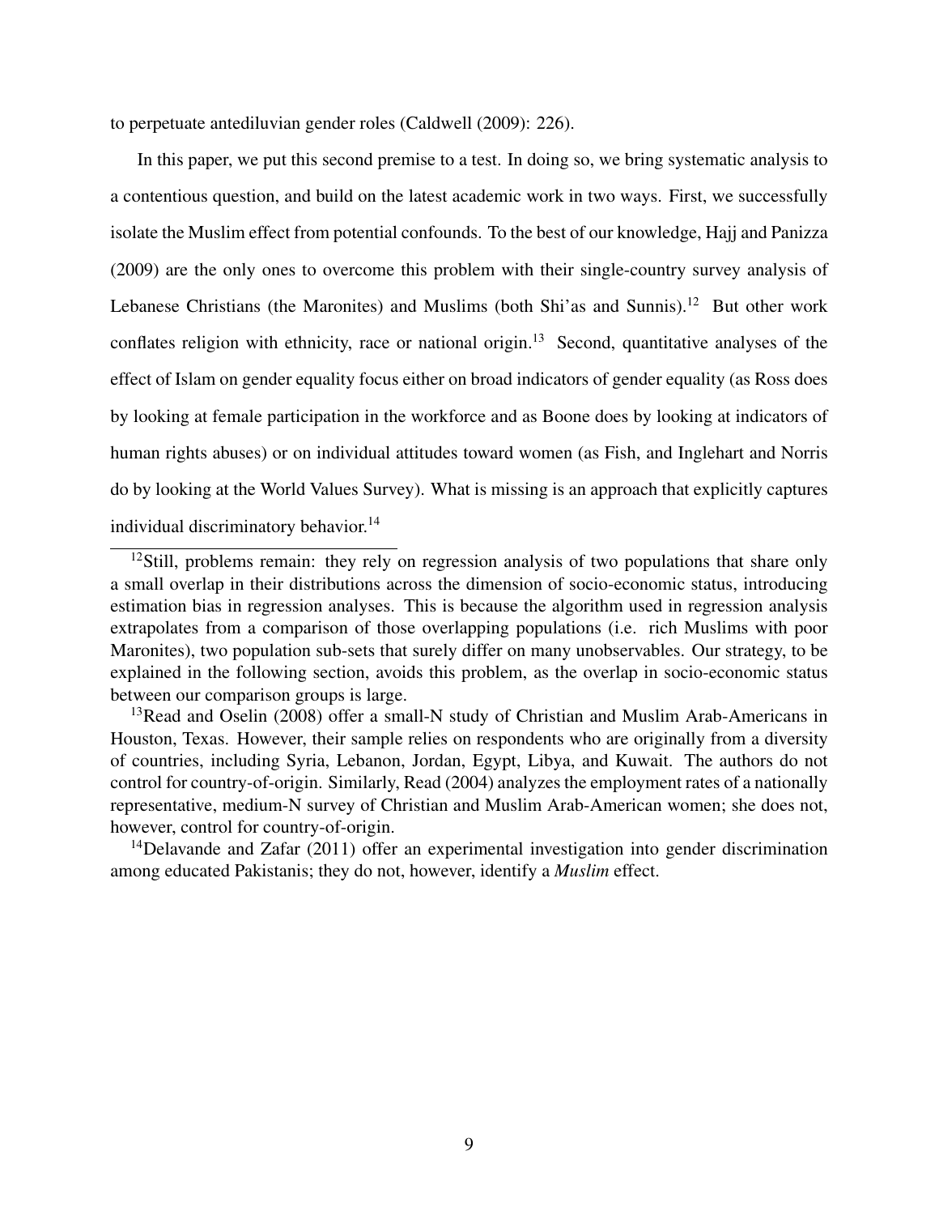to perpetuate antediluvian gender roles (Caldwell (2009): 226).

In this paper, we put this second premise to a test. In doing so, we bring systematic analysis to a contentious question, and build on the latest academic work in two ways. First, we successfully isolate the Muslim effect from potential confounds. To the best of our knowledge, Hajj and Panizza (2009) are the only ones to overcome this problem with their single-country survey analysis of Lebanese Christians (the Maronites) and Muslims (both Shi'as and Sunnis).[12] But other work conflates religion with ethnicity, race or national origin.[13] Second, quantitative analyses of the effect of Islam on gender equality focus either on broad indicators of gender equality (as Ross does by looking at female participation in the workforce and as Boone does by looking at indicators of human rights abuses) or on individual attitudes toward women (as Fish, and Inglehart and Norris do by looking at the World Values Survey). What is missing is an approach that explicitly captures individual discriminatory behavior.[14]

[12]Still, problems remain: they rely on regression analysis of two populations that share only a small overlap in their distributions across the dimension of socio-economic status, introducing estimation bias in regression analyses. This is because the algorithm used in regression analysis extrapolates from a comparison of those overlapping populations (i.e. rich Muslims with poor Maronites), two population sub-sets that surely differ on many unobservables. Our strategy, to be explained in the following section, avoids this problem, as the overlap in socio-economic status between our comparison groups is large.

[13]Read and Oselin (2008) offer a small-N study of Christian and Muslim Arab-Americans in Houston, Texas. However, their sample relies on respondents who are originally from a diversity of countries, including Syria, Lebanon, Jordan, Egypt, Libya, and Kuwait. The authors do not control for country-of-origin. Similarly, Read (2004) analyzes the employment rates of a nationally representative, medium-N survey of Christian and Muslim Arab-American women; she does not, however, control for country-of-origin.

[14]Delavande and Zafar (2011) offer an experimental investigation into gender discrimination among educated Pakistanis; they do not, however, identify a *Muslim* effect.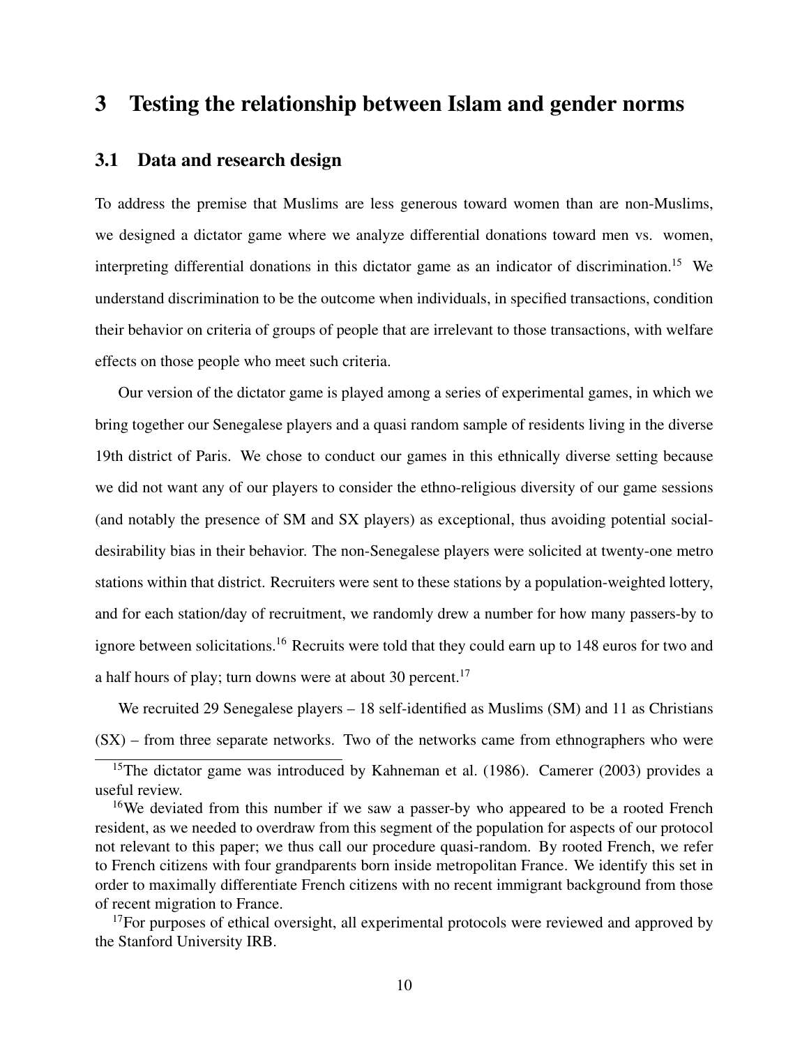# 3 Testing the relationship between Islam and gender norms

## 3.1 Data and research design

To address the premise that Muslims are less generous toward women than are non-Muslims, we designed a dictator game where we analyze differential donations toward men vs. women, interpreting differential donations in this dictator game as an indicator of discrimination.[15] We understand discrimination to be the outcome when individuals, in specified transactions, condition their behavior on criteria of groups of people that are irrelevant to those transactions, with welfare effects on those people who meet such criteria.

Our version of the dictator game is played among a series of experimental games, in which we bring together our Senegalese players and a quasi random sample of residents living in the diverse 19th district of Paris. We chose to conduct our games in this ethnically diverse setting because we did not want any of our players to consider the ethno-religious diversity of our game sessions (and notably the presence of SM and SX players) as exceptional, thus avoiding potential social-desirability bias in their behavior. The non-Senegalese players were solicited at twenty-one metro stations within that district. Recruiters were sent to these stations by a population-weighted lottery, and for each station/day of recruitment, we randomly drew a number for how many passers-by to ignore between solicitations.[16] Recruits were told that they could earn up to 148 euros for two and a half hours of play; turn downs were at about 30 percent.[17]

We recruited 29 Senegalese players – 18 self-identified as Muslims (SM) and 11 as Christians (SX) – from three separate networks. Two of the networks came from ethnographers who were

[15] The dictator game was introduced by Kahneman et al. (1986). Camerer (2003) provides a useful review.

[16] We deviated from this number if we saw a passer-by who appeared to be a rooted French resident, as we needed to overdraw from this segment of the population for aspects of our protocol not relevant to this paper; we thus call our procedure quasi-random. By rooted French, we refer to French citizens with four grandparents born inside metropolitan France. We identify this set in order to maximally differentiate French citizens with no recent immigrant background from those of recent migration to France.

[17] For purposes of ethical oversight, all experimental protocols were reviewed and approved by the Stanford University IRB.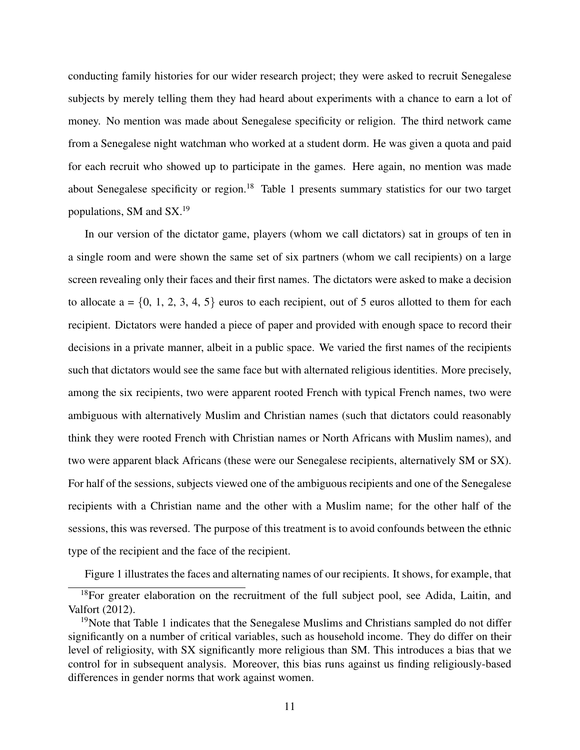conducting family histories for our wider research project; they were asked to recruit Senegalese subjects by merely telling them they had heard about experiments with a chance to earn a lot of money. No mention was made about Senegalese specificity or religion. The third network came from a Senegalese night watchman who worked at a student dorm. He was given a quota and paid for each recruit who showed up to participate in the games. Here again, no mention was made about Senegalese specificity or region.[18] Table 1 presents summary statistics for our two target populations, SM and SX.[19]

In our version of the dictator game, players (whom we call dictators) sat in groups of ten in a single room and were shown the same set of six partners (whom we call recipients) on a large screen revealing only their faces and their first names. The dictators were asked to make a decision to allocate $a = \{0, 1, 2, 3, 4, 5\}$ euros to each recipient, out of 5 euros allotted to them for each recipient. Dictators were handed a piece of paper and provided with enough space to record their decisions in a private manner, albeit in a public space. We varied the first names of the recipients such that dictators would see the same face but with alternated religious identities. More precisely, among the six recipients, two were apparent rooted French with typical French names, two were ambiguous with alternatively Muslim and Christian names (such that dictators could reasonably think they were rooted French with Christian names or North Africans with Muslim names), and two were apparent black Africans (these were our Senegalese recipients, alternatively SM or SX). For half of the sessions, subjects viewed one of the ambiguous recipients and one of the Senegalese recipients with a Christian name and the other with a Muslim name; for the other half of the sessions, this was reversed. The purpose of this treatment is to avoid confounds between the ethnic type of the recipient and the face of the recipient.

Figure 1 illustrates the faces and alternating names of our recipients. It shows, for example, that

[18]For greater elaboration on the recruitment of the full subject pool, see Adida, Laitin, and Valfort (2012).

[19]Note that Table 1 indicates that the Senegalese Muslims and Christians sampled do not differ significantly on a number of critical variables, such as household income. They do differ on their level of religiosity, with SX significantly more religious than SM. This introduces a bias that we control for in subsequent analysis. Moreover, this bias runs against us finding religiously-based differences in gender norms that work against women.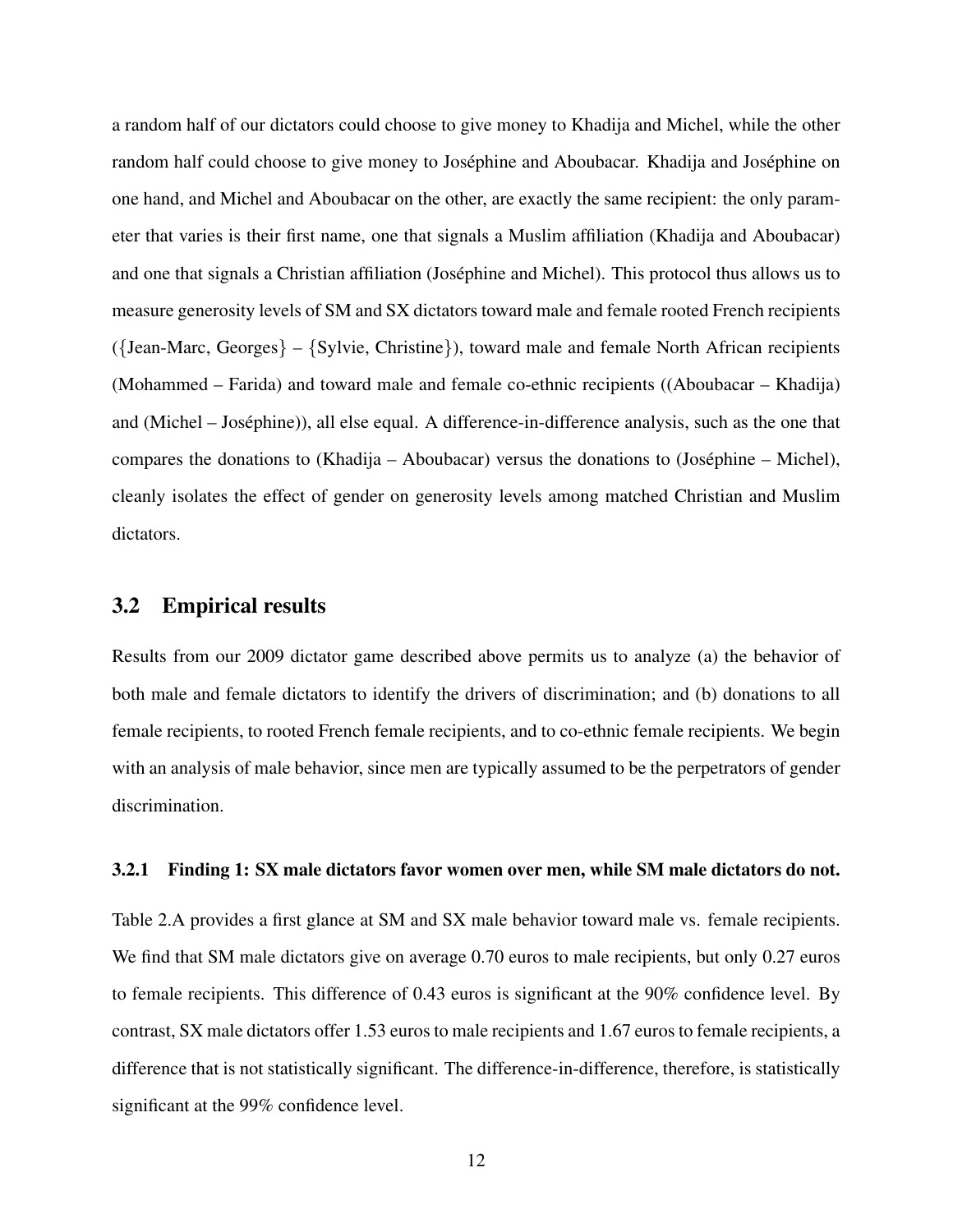a random half of our dictators could choose to give money to Khadija and Michel, while the other random half could choose to give money to Joséphine and Aboubacar. Khadija and Joséphine on one hand, and Michel and Aboubacar on the other, are exactly the same recipient: the only parameter that varies is their first name, one that signals a Muslim affiliation (Khadija and Aboubacar) and one that signals a Christian affiliation (Joséphine and Michel). This protocol thus allows us to measure generosity levels of SM and SX dictators toward male and female rooted French recipients ({Jean-Marc, Georges} – {Sylvie, Christine}), toward male and female North African recipients (Mohammed – Farida) and toward male and female co-ethnic recipients ((Aboubacar – Khadija) and (Michel – Joséphine)), all else equal. A difference-in-difference analysis, such as the one that compares the donations to (Khadija – Aboubacar) versus the donations to (Joséphine – Michel), cleanly isolates the effect of gender on generosity levels among matched Christian and Muslim dictators.

## 3.2 Empirical results

Results from our 2009 dictator game described above permits us to analyze (a) the behavior of both male and female dictators to identify the drivers of discrimination; and (b) donations to all female recipients, to rooted French female recipients, and to co-ethnic female recipients. We begin with an analysis of male behavior, since men are typically assumed to be the perpetrators of gender discrimination.

### 3.2.1 Finding 1: SX male dictators favor women over men, while SM male dictators do not.

Table 2.A provides a first glance at SM and SX male behavior toward male vs. female recipients. We find that SM male dictators give on average 0.70 euros to male recipients, but only 0.27 euros to female recipients. This difference of 0.43 euros is significant at the 90% confidence level. By contrast, SX male dictators offer 1.53 euros to male recipients and 1.67 euros to female recipients, a difference that is not statistically significant. The difference-in-difference, therefore, is statistically significant at the 99% confidence level.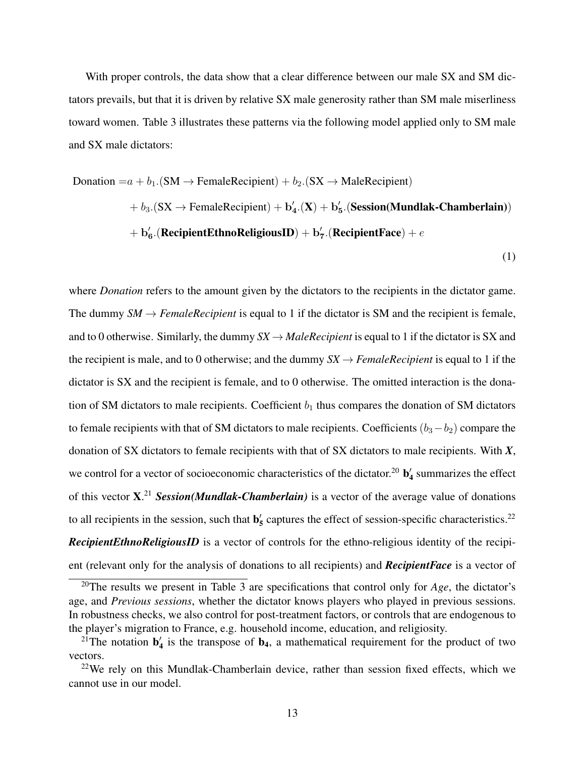With proper controls, the data show that a clear difference between our male SX and SM dictators prevails, but that it is driven by relative SX male generosity rather than SM male miserliness toward women. Table 3 illustrates these patterns via the following model applied only to SM male and SX male dictators:

$$
\begin{aligned}
\text{Donation} = & a + b_1.(\text{SM} \rightarrow \text{FemaleRecipient}) + b_2.(\text{SX} \rightarrow \text{MaleRecipient}) \\
& + b_3.(\text{SX} \rightarrow \text{FemaleRecipient}) + \mathbf{b_4'}.(\mathbf{X}) + \mathbf{b_5'}.(\textbf{Session(Mundlak-Chamberlain)}) \\
& + \mathbf{b_6'}.(\textbf{RecipientEthnoReligiousID}) + \mathbf{b_7'}.(\textbf{RecipientFace}) + e
\end{aligned}
\tag{1}
$$

where *Donation* refers to the amount given by the dictators to the recipients in the dictator game. The dummy $SM \rightarrow FemaleRecipient$ is equal to 1 if the dictator is SM and the recipient is female, and to 0 otherwise. Similarly, the dummy $SX \rightarrow MaleRecipient$ is equal to 1 if the dictator is SX and the recipient is male, and to 0 otherwise; and the dummy $SX \rightarrow FemaleRecipient$ is equal to 1 if the dictator is SX and the recipient is female, and to 0 otherwise. The omitted interaction is the donation of SM dictators to male recipients. Coefficient $b_1$ thus compares the donation of SM dictators to female recipients with that of SM dictators to male recipients. Coefficients $(b_3 - b_2)$ compare the donation of SX dictators to female recipients with that of SX dictators to male recipients. With ***X***, we control for a vector of socioeconomic characteristics of the dictator.[20] $\mathbf{b_4'}$ summarizes the effect of this vector $\mathbf{X}$.[21] ***Session(Mundlak-Chamberlain)*** is a vector of the average value of donations to all recipients in the session, such that $\mathbf{b_5'}$ captures the effect of session-specific characteristics.[22] ***RecipientEthnoReligiousID*** is a vector of controls for the ethno-religious identity of the recipient (relevant only for the analysis of donations to all recipients) and ***RecipientFace*** is a vector of

[20] The results we present in Table 3 are specifications that control only for *Age*, the dictator's age, and *Previous sessions*, whether the dictator knows players who played in previous sessions. In robustness checks, we also control for post-treatment factors, or controls that are endogenous to the player's migration to France, e.g. household income, education, and religiosity.

[21] The notation $\mathbf{b_4'}$ is the transpose of $\mathbf{b_4}$, a mathematical requirement for the product of two vectors.

[22] We rely on this Mundlak-Chamberlain device, rather than session fixed effects, which we cannot use in our model.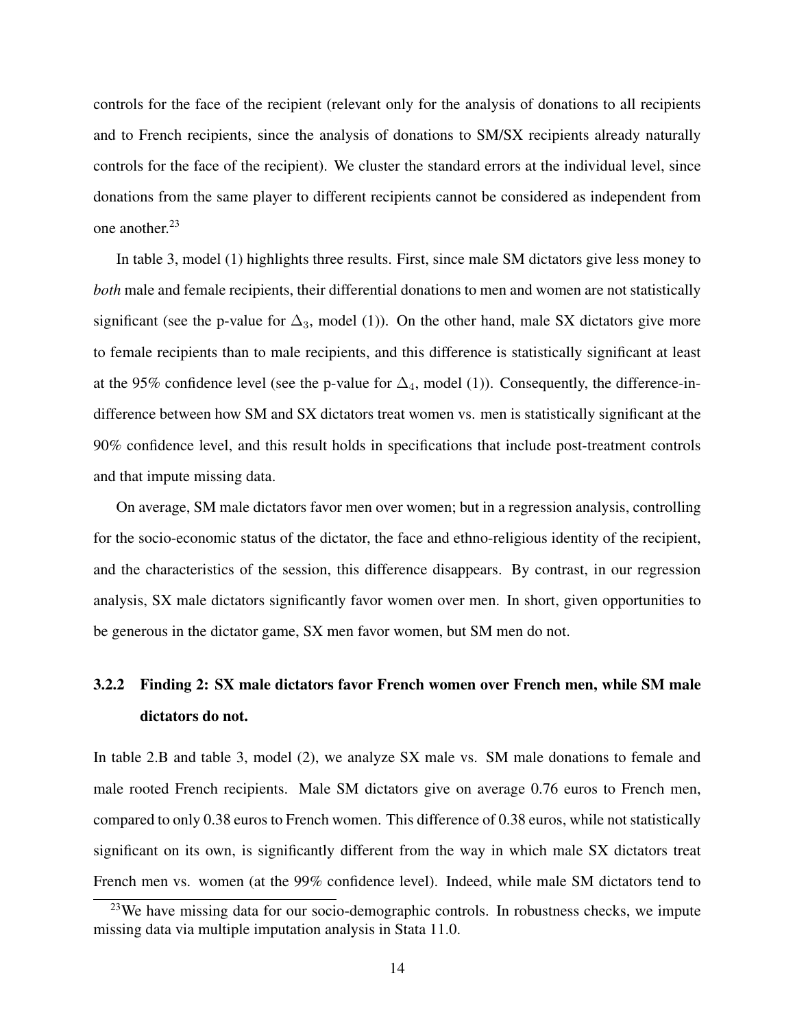controls for the face of the recipient (relevant only for the analysis of donations to all recipients and to French recipients, since the analysis of donations to SM/SX recipients already naturally controls for the face of the recipient). We cluster the standard errors at the individual level, since donations from the same player to different recipients cannot be considered as independent from one another.[23]

In table 3, model (1) highlights three results. First, since male SM dictators give less money to *both* male and female recipients, their differential donations to men and women are not statistically significant (see the p-value for $\Delta_3$, model (1)). On the other hand, male SX dictators give more to female recipients than to male recipients, and this difference is statistically significant at least at the 95% confidence level (see the p-value for $\Delta_4$, model (1)). Consequently, the difference-in-difference between how SM and SX dictators treat women vs. men is statistically significant at the 90% confidence level, and this result holds in specifications that include post-treatment controls and that impute missing data.

On average, SM male dictators favor men over women; but in a regression analysis, controlling for the socio-economic status of the dictator, the face and ethno-religious identity of the recipient, and the characteristics of the session, this difference disappears. By contrast, in our regression analysis, SX male dictators significantly favor women over men. In short, given opportunities to be generous in the dictator game, SX men favor women, but SM men do not.

### 3.2.2 Finding 2: SX male dictators favor French women over French men, while SM male dictators do not.

In table 2.B and table 3, model (2), we analyze SX male vs. SM male donations to female and male rooted French recipients. Male SM dictators give on average 0.76 euros to French men, compared to only 0.38 euros to French women. This difference of 0.38 euros, while not statistically significant on its own, is significantly different from the way in which male SX dictators treat French men vs. women (at the 99% confidence level). Indeed, while male SM dictators tend to

[23] We have missing data for our socio-demographic controls. In robustness checks, we impute missing data via multiple imputation analysis in Stata 11.0.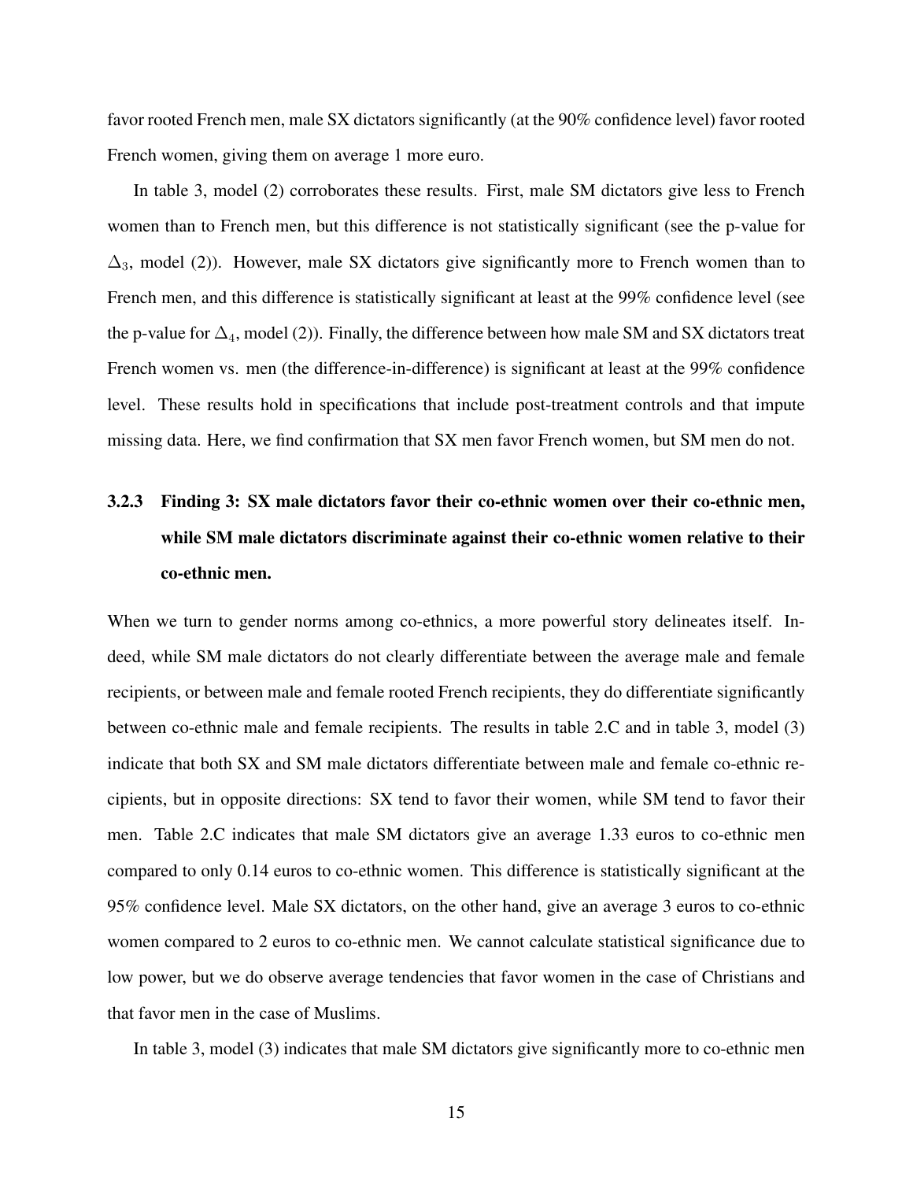favor rooted French men, male SX dictators significantly (at the 90% confidence level) favor rooted French women, giving them on average 1 more euro.

In table 3, model (2) corroborates these results. First, male SM dictators give less to French women than to French men, but this difference is not statistically significant (see the p-value for $\Delta_3$, model (2)). However, male SX dictators give significantly more to French women than to French men, and this difference is statistically significant at least at the 99% confidence level (see the p-value for $\Delta_4$, model (2)). Finally, the difference between how male SM and SX dictators treat French women vs. men (the difference-in-difference) is significant at least at the 99% confidence level. These results hold in specifications that include post-treatment controls and that impute missing data. Here, we find confirmation that SX men favor French women, but SM men do not.

### 3.2.3 Finding 3: SX male dictators favor their co-ethnic women over their co-ethnic men, while SM male dictators discriminate against their co-ethnic women relative to their co-ethnic men.

When we turn to gender norms among co-ethnics, a more powerful story delineates itself. Indeed, while SM male dictators do not clearly differentiate between the average male and female recipients, or between male and female rooted French recipients, they do differentiate significantly between co-ethnic male and female recipients. The results in table 2.C and in table 3, model (3) indicate that both SX and SM male dictators differentiate between male and female co-ethnic recipients, but in opposite directions: SX tend to favor their women, while SM tend to favor their men. Table 2.C indicates that male SM dictators give an average 1.33 euros to co-ethnic men compared to only 0.14 euros to co-ethnic women. This difference is statistically significant at the 95% confidence level. Male SX dictators, on the other hand, give an average 3 euros to co-ethnic women compared to 2 euros to co-ethnic men. We cannot calculate statistical significance due to low power, but we do observe average tendencies that favor women in the case of Christians and that favor men in the case of Muslims.

In table 3, model (3) indicates that male SM dictators give significantly more to co-ethnic men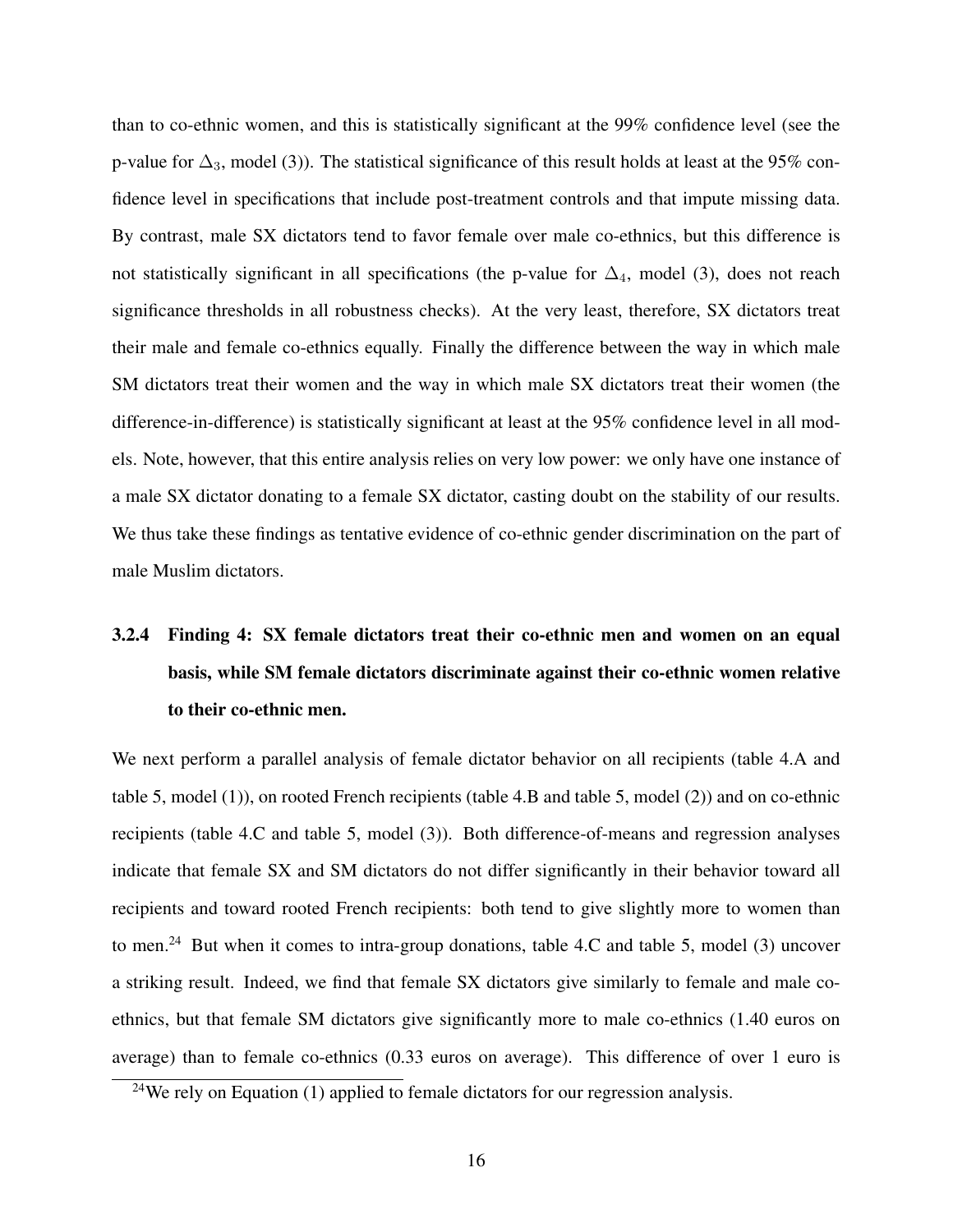than to co-ethnic women, and this is statistically significant at the 99% confidence level (see the p-value for $\Delta_3$, model (3)). The statistical significance of this result holds at least at the 95% confidence level in specifications that include post-treatment controls and that impute missing data. By contrast, male SX dictators tend to favor female over male co-ethnics, but this difference is not statistically significant in all specifications (the p-value for $\Delta_4$, model (3), does not reach significance thresholds in all robustness checks). At the very least, therefore, SX dictators treat their male and female co-ethnics equally. Finally the difference between the way in which male SM dictators treat their women and the way in which male SX dictators treat their women (the difference-in-difference) is statistically significant at least at the 95% confidence level in all models. Note, however, that this entire analysis relies on very low power: we only have one instance of a male SX dictator donating to a female SX dictator, casting doubt on the stability of our results. We thus take these findings as tentative evidence of co-ethnic gender discrimination on the part of male Muslim dictators.

### 3.2.4 Finding 4: SX female dictators treat their co-ethnic men and women on an equal basis, while SM female dictators discriminate against their co-ethnic women relative to their co-ethnic men.

We next perform a parallel analysis of female dictator behavior on all recipients (table 4.A and table 5, model (1)), on rooted French recipients (table 4.B and table 5, model (2)) and on co-ethnic recipients (table 4.C and table 5, model (3)). Both difference-of-means and regression analyses indicate that female SX and SM dictators do not differ significantly in their behavior toward all recipients and toward rooted French recipients: both tend to give slightly more to women than to men.[24] But when it comes to intra-group donations, table 4.C and table 5, model (3) uncover a striking result. Indeed, we find that female SX dictators give similarly to female and male co-ethnics, but that female SM dictators give significantly more to male co-ethnics (1.40 euros on average) than to female co-ethnics (0.33 euros on average). This difference of over 1 euro is

[24] We rely on Equation (1) applied to female dictators for our regression analysis.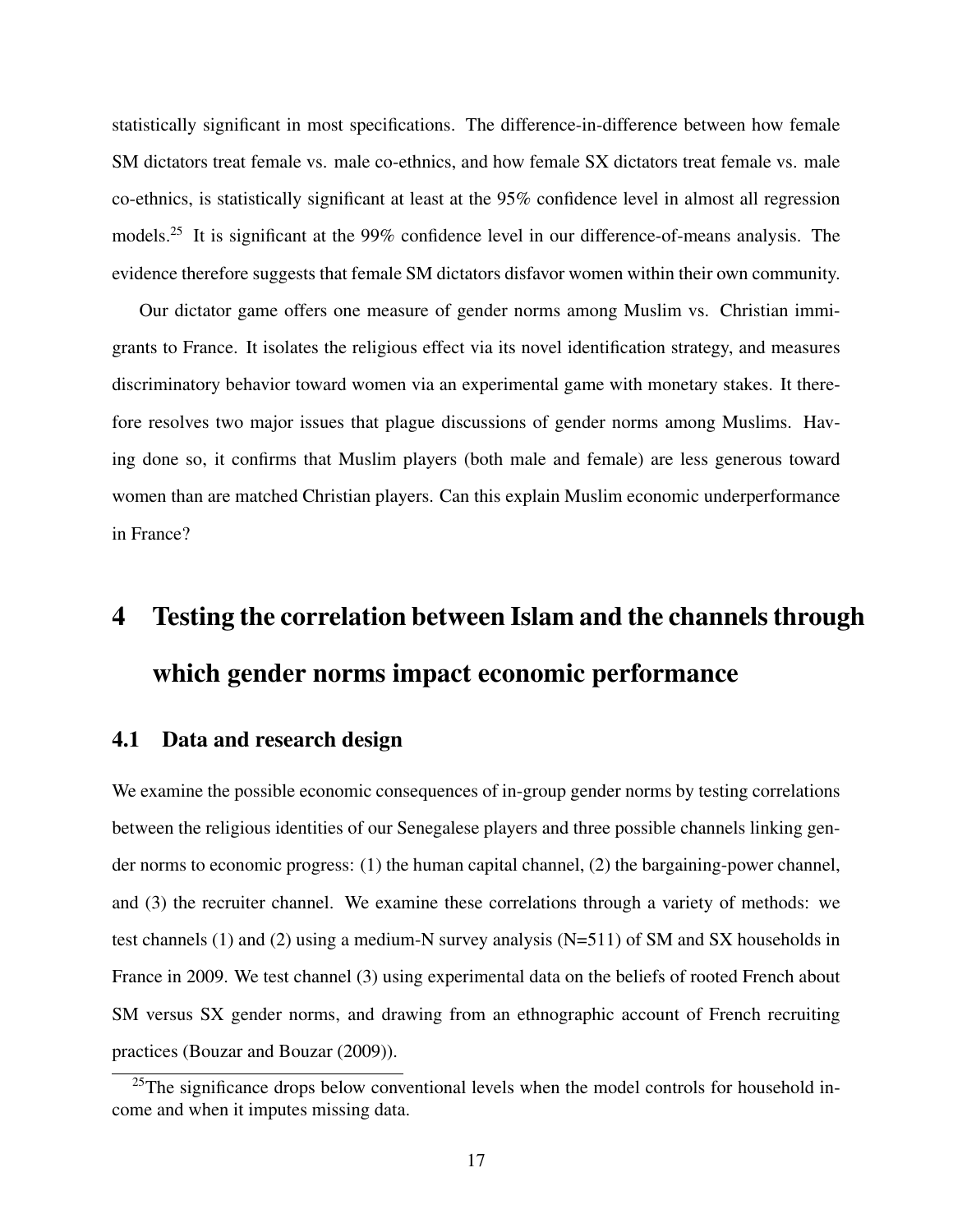statistically significant in most specifications. The difference-in-difference between how female SM dictators treat female vs. male co-ethnics, and how female SX dictators treat female vs. male co-ethnics, is statistically significant at least at the 95% confidence level in almost all regression models.[25] It is significant at the 99% confidence level in our difference-of-means analysis. The evidence therefore suggests that female SM dictators disfavor women within their own community.

Our dictator game offers one measure of gender norms among Muslim vs. Christian immigrants to France. It isolates the religious effect via its novel identification strategy, and measures discriminatory behavior toward women via an experimental game with monetary stakes. It therefore resolves two major issues that plague discussions of gender norms among Muslims. Having done so, it confirms that Muslim players (both male and female) are less generous toward women than are matched Christian players. Can this explain Muslim economic underperformance in France?

# 4 Testing the correlation between Islam and the channels through which gender norms impact economic performance

## 4.1 Data and research design

We examine the possible economic consequences of in-group gender norms by testing correlations between the religious identities of our Senegalese players and three possible channels linking gender norms to economic progress: (1) the human capital channel, (2) the bargaining-power channel, and (3) the recruiter channel. We examine these correlations through a variety of methods: we test channels (1) and (2) using a medium-N survey analysis (N=511) of SM and SX households in France in 2009. We test channel (3) using experimental data on the beliefs of rooted French about SM versus SX gender norms, and drawing from an ethnographic account of French recruiting practices (Bouzar and Bouzar (2009)).

[25] The significance drops below conventional levels when the model controls for household income and when it imputes missing data.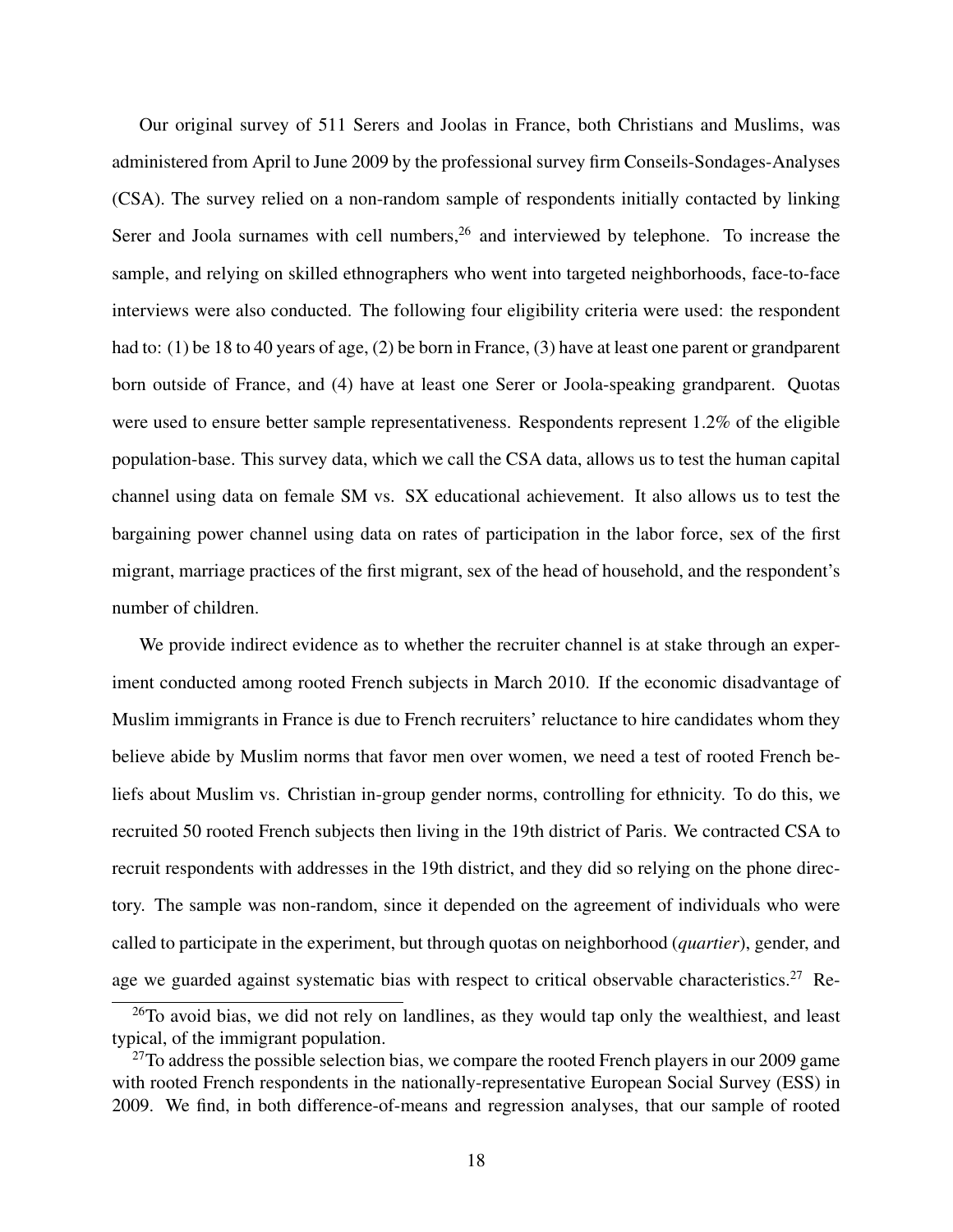Our original survey of 511 Serers and Joolas in France, both Christians and Muslims, was administered from April to June 2009 by the professional survey firm Conseils-Sondages-Analyses (CSA). The survey relied on a non-random sample of respondents initially contacted by linking Serer and Joola surnames with cell numbers,[26] and interviewed by telephone. To increase the sample, and relying on skilled ethnographers who went into targeted neighborhoods, face-to-face interviews were also conducted. The following four eligibility criteria were used: the respondent had to: (1) be 18 to 40 years of age, (2) be born in France, (3) have at least one parent or grandparent born outside of France, and (4) have at least one Serer or Joola-speaking grandparent. Quotas were used to ensure better sample representativeness. Respondents represent 1.2% of the eligible population-base. This survey data, which we call the CSA data, allows us to test the human capital channel using data on female SM vs. SX educational achievement. It also allows us to test the bargaining power channel using data on rates of participation in the labor force, sex of the first migrant, marriage practices of the first migrant, sex of the head of household, and the respondent's number of children.

We provide indirect evidence as to whether the recruiter channel is at stake through an experiment conducted among rooted French subjects in March 2010. If the economic disadvantage of Muslim immigrants in France is due to French recruiters' reluctance to hire candidates whom they believe abide by Muslim norms that favor men over women, we need a test of rooted French beliefs about Muslim vs. Christian in-group gender norms, controlling for ethnicity. To do this, we recruited 50 rooted French subjects then living in the 19th district of Paris. We contracted CSA to recruit respondents with addresses in the 19th district, and they did so relying on the phone directory. The sample was non-random, since it depended on the agreement of individuals who were called to participate in the experiment, but through quotas on neighborhood (*quartier*), gender, and age we guarded against systematic bias with respect to critical observable characteristics.[27] Re-

[26] To avoid bias, we did not rely on landlines, as they would tap only the wealthiest, and least typical, of the immigrant population.

[27] To address the possible selection bias, we compare the rooted French players in our 2009 game with rooted French respondents in the nationally-representative European Social Survey (ESS) in 2009. We find, in both difference-of-means and regression analyses, that our sample of rooted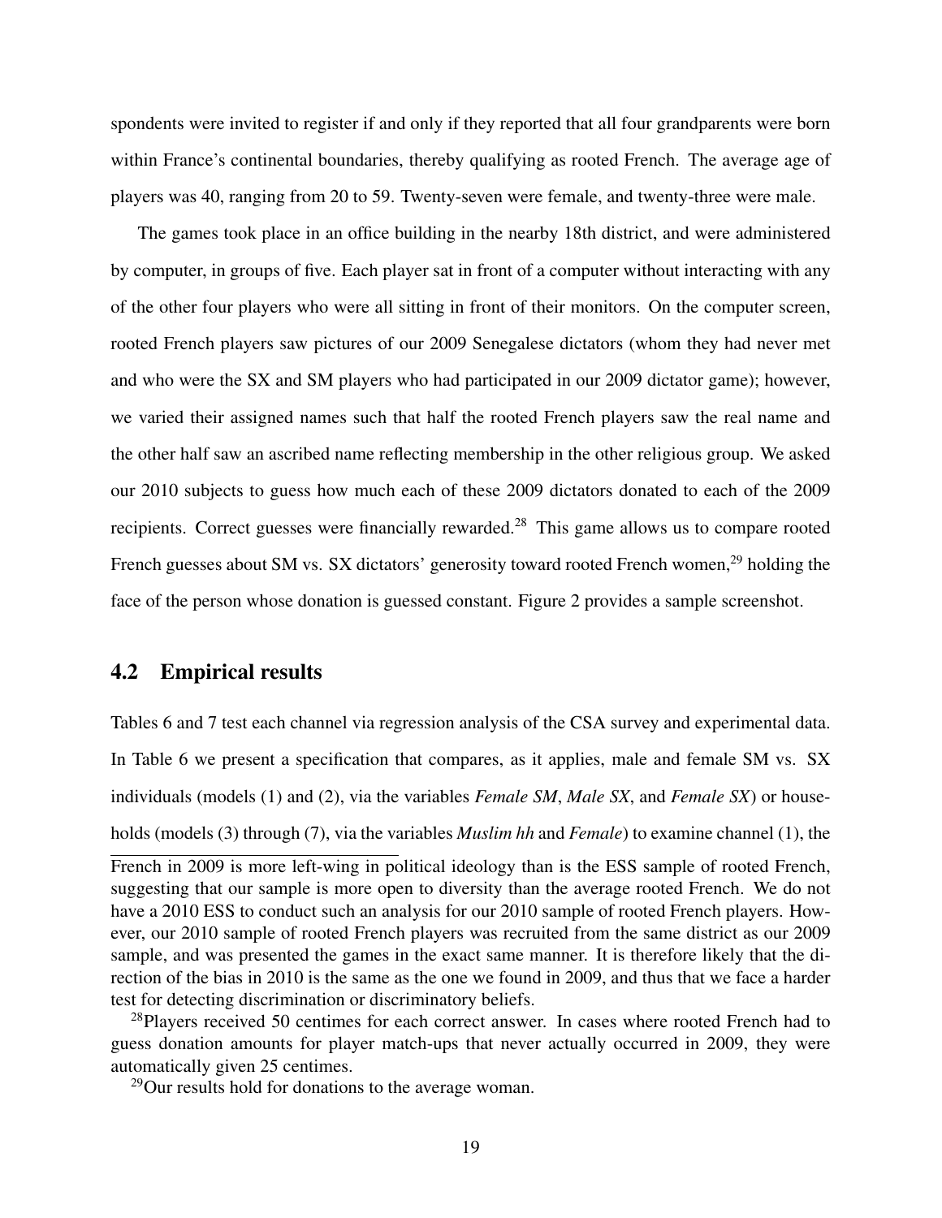spondents were invited to register if and only if they reported that all four grandparents were born within France's continental boundaries, thereby qualifying as rooted French. The average age of players was 40, ranging from 20 to 59. Twenty-seven were female, and twenty-three were male.

The games took place in an office building in the nearby 18th district, and were administered by computer, in groups of five. Each player sat in front of a computer without interacting with any of the other four players who were all sitting in front of their monitors. On the computer screen, rooted French players saw pictures of our 2009 Senegalese dictators (whom they had never met and who were the SX and SM players who had participated in our 2009 dictator game); however, we varied their assigned names such that half the rooted French players saw the real name and the other half saw an ascribed name reflecting membership in the other religious group. We asked our 2010 subjects to guess how much each of these 2009 dictators donated to each of the 2009 recipients. Correct guesses were financially rewarded.[28] This game allows us to compare rooted French guesses about SM vs. SX dictators' generosity toward rooted French women,[29] holding the face of the person whose donation is guessed constant. Figure 2 provides a sample screenshot.

## 4.2 Empirical results

Tables 6 and 7 test each channel via regression analysis of the CSA survey and experimental data. In Table 6 we present a specification that compares, as it applies, male and female SM vs. SX individuals (models (1) and (2), via the variables *Female SM*, *Male SX*, and *Female SX*) or households (models (3) through (7), via the variables *Muslim hh* and *Female*) to examine channel (1), the

French in 2009 is more left-wing in political ideology than is the ESS sample of rooted French, suggesting that our sample is more open to diversity than the average rooted French. We do not have a 2010 ESS to conduct such an analysis for our 2010 sample of rooted French players. However, our 2010 sample of rooted French players was recruited from the same district as our 2009 sample, and was presented the games in the exact same manner. It is therefore likely that the direction of the bias in 2010 is the same as the one we found in 2009, and thus that we face a harder test for detecting discrimination or discriminatory beliefs.

[28] Players received 50 centimes for each correct answer. In cases where rooted French had to guess donation amounts for player match-ups that never actually occurred in 2009, they were automatically given 25 centimes.

[29] Our results hold for donations to the average woman.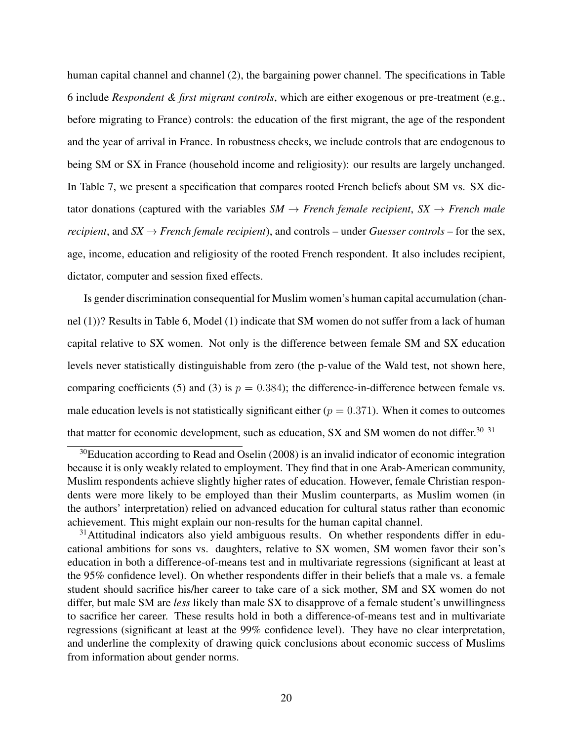human capital channel and channel (2), the bargaining power channel. The specifications in Table 6 include *Respondent & first migrant controls*, which are either exogenous or pre-treatment (e.g., before migrating to France) controls: the education of the first migrant, the age of the respondent and the year of arrival in France. In robustness checks, we include controls that are endogenous to being SM or SX in France (household income and religiosity): our results are largely unchanged. In Table 7, we present a specification that compares rooted French beliefs about SM vs. SX dictator donations (captured with the variables *SM* $\rightarrow$ *French female recipient*, *SX* $\rightarrow$ *French male recipient*, and *SX* $\rightarrow$ *French female recipient*), and controls – under *Guesser controls* – for the sex, age, income, education and religiosity of the rooted French respondent. It also includes recipient, dictator, computer and session fixed effects.

Is gender discrimination consequential for Muslim women's human capital accumulation (channel (1))? Results in Table 6, Model (1) indicate that SM women do not suffer from a lack of human capital relative to SX women. Not only is the difference between female SM and SX education levels never statistically distinguishable from zero (the p-value of the Wald test, not shown here, comparing coefficients (5) and (3) is $p = 0.384$); the difference-in-difference between female vs. male education levels is not statistically significant either ($p = 0.371$). When it comes to outcomes that matter for economic development, such as education, SX and SM women do not differ.[30] [31]

[30]Education according to Read and Oselin (2008) is an invalid indicator of economic integration because it is only weakly related to employment. They find that in one Arab-American community, Muslim respondents achieve slightly higher rates of education. However, female Christian respondents were more likely to be employed than their Muslim counterparts, as Muslim women (in the authors' interpretation) relied on advanced education for cultural status rather than economic achievement. This might explain our non-results for the human capital channel.

[31]Attitudinal indicators also yield ambiguous results. On whether respondents differ in educational ambitions for sons vs. daughters, relative to SX women, SM women favor their son's education in both a difference-of-means test and in multivariate regressions (significant at least at the 95% confidence level). On whether respondents differ in their beliefs that a male vs. a female student should sacrifice his/her career to take care of a sick mother, SM and SX women do not differ, but male SM are *less* likely than male SX to disapprove of a female student's unwillingness to sacrifice her career. These results hold in both a difference-of-means test and in multivariate regressions (significant at least at the 99% confidence level). They have no clear interpretation, and underline the complexity of drawing quick conclusions about economic success of Muslims from information about gender norms.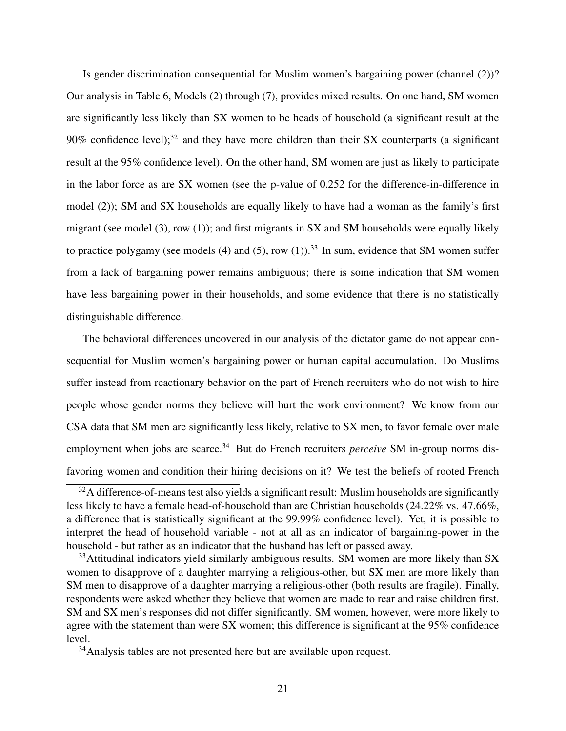Is gender discrimination consequential for Muslim women's bargaining power (channel (2))? Our analysis in Table 6, Models (2) through (7), provides mixed results. On one hand, SM women are significantly less likely than SX women to be heads of household (a significant result at the 90% confidence level);[32] and they have more children than their SX counterparts (a significant result at the 95% confidence level). On the other hand, SM women are just as likely to participate in the labor force as are SX women (see the p-value of 0.252 for the difference-in-difference in model (2)); SM and SX households are equally likely to have had a woman as the family's first migrant (see model (3), row (1)); and first migrants in SX and SM households were equally likely to practice polygamy (see models (4) and (5), row (1)).[33] In sum, evidence that SM women suffer from a lack of bargaining power remains ambiguous; there is some indication that SM women have less bargaining power in their households, and some evidence that there is no statistically distinguishable difference.

The behavioral differences uncovered in our analysis of the dictator game do not appear consequential for Muslim women's bargaining power or human capital accumulation. Do Muslims suffer instead from reactionary behavior on the part of French recruiters who do not wish to hire people whose gender norms they believe will hurt the work environment? We know from our CSA data that SM men are significantly less likely, relative to SX men, to favor female over male employment when jobs are scarce.[34] But do French recruiters *perceive* SM in-group norms disfavoring women and condition their hiring decisions on it? We test the beliefs of rooted French

[32]A difference-of-means test also yields a significant result: Muslim households are significantly less likely to have a female head-of-household than are Christian households (24.22% vs. 47.66%, a difference that is statistically significant at the 99.99% confidence level). Yet, it is possible to interpret the head of household variable - not at all as an indicator of bargaining-power in the household - but rather as an indicator that the husband has left or passed away.

[33]Attitudinal indicators yield similarly ambiguous results. SM women are more likely than SX women to disapprove of a daughter marrying a religious-other, but SX men are more likely than SM men to disapprove of a daughter marrying a religious-other (both results are fragile). Finally, respondents were asked whether they believe that women are made to rear and raise children first. SM and SX men's responses did not differ significantly. SM women, however, were more likely to agree with the statement than were SX women; this difference is significant at the 95% confidence level.

[34]Analysis tables are not presented here but are available upon request.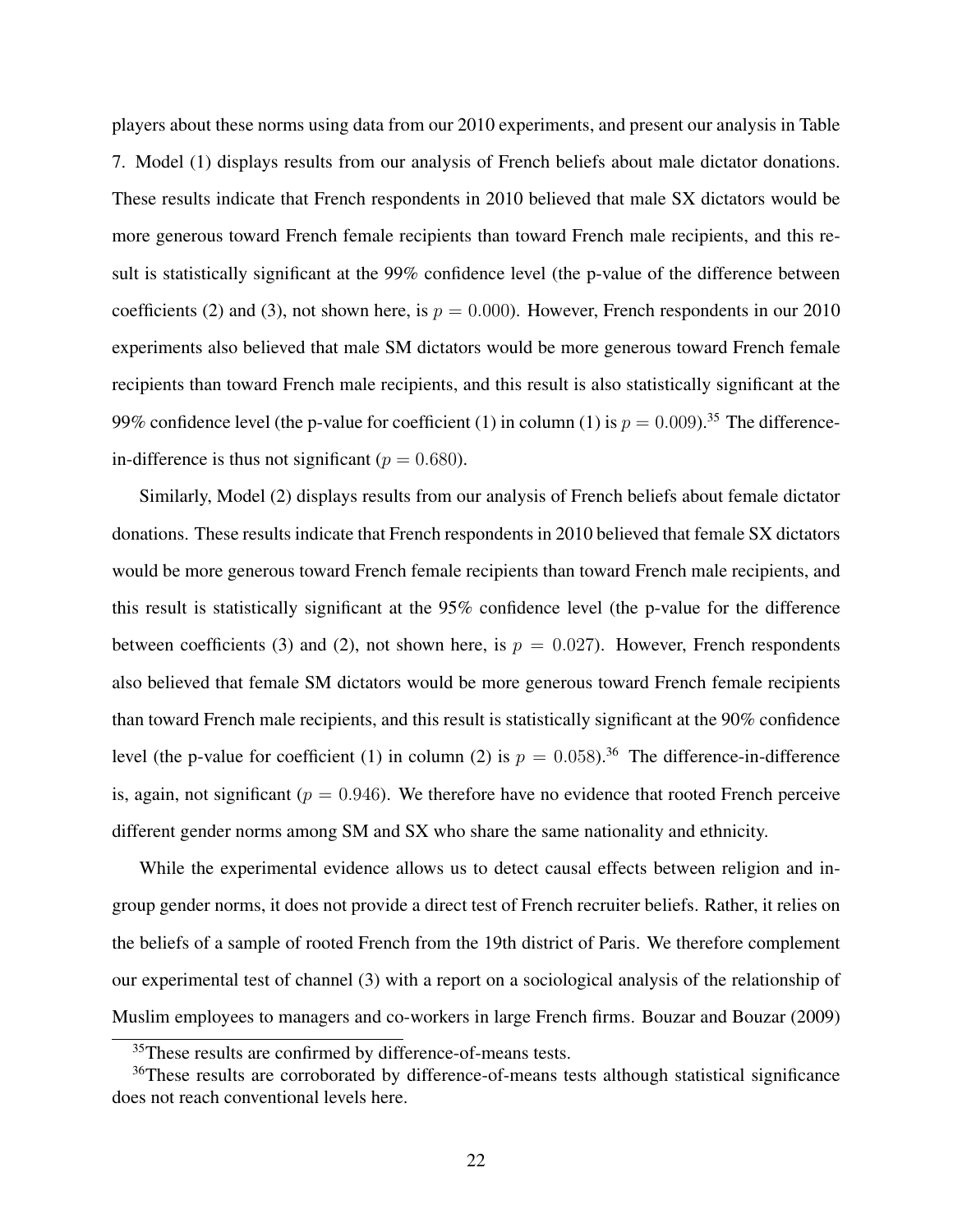players about these norms using data from our 2010 experiments, and present our analysis in Table 7. Model (1) displays results from our analysis of French beliefs about male dictator donations. These results indicate that French respondents in 2010 believed that male SX dictators would be more generous toward French female recipients than toward French male recipients, and this result is statistically significant at the 99% confidence level (the p-value of the difference between coefficients (2) and (3), not shown here, is $p = 0.000$). However, French respondents in our 2010 experiments also believed that male SM dictators would be more generous toward French female recipients than toward French male recipients, and this result is also statistically significant at the 99% confidence level (the p-value for coefficient (1) in column (1) is $p = 0.009$).[35] The difference-in-difference is thus not significant ($p = 0.680$).

Similarly, Model (2) displays results from our analysis of French beliefs about female dictator donations. These results indicate that French respondents in 2010 believed that female SX dictators would be more generous toward French female recipients than toward French male recipients, and this result is statistically significant at the 95% confidence level (the p-value for the difference between coefficients (3) and (2), not shown here, is $p = 0.027$). However, French respondents also believed that female SM dictators would be more generous toward French female recipients than toward French male recipients, and this result is statistically significant at the 90% confidence level (the p-value for coefficient (1) in column (2) is $p = 0.058$).[36] The difference-in-difference is, again, not significant ($p = 0.946$). We therefore have no evidence that rooted French perceive different gender norms among SM and SX who share the same nationality and ethnicity.

While the experimental evidence allows us to detect causal effects between religion and in-group gender norms, it does not provide a direct test of French recruiter beliefs. Rather, it relies on the beliefs of a sample of rooted French from the 19th district of Paris. We therefore complement our experimental test of channel (3) with a report on a sociological analysis of the relationship of Muslim employees to managers and co-workers in large French firms. Bouzar and Bouzar (2009)

[35]These results are confirmed by difference-of-means tests.

[36]These results are corroborated by difference-of-means tests although statistical significance does not reach conventional levels here.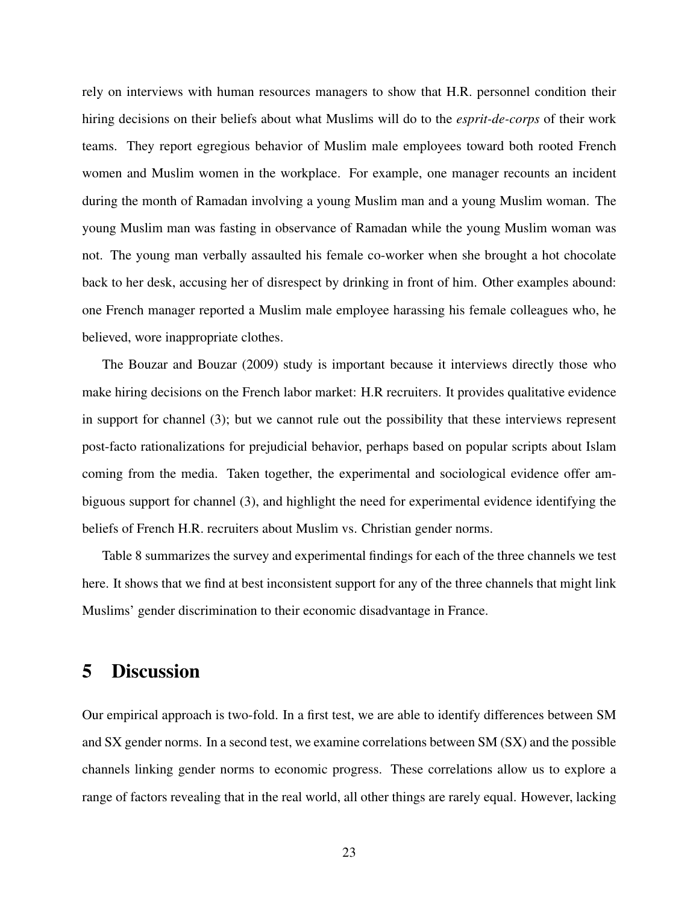rely on interviews with human resources managers to show that H.R. personnel condition their hiring decisions on their beliefs about what Muslims will do to the *esprit-de-corps* of their work teams. They report egregious behavior of Muslim male employees toward both rooted French women and Muslim women in the workplace. For example, one manager recounts an incident during the month of Ramadan involving a young Muslim man and a young Muslim woman. The young Muslim man was fasting in observance of Ramadan while the young Muslim woman was not. The young man verbally assaulted his female co-worker when she brought a hot chocolate back to her desk, accusing her of disrespect by drinking in front of him. Other examples abound: one French manager reported a Muslim male employee harassing his female colleagues who, he believed, wore inappropriate clothes.

The Bouzar and Bouzar (2009) study is important because it interviews directly those who make hiring decisions on the French labor market: H.R recruiters. It provides qualitative evidence in support for channel (3); but we cannot rule out the possibility that these interviews represent post-facto rationalizations for prejudicial behavior, perhaps based on popular scripts about Islam coming from the media. Taken together, the experimental and sociological evidence offer ambiguous support for channel (3), and highlight the need for experimental evidence identifying the beliefs of French H.R. recruiters about Muslim vs. Christian gender norms.

Table 8 summarizes the survey and experimental findings for each of the three channels we test here. It shows that we find at best inconsistent support for any of the three channels that might link Muslims' gender discrimination to their economic disadvantage in France.

# 5 Discussion

Our empirical approach is two-fold. In a first test, we are able to identify differences between SM and SX gender norms. In a second test, we examine correlations between SM (SX) and the possible channels linking gender norms to economic progress. These correlations allow us to explore a range of factors revealing that in the real world, all other things are rarely equal. However, lacking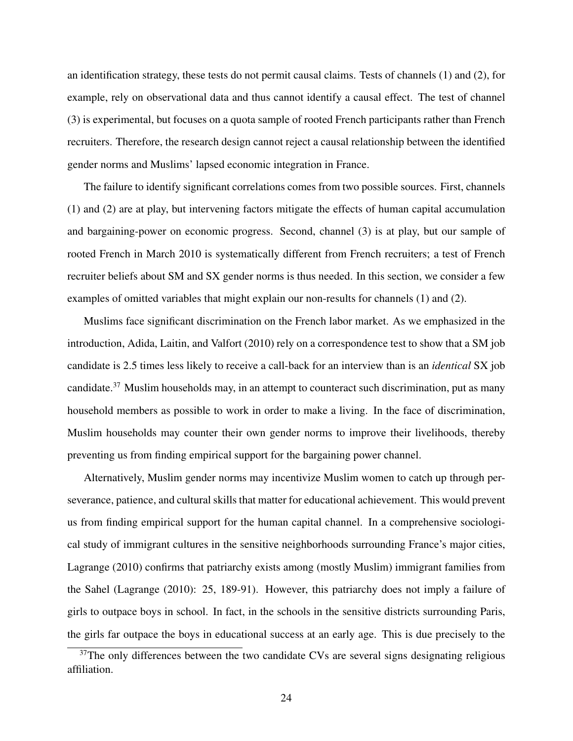an identification strategy, these tests do not permit causal claims. Tests of channels (1) and (2), for example, rely on observational data and thus cannot identify a causal effect. The test of channel (3) is experimental, but focuses on a quota sample of rooted French participants rather than French recruiters. Therefore, the research design cannot reject a causal relationship between the identified gender norms and Muslims' lapsed economic integration in France.

The failure to identify significant correlations comes from two possible sources. First, channels (1) and (2) are at play, but intervening factors mitigate the effects of human capital accumulation and bargaining-power on economic progress. Second, channel (3) is at play, but our sample of rooted French in March 2010 is systematically different from French recruiters; a test of French recruiter beliefs about SM and SX gender norms is thus needed. In this section, we consider a few examples of omitted variables that might explain our non-results for channels (1) and (2).

Muslims face significant discrimination on the French labor market. As we emphasized in the introduction, Adida, Laitin, and Valfort (2010) rely on a correspondence test to show that a SM job candidate is 2.5 times less likely to receive a call-back for an interview than is an *identical* SX job candidate.[37] Muslim households may, in an attempt to counteract such discrimination, put as many household members as possible to work in order to make a living. In the face of discrimination, Muslim households may counter their own gender norms to improve their livelihoods, thereby preventing us from finding empirical support for the bargaining power channel.

Alternatively, Muslim gender norms may incentivize Muslim women to catch up through perseverance, patience, and cultural skills that matter for educational achievement. This would prevent us from finding empirical support for the human capital channel. In a comprehensive sociological study of immigrant cultures in the sensitive neighborhoods surrounding France's major cities, Lagrange (2010) confirms that patriarchy exists among (mostly Muslim) immigrant families from the Sahel (Lagrange (2010): 25, 189-91). However, this patriarchy does not imply a failure of girls to outpace boys in school. In fact, in the schools in the sensitive districts surrounding Paris, the girls far outpace the boys in educational success at an early age. This is due precisely to the

[37] The only differences between the two candidate CVs are several signs designating religious affiliation.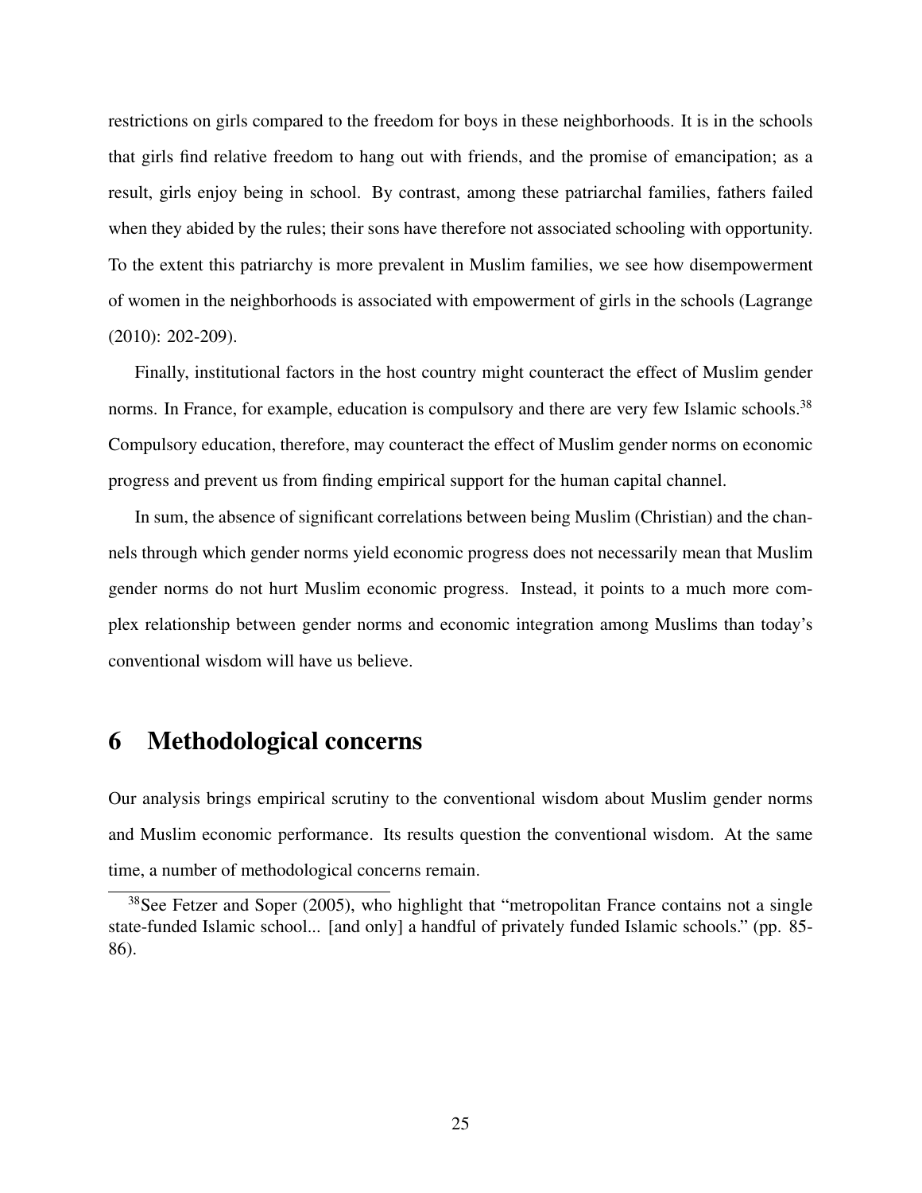restrictions on girls compared to the freedom for boys in these neighborhoods. It is in the schools that girls find relative freedom to hang out with friends, and the promise of emancipation; as a result, girls enjoy being in school. By contrast, among these patriarchal families, fathers failed when they abided by the rules; their sons have therefore not associated schooling with opportunity. To the extent this patriarchy is more prevalent in Muslim families, we see how disempowerment of women in the neighborhoods is associated with empowerment of girls in the schools (Lagrange (2010): 202-209).

Finally, institutional factors in the host country might counteract the effect of Muslim gender norms. In France, for example, education is compulsory and there are very few Islamic schools.[38] Compulsory education, therefore, may counteract the effect of Muslim gender norms on economic progress and prevent us from finding empirical support for the human capital channel.

In sum, the absence of significant correlations between being Muslim (Christian) and the channels through which gender norms yield economic progress does not necessarily mean that Muslim gender norms do not hurt Muslim economic progress. Instead, it points to a much more complex relationship between gender norms and economic integration among Muslims than today's conventional wisdom will have us believe.

# 6 Methodological concerns

Our analysis brings empirical scrutiny to the conventional wisdom about Muslim gender norms and Muslim economic performance. Its results question the conventional wisdom. At the same time, a number of methodological concerns remain.

[38] See Fetzer and Soper (2005), who highlight that "metropolitan France contains not a single state-funded Islamic school... [and only] a handful of privately funded Islamic schools." (pp. 85-86).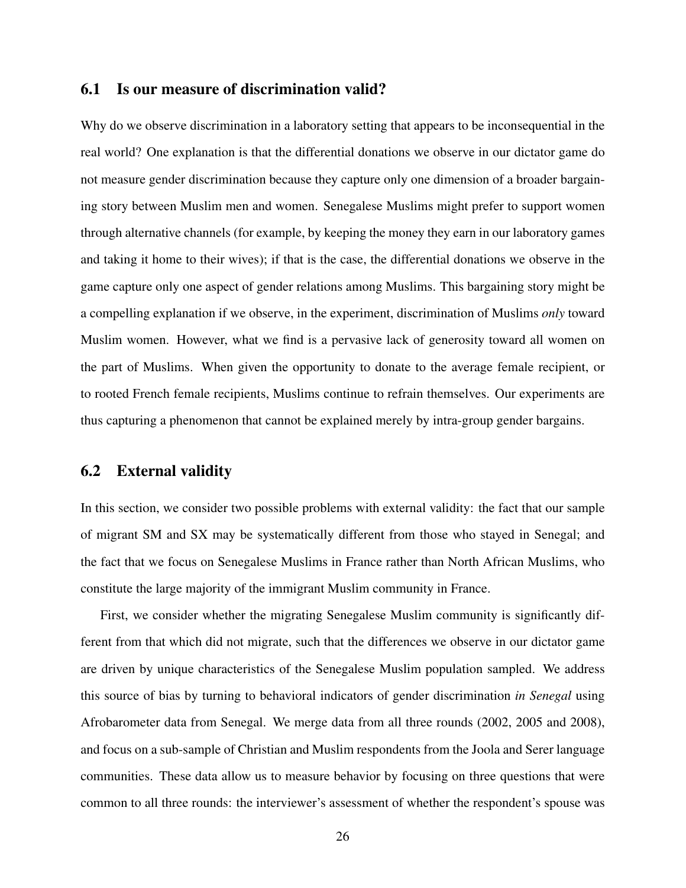### 6.1 Is our measure of discrimination valid?

Why do we observe discrimination in a laboratory setting that appears to be inconsequential in the real world? One explanation is that the differential donations we observe in our dictator game do not measure gender discrimination because they capture only one dimension of a broader bargaining story between Muslim men and women. Senegalese Muslims might prefer to support women through alternative channels (for example, by keeping the money they earn in our laboratory games and taking it home to their wives); if that is the case, the differential donations we observe in the game capture only one aspect of gender relations among Muslims. This bargaining story might be a compelling explanation if we observe, in the experiment, discrimination of Muslims *only* toward Muslim women. However, what we find is a pervasive lack of generosity toward all women on the part of Muslims. When given the opportunity to donate to the average female recipient, or to rooted French female recipients, Muslims continue to refrain themselves. Our experiments are thus capturing a phenomenon that cannot be explained merely by intra-group gender bargains.

### 6.2 External validity

In this section, we consider two possible problems with external validity: the fact that our sample of migrant SM and SX may be systematically different from those who stayed in Senegal; and the fact that we focus on Senegalese Muslims in France rather than North African Muslims, who constitute the large majority of the immigrant Muslim community in France.

First, we consider whether the migrating Senegalese Muslim community is significantly different from that which did not migrate, such that the differences we observe in our dictator game are driven by unique characteristics of the Senegalese Muslim population sampled. We address this source of bias by turning to behavioral indicators of gender discrimination *in Senegal* using Afrobarometer data from Senegal. We merge data from all three rounds (2002, 2005 and 2008), and focus on a sub-sample of Christian and Muslim respondents from the Joola and Serer language communities. These data allow us to measure behavior by focusing on three questions that were common to all three rounds: the interviewer's assessment of whether the respondent's spouse was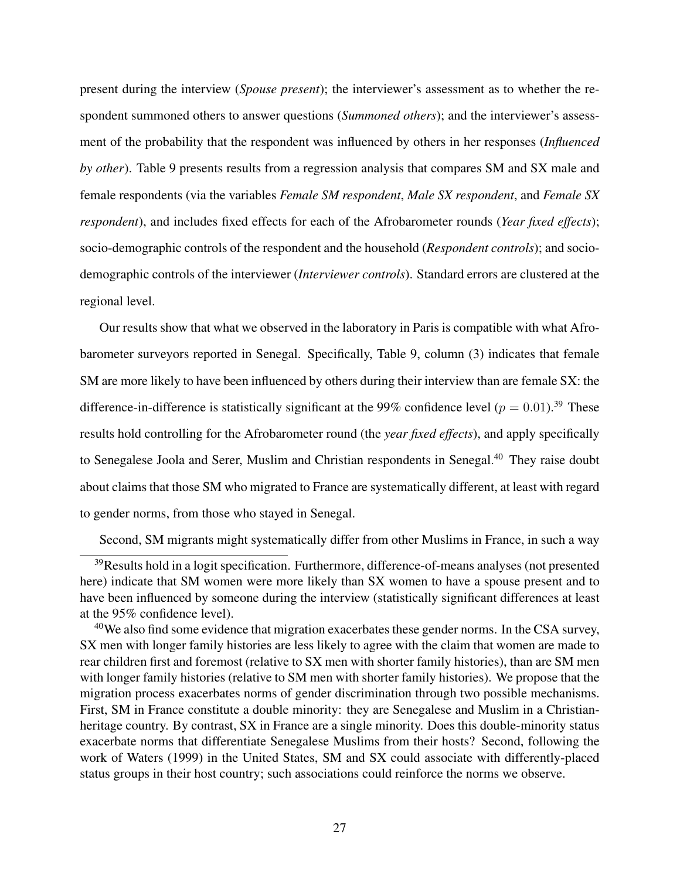present during the interview (*Spouse present*); the interviewer's assessment as to whether the respondent summoned others to answer questions (*Summoned others*); and the interviewer's assessment of the probability that the respondent was influenced by others in her responses (*Influenced by other*). Table 9 presents results from a regression analysis that compares SM and SX male and female respondents (via the variables *Female SM respondent*, *Male SX respondent*, and *Female SX respondent*), and includes fixed effects for each of the Afrobarometer rounds (*Year fixed effects*); socio-demographic controls of the respondent and the household (*Respondent controls*); and socio-demographic controls of the interviewer (*Interviewer controls*). Standard errors are clustered at the regional level.

Our results show that what we observed in the laboratory in Paris is compatible with what Afrobarometer surveyors reported in Senegal. Specifically, Table 9, column (3) indicates that female SM are more likely to have been influenced by others during their interview than are female SX: the difference-in-difference is statistically significant at the 99% confidence level ($p = 0.01$).[39] These results hold controlling for the Afrobarometer round (the *year fixed effects*), and apply specifically to Senegalese Joola and Serer, Muslim and Christian respondents in Senegal.[40] They raise doubt about claims that those SM who migrated to France are systematically different, at least with regard to gender norms, from those who stayed in Senegal.

Second, SM migrants might systematically differ from other Muslims in France, in such a way

[39]Results hold in a logit specification. Furthermore, difference-of-means analyses (not presented here) indicate that SM women were more likely than SX women to have a spouse present and to have been influenced by someone during the interview (statistically significant differences at least at the 95% confidence level).

[40]We also find some evidence that migration exacerbates these gender norms. In the CSA survey, SX men with longer family histories are less likely to agree with the claim that women are made to rear children first and foremost (relative to SX men with shorter family histories), than are SM men with longer family histories (relative to SM men with shorter family histories). We propose that the migration process exacerbates norms of gender discrimination through two possible mechanisms. First, SM in France constitute a double minority: they are Senegalese and Muslim in a Christian-heritage country. By contrast, SX in France are a single minority. Does this double-minority status exacerbate norms that differentiate Senegalese Muslims from their hosts? Second, following the work of Waters (1999) in the United States, SM and SX could associate with differently-placed status groups in their host country; such associations could reinforce the norms we observe.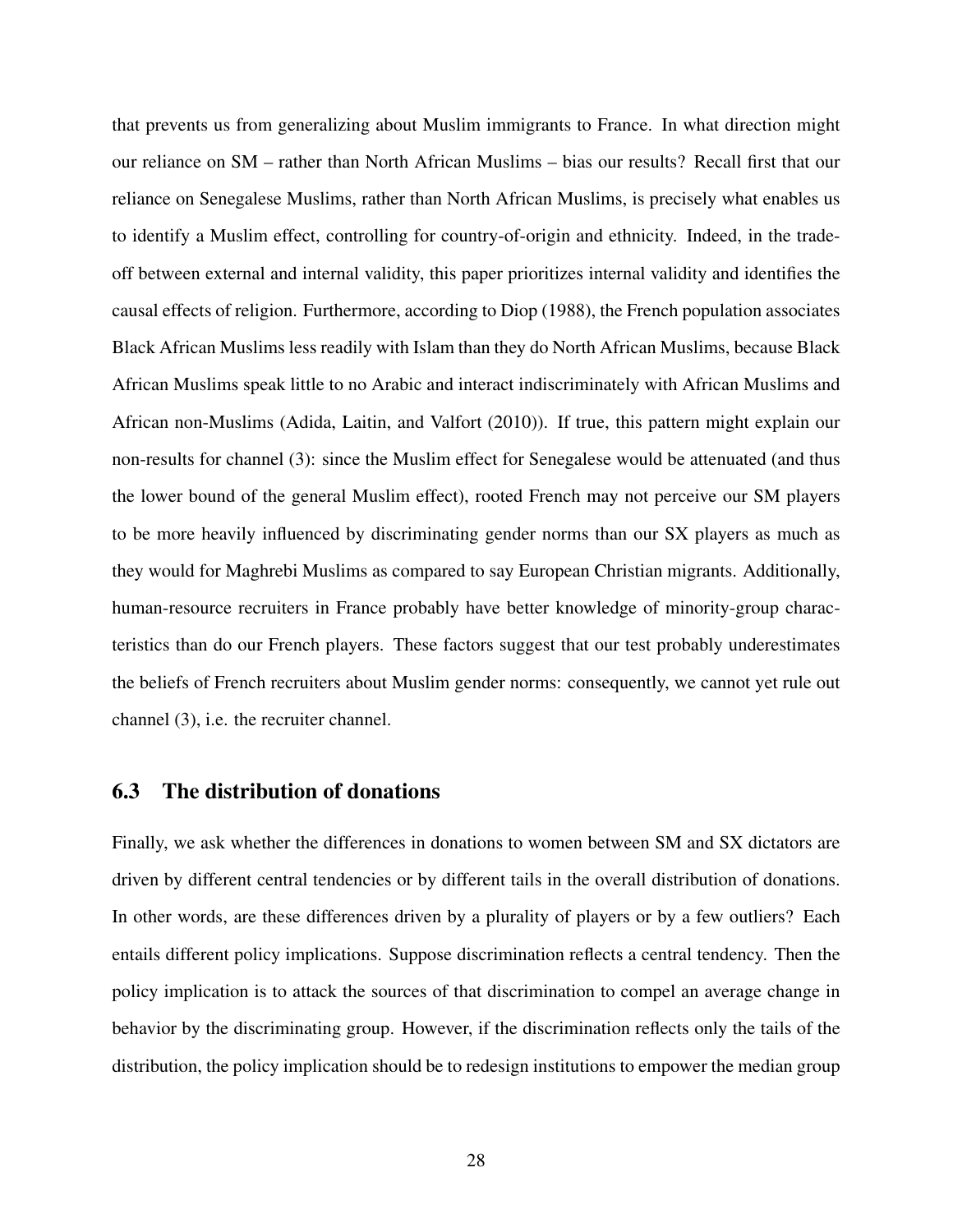that prevents us from generalizing about Muslim immigrants to France. In what direction might our reliance on SM – rather than North African Muslims – bias our results? Recall first that our reliance on Senegalese Muslims, rather than North African Muslims, is precisely what enables us to identify a Muslim effect, controlling for country-of-origin and ethnicity. Indeed, in the trade-off between external and internal validity, this paper prioritizes internal validity and identifies the causal effects of religion. Furthermore, according to Diop (1988), the French population associates Black African Muslims less readily with Islam than they do North African Muslims, because Black African Muslims speak little to no Arabic and interact indiscriminately with African Muslims and African non-Muslims (Adida, Laitin, and Valfort (2010)). If true, this pattern might explain our non-results for channel (3): since the Muslim effect for Senegalese would be attenuated (and thus the lower bound of the general Muslim effect), rooted French may not perceive our SM players to be more heavily influenced by discriminating gender norms than our SX players as much as they would for Maghrebi Muslims as compared to say European Christian migrants. Additionally, human-resource recruiters in France probably have better knowledge of minority-group characteristics than do our French players. These factors suggest that our test probably underestimates the beliefs of French recruiters about Muslim gender norms: consequently, we cannot yet rule out channel (3), i.e. the recruiter channel.

## 6.3 The distribution of donations

Finally, we ask whether the differences in donations to women between SM and SX dictators are driven by different central tendencies or by different tails in the overall distribution of donations. In other words, are these differences driven by a plurality of players or by a few outliers? Each entails different policy implications. Suppose discrimination reflects a central tendency. Then the policy implication is to attack the sources of that discrimination to compel an average change in behavior by the discriminating group. However, if the discrimination reflects only the tails of the distribution, the policy implication should be to redesign institutions to empower the median group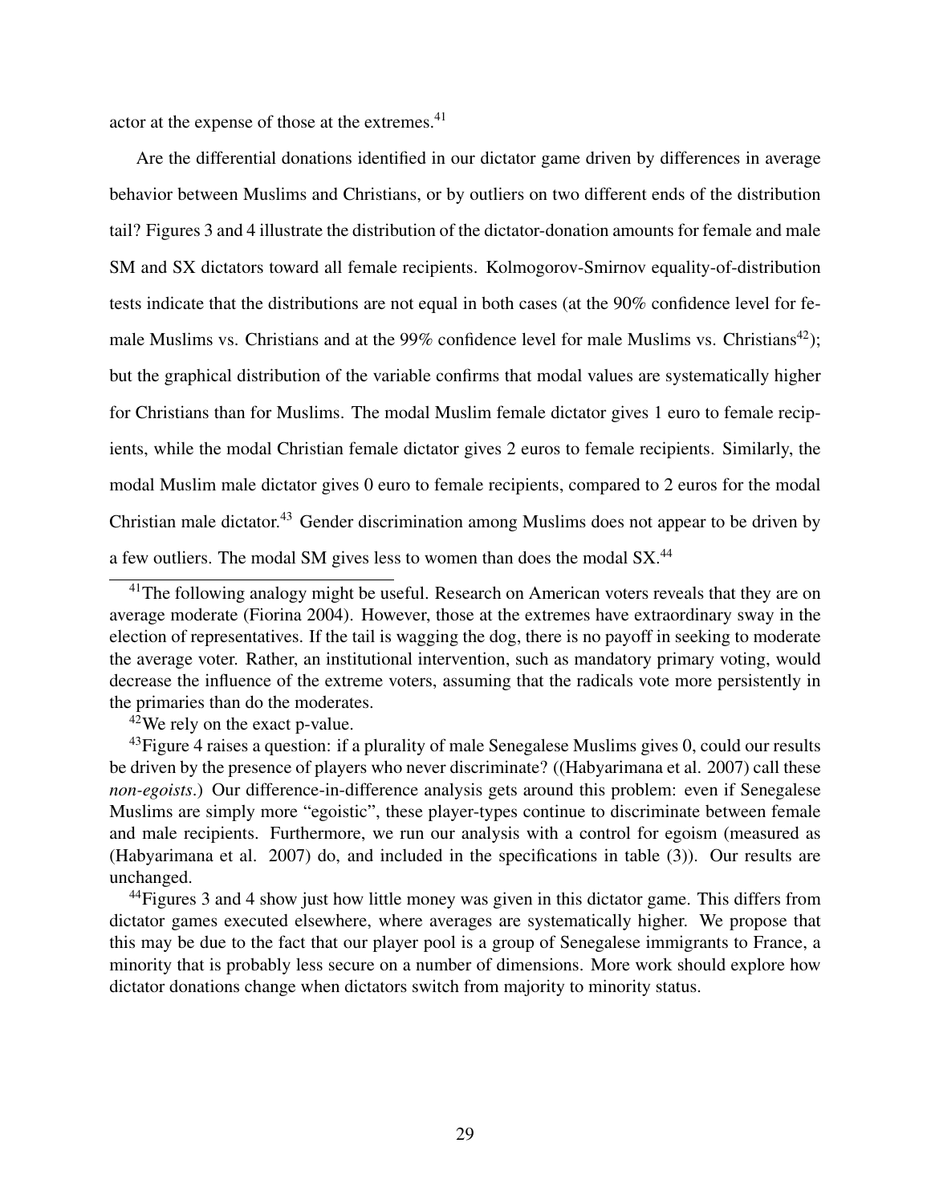actor at the expense of those at the extremes.[41]

Are the differential donations identified in our dictator game driven by differences in average behavior between Muslims and Christians, or by outliers on two different ends of the distribution tail? Figures 3 and 4 illustrate the distribution of the dictator-donation amounts for female and male SM and SX dictators toward all female recipients. Kolmogorov-Smirnov equality-of-distribution tests indicate that the distributions are not equal in both cases (at the 90% confidence level for female Muslims vs. Christians and at the 99% confidence level for male Muslims vs. Christians[42]); but the graphical distribution of the variable confirms that modal values are systematically higher for Christians than for Muslims. The modal Muslim female dictator gives 1 euro to female recipients, while the modal Christian female dictator gives 2 euros to female recipients. Similarly, the modal Muslim male dictator gives 0 euro to female recipients, compared to 2 euros for the modal Christian male dictator.[43] Gender discrimination among Muslims does not appear to be driven by a few outliers. The modal SM gives less to women than does the modal SX.[44]

[41]The following analogy might be useful. Research on American voters reveals that they are on average moderate (Fiorina 2004). However, those at the extremes have extraordinary sway in the election of representatives. If the tail is wagging the dog, there is no payoff in seeking to moderate the average voter. Rather, an institutional intervention, such as mandatory primary voting, would decrease the influence of the extreme voters, assuming that the radicals vote more persistently in the primaries than do the moderates.

[42]We rely on the exact p-value.

[43]Figure 4 raises a question: if a plurality of male Senegalese Muslims gives 0, could our results be driven by the presence of players who never discriminate? ((Habyarimana et al. 2007) call these *non-egoists*.) Our difference-in-difference analysis gets around this problem: even if Senegalese Muslims are simply more "egoistic", these player-types continue to discriminate between female and male recipients. Furthermore, we run our analysis with a control for egoism (measured as (Habyarimana et al. 2007) do, and included in the specifications in table (3)). Our results are unchanged.

[44]Figures 3 and 4 show just how little money was given in this dictator game. This differs from dictator games executed elsewhere, where averages are systematically higher. We propose that this may be due to the fact that our player pool is a group of Senegalese immigrants to France, a minority that is probably less secure on a number of dimensions. More work should explore how dictator donations change when dictators switch from majority to minority status.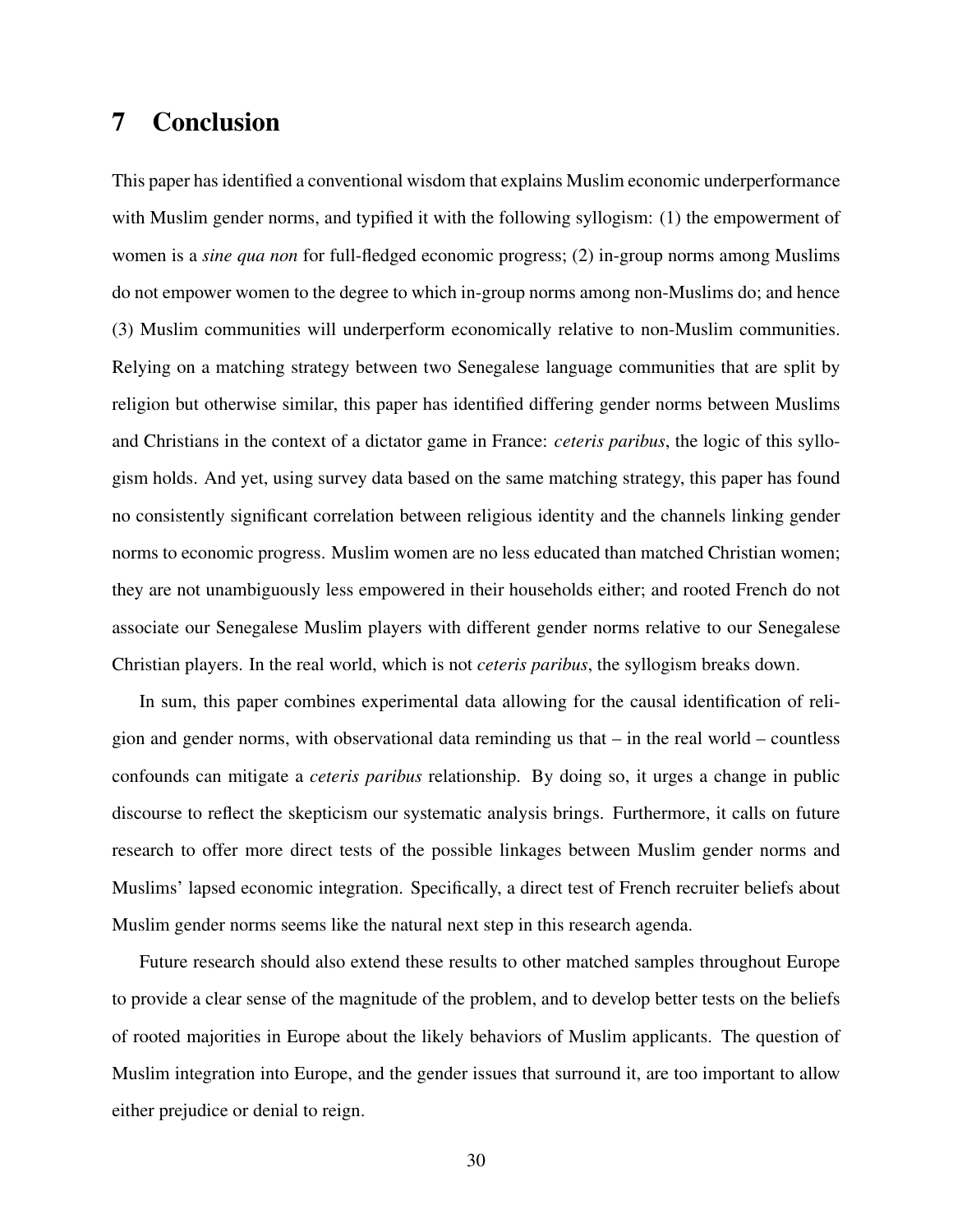## 7 Conclusion

This paper has identified a conventional wisdom that explains Muslim economic underperformance with Muslim gender norms, and typified it with the following syllogism: (1) the empowerment of women is a *sine qua non* for full-fledged economic progress; (2) in-group norms among Muslims do not empower women to the degree to which in-group norms among non-Muslims do; and hence (3) Muslim communities will underperform economically relative to non-Muslim communities. Relying on a matching strategy between two Senegalese language communities that are split by religion but otherwise similar, this paper has identified differing gender norms between Muslims and Christians in the context of a dictator game in France: *ceteris paribus*, the logic of this syllogism holds. And yet, using survey data based on the same matching strategy, this paper has found no consistently significant correlation between religious identity and the channels linking gender norms to economic progress. Muslim women are no less educated than matched Christian women; they are not unambiguously less empowered in their households either; and rooted French do not associate our Senegalese Muslim players with different gender norms relative to our Senegalese Christian players. In the real world, which is not *ceteris paribus*, the syllogism breaks down.

In sum, this paper combines experimental data allowing for the causal identification of religion and gender norms, with observational data reminding us that – in the real world – countless confounds can mitigate a *ceteris paribus* relationship. By doing so, it urges a change in public discourse to reflect the skepticism our systematic analysis brings. Furthermore, it calls on future research to offer more direct tests of the possible linkages between Muslim gender norms and Muslims' lapsed economic integration. Specifically, a direct test of French recruiter beliefs about Muslim gender norms seems like the natural next step in this research agenda.

Future research should also extend these results to other matched samples throughout Europe to provide a clear sense of the magnitude of the problem, and to develop better tests on the beliefs of rooted majorities in Europe about the likely behaviors of Muslim applicants. The question of Muslim integration into Europe, and the gender issues that surround it, are too important to allow either prejudice or denial to reign.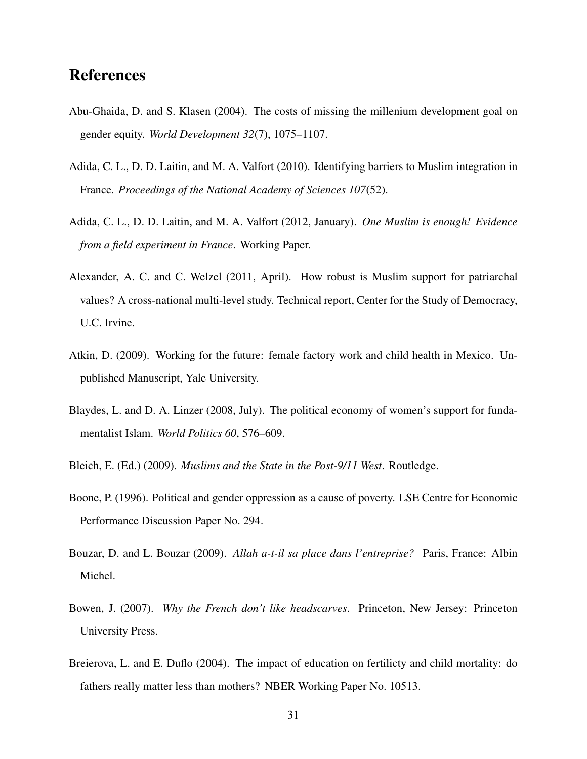# References

Abu-Ghaida, D. and S. Klasen (2004). The costs of missing the millenium development goal on gender equity. *World Development 32*(7), 1075–1107.

Adida, C. L., D. D. Laitin, and M. A. Valfort (2010). Identifying barriers to Muslim integration in France. *Proceedings of the National Academy of Sciences 107*(52).

Adida, C. L., D. D. Laitin, and M. A. Valfort (2012, January). *One Muslim is enough! Evidence from a field experiment in France*. Working Paper.

Alexander, A. C. and C. Welzel (2011, April). How robust is Muslim support for patriarchal values? A cross-national multi-level study. Technical report, Center for the Study of Democracy, U.C. Irvine.

Atkin, D. (2009). Working for the future: female factory work and child health in Mexico. Unpublished Manuscript, Yale University.

Blaydes, L. and D. A. Linzer (2008, July). The political economy of women's support for fundamentalist Islam. *World Politics 60*, 576–609.

Bleich, E. (Ed.) (2009). *Muslims and the State in the Post-9/11 West*. Routledge.

Boone, P. (1996). Political and gender oppression as a cause of poverty. LSE Centre for Economic Performance Discussion Paper No. 294.

Bouzar, D. and L. Bouzar (2009). *Allah a-t-il sa place dans l'entreprise?* Paris, France: Albin Michel.

Bowen, J. (2007). *Why the French don't like headscarves*. Princeton, New Jersey: Princeton University Press.

Breierova, L. and E. Duflo (2004). The impact of education on fertilicty and child mortality: do fathers really matter less than mothers? NBER Working Paper No. 10513.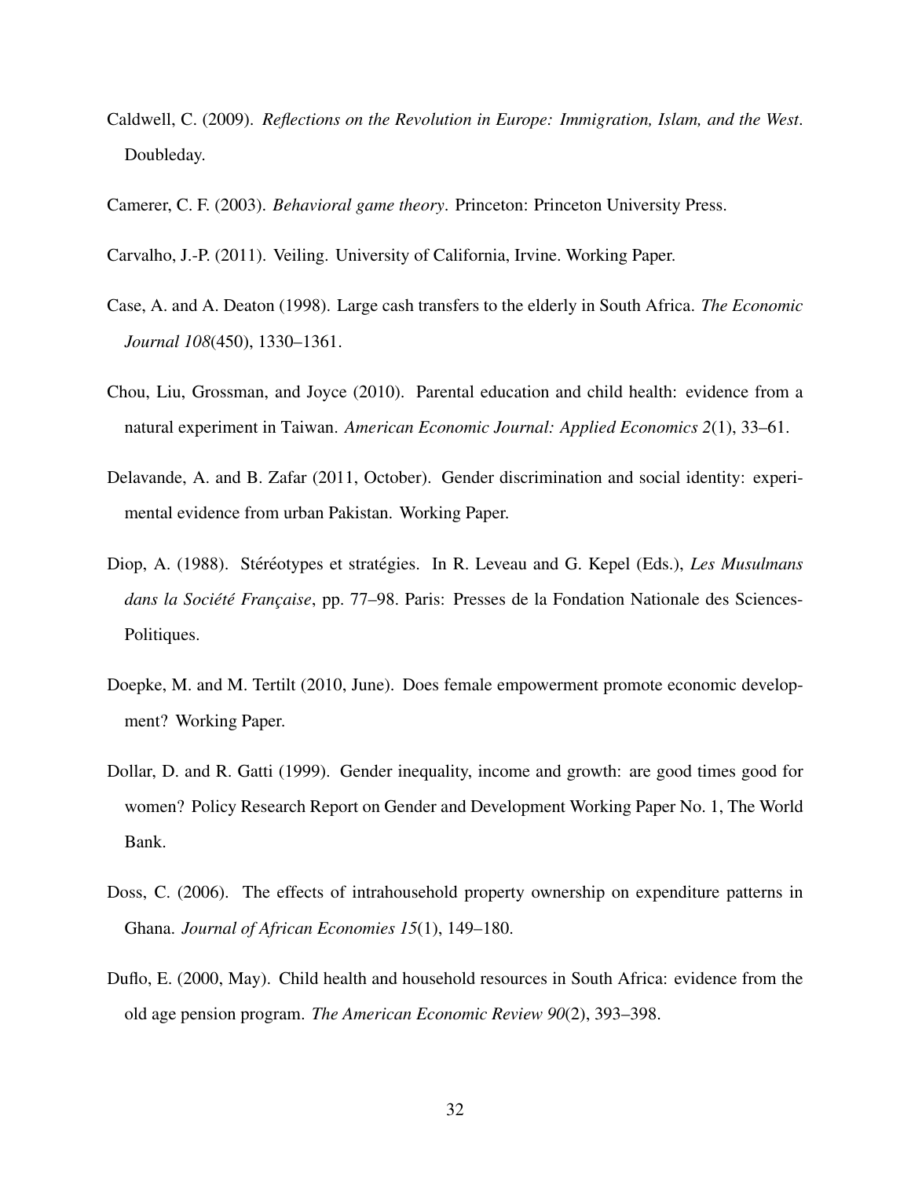Caldwell, C. (2009). *Reflections on the Revolution in Europe: Immigration, Islam, and the West*. Doubleday.

Camerer, C. F. (2003). *Behavioral game theory*. Princeton: Princeton University Press.

Carvalho, J.-P. (2011). Veiling. University of California, Irvine. Working Paper.

Case, A. and A. Deaton (1998). Large cash transfers to the elderly in South Africa. *The Economic Journal 108*(450), 1330–1361.

Chou, Liu, Grossman, and Joyce (2010). Parental education and child health: evidence from a natural experiment in Taiwan. *American Economic Journal: Applied Economics 2*(1), 33–61.

Delavande, A. and B. Zafar (2011, October). Gender discrimination and social identity: experimental evidence from urban Pakistan. Working Paper.

Diop, A. (1988). Stéréotypes et stratégies. In R. Leveau and G. Kepel (Eds.), *Les Musulmans dans la Société Française*, pp. 77–98. Paris: Presses de la Fondation Nationale des Sciences-Politiques.

Doepke, M. and M. Tertilt (2010, June). Does female empowerment promote economic development? Working Paper.

Dollar, D. and R. Gatti (1999). Gender inequality, income and growth: are good times good for women? Policy Research Report on Gender and Development Working Paper No. 1, The World Bank.

Doss, C. (2006). The effects of intrahousehold property ownership on expenditure patterns in Ghana. *Journal of African Economies 15*(1), 149–180.

Duflo, E. (2000, May). Child health and household resources in South Africa: evidence from the old age pension program. *The American Economic Review 90*(2), 393–398.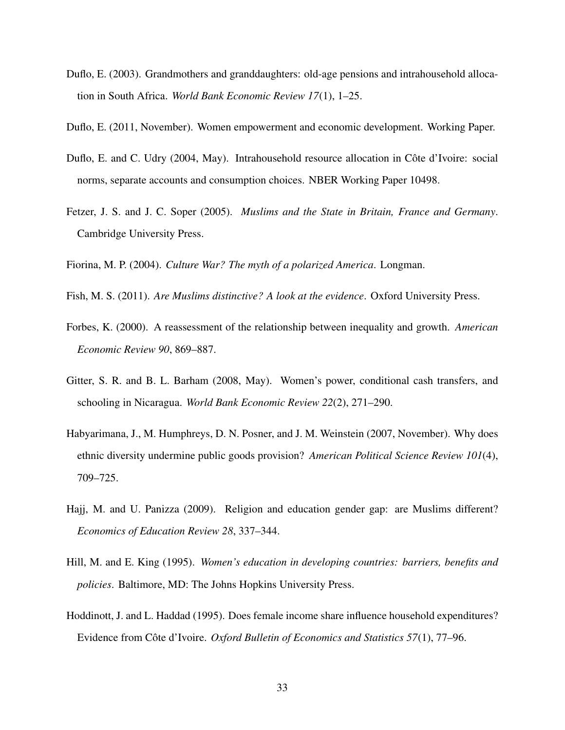Duflo, E. (2003). Grandmothers and granddaughters: old-age pensions and intrahousehold allocation in South Africa. *World Bank Economic Review 17*(1), 1–25.

Duflo, E. (2011, November). Women empowerment and economic development. Working Paper.

Duflo, E. and C. Udry (2004, May). Intrahousehold resource allocation in Côte d'Ivoire: social norms, separate accounts and consumption choices. NBER Working Paper 10498.

Fetzer, J. S. and J. C. Soper (2005). *Muslims and the State in Britain, France and Germany*. Cambridge University Press.

Fiorina, M. P. (2004). *Culture War? The myth of a polarized America*. Longman.

Fish, M. S. (2011). *Are Muslims distinctive? A look at the evidence*. Oxford University Press.

Forbes, K. (2000). A reassessment of the relationship between inequality and growth. *American Economic Review 90*, 869–887.

Gitter, S. R. and B. L. Barham (2008, May). Women's power, conditional cash transfers, and schooling in Nicaragua. *World Bank Economic Review 22*(2), 271–290.

Habyarimana, J., M. Humphreys, D. N. Posner, and J. M. Weinstein (2007, November). Why does ethnic diversity undermine public goods provision? *American Political Science Review 101*(4), 709–725.

Hajj, M. and U. Panizza (2009). Religion and education gender gap: are Muslims different? *Economics of Education Review 28*, 337–344.

Hill, M. and E. King (1995). *Women's education in developing countries: barriers, benefits and policies*. Baltimore, MD: The Johns Hopkins University Press.

Hoddinott, J. and L. Haddad (1995). Does female income share influence household expenditures? Evidence from Côte d'Ivoire. *Oxford Bulletin of Economics and Statistics 57*(1), 77–96.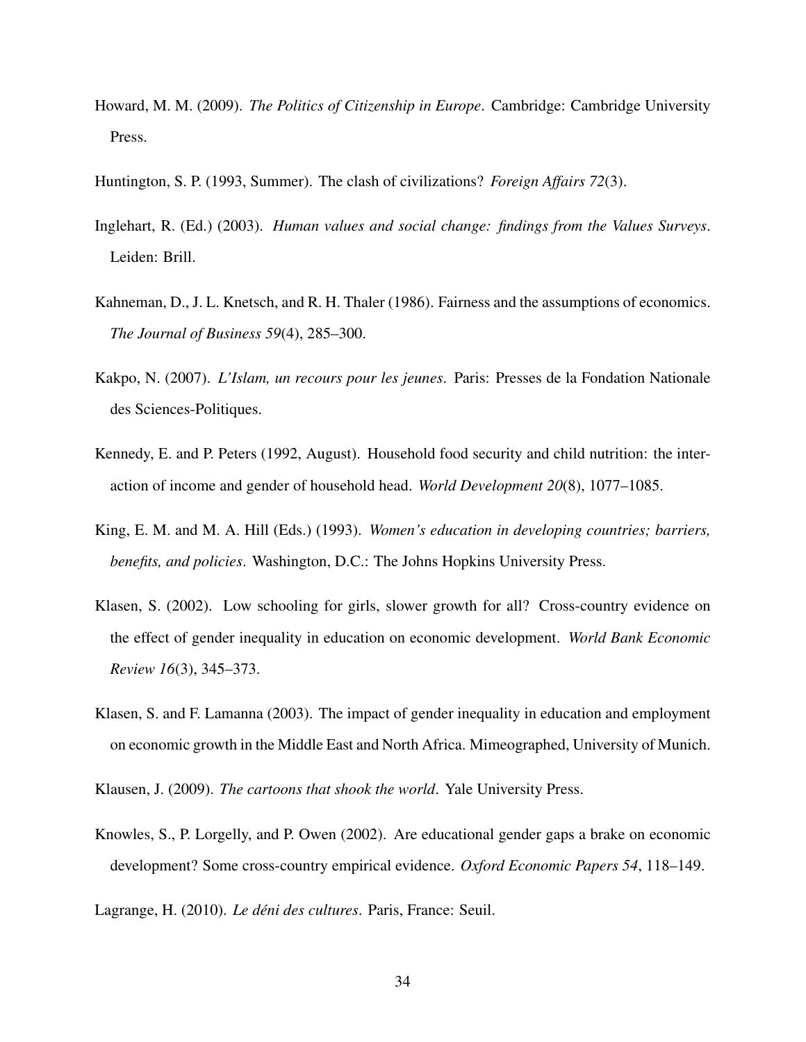Howard, M. M. (2009). *The Politics of Citizenship in Europe*. Cambridge: Cambridge University Press.

Huntington, S. P. (1993, Summer). The clash of civilizations? *Foreign Affairs 72*(3).

Inglehart, R. (Ed.) (2003). *Human values and social change: findings from the Values Surveys*. Leiden: Brill.

Kahneman, D., J. L. Knetsch, and R. H. Thaler (1986). Fairness and the assumptions of economics. *The Journal of Business 59*(4), 285–300.

Kakpo, N. (2007). *L'Islam, un recours pour les jeunes*. Paris: Presses de la Fondation Nationale des Sciences-Politiques.

Kennedy, E. and P. Peters (1992, August). Household food security and child nutrition: the interaction of income and gender of household head. *World Development 20*(8), 1077–1085.

King, E. M. and M. A. Hill (Eds.) (1993). *Women's education in developing countries; barriers, benefits, and policies*. Washington, D.C.: The Johns Hopkins University Press.

Klasen, S. (2002). Low schooling for girls, slower growth for all? Cross-country evidence on the effect of gender inequality in education on economic development. *World Bank Economic Review 16*(3), 345–373.

Klasen, S. and F. Lamanna (2003). The impact of gender inequality in education and employment on economic growth in the Middle East and North Africa. Mimeographed, University of Munich.

Klausen, J. (2009). *The cartoons that shook the world*. Yale University Press.

Knowles, S., P. Lorgelly, and P. Owen (2002). Are educational gender gaps a brake on economic development? Some cross-country empirical evidence. *Oxford Economic Papers 54*, 118–149.

Lagrange, H. (2010). *Le déni des cultures*. Paris, France: Seuil.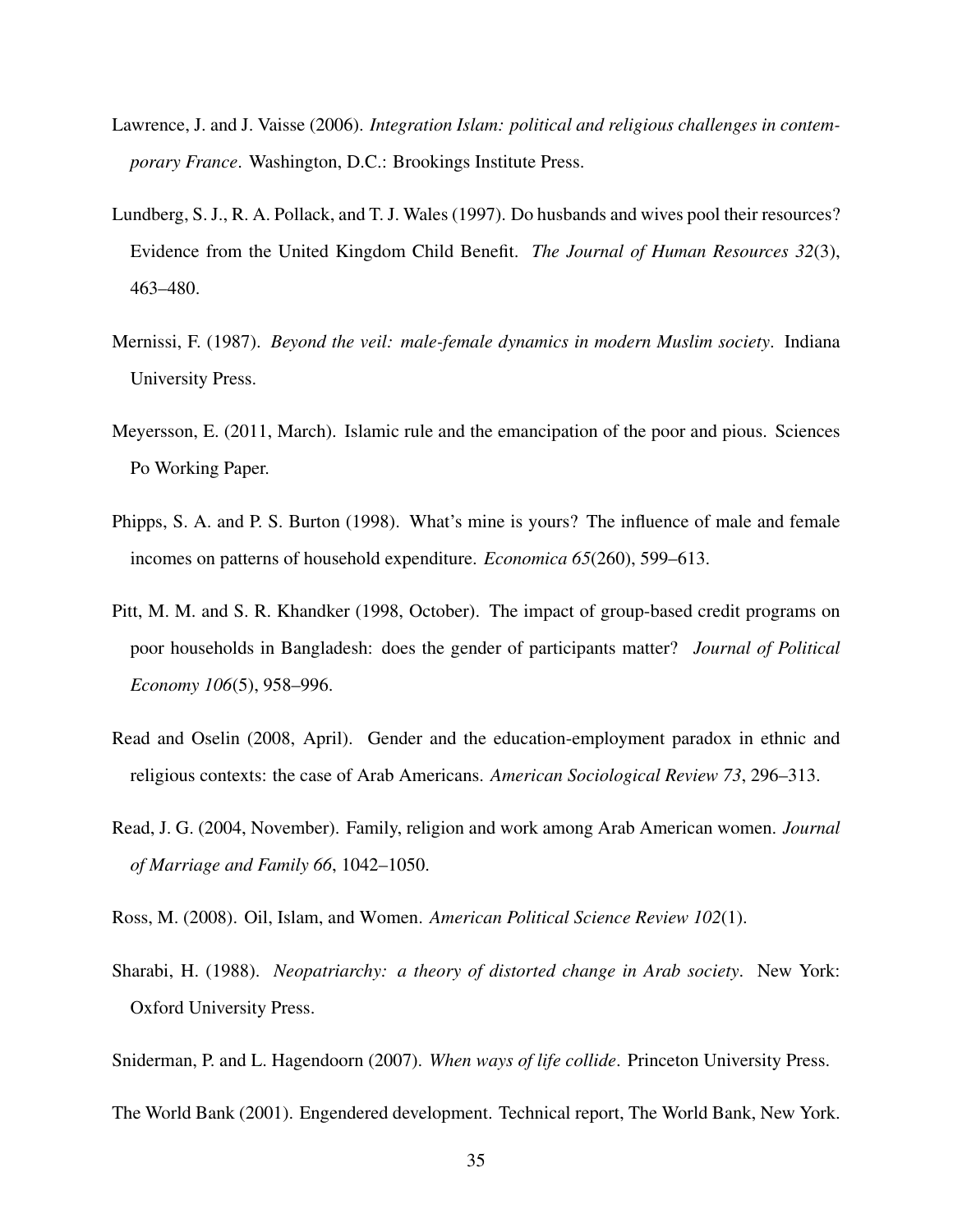Lawrence, J. and J. Vaisse (2006). *Integration Islam: political and religious challenges in contemporary France*. Washington, D.C.: Brookings Institute Press.

Lundberg, S. J., R. A. Pollack, and T. J. Wales (1997). Do husbands and wives pool their resources? Evidence from the United Kingdom Child Benefit. *The Journal of Human Resources 32*(3), 463–480.

Mernissi, F. (1987). *Beyond the veil: male-female dynamics in modern Muslim society*. Indiana University Press.

Meyersson, E. (2011, March). Islamic rule and the emancipation of the poor and pious. Sciences Po Working Paper.

Phipps, S. A. and P. S. Burton (1998). What's mine is yours? The influence of male and female incomes on patterns of household expenditure. *Economica 65*(260), 599–613.

Pitt, M. M. and S. R. Khandker (1998, October). The impact of group-based credit programs on poor households in Bangladesh: does the gender of participants matter? *Journal of Political Economy 106*(5), 958–996.

Read and Oselin (2008, April). Gender and the education-employment paradox in ethnic and religious contexts: the case of Arab Americans. *American Sociological Review 73*, 296–313.

Read, J. G. (2004, November). Family, religion and work among Arab American women. *Journal of Marriage and Family 66*, 1042–1050.

Ross, M. (2008). Oil, Islam, and Women. *American Political Science Review 102*(1).

Sharabi, H. (1988). *Neopatriarchy: a theory of distorted change in Arab society*. New York: Oxford University Press.

Sniderman, P. and L. Hagendoorn (2007). *When ways of life collide*. Princeton University Press.

The World Bank (2001). Engendered development. Technical report, The World Bank, New York.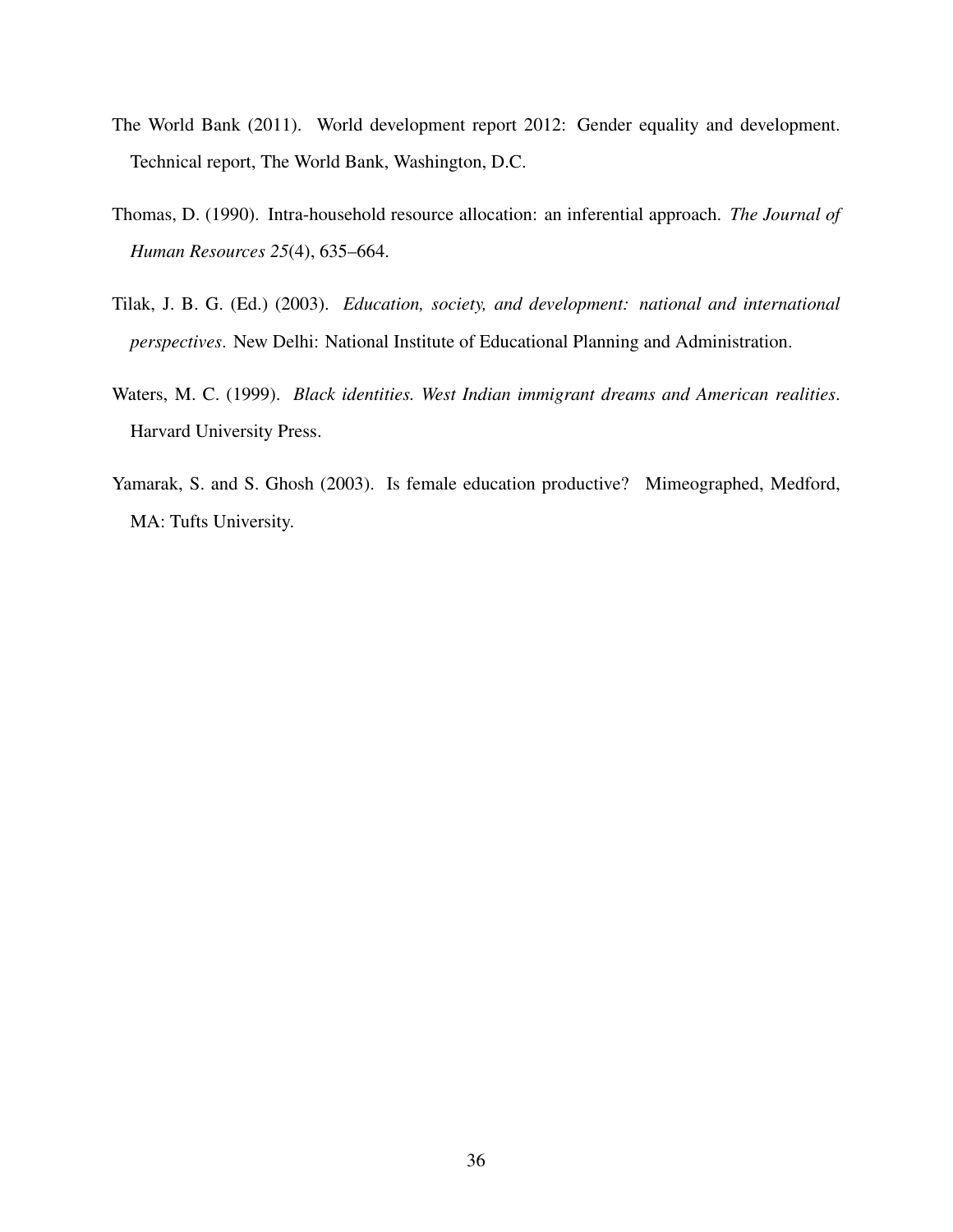The World Bank (2011). World development report 2012: Gender equality and development. Technical report, The World Bank, Washington, D.C.

Thomas, D. (1990). Intra-household resource allocation: an inferential approach. *The Journal of Human Resources 25*(4), 635–664.

Tilak, J. B. G. (Ed.) (2003). *Education, society, and development: national and international perspectives*. New Delhi: National Institute of Educational Planning and Administration.

Waters, M. C. (1999). *Black identities. West Indian immigrant dreams and American realities*. Harvard University Press.

Yamarak, S. and S. Ghosh (2003). Is female education productive? Mimeographed, Medford, MA: Tufts University.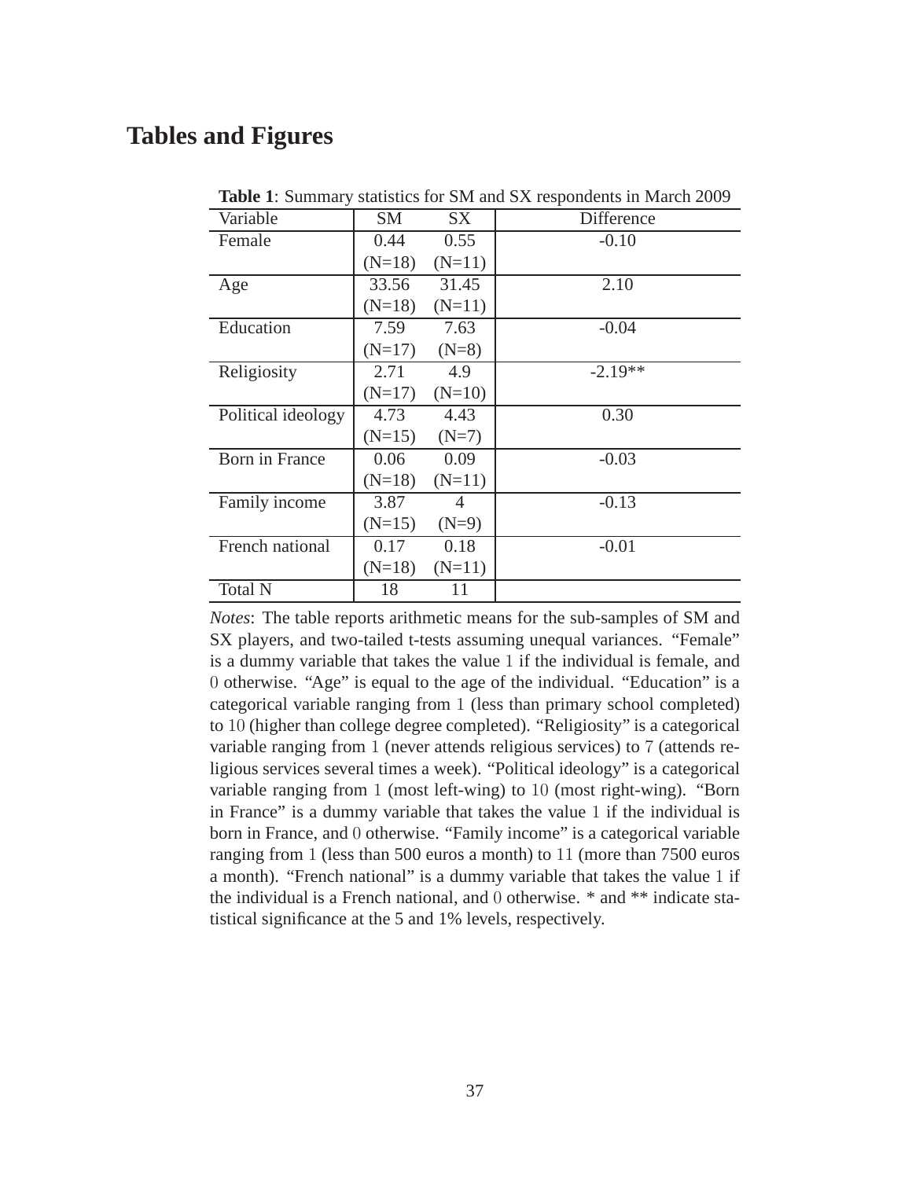# Tables and Figures

**Table 1**: Summary statistics for SM and SX respondents in March 2009

| Variable | SM | SX | Difference |
|---|---|---|---|
| Female | 0.44 | 0.55 | -0.10 |
| | (N=18) | (N=11) | |
| Age | 33.56 | 31.45 | 2.10 |
| | (N=18) | (N=11) | |
| Education | 7.59 | 7.63 | -0.04 |
| | (N=17) | (N=8) | |
| Religiosity | 2.71 | 4.9 | -2.19** |
| | (N=17) | (N=10) | |
| Political ideology | 4.73 | 4.43 | 0.30 |
| | (N=15) | (N=7) | |
| Born in France | 0.06 | 0.09 | -0.03 |
| | (N=18) | (N=11) | |
| Family income | 3.87 | 4 | -0.13 |
| | (N=15) | (N=9) | |
| French national | 0.17 | 0.18 | -0.01 |
| | (N=18) | (N=11) | |
| Total N | 18 | 11 | |

*Notes*: The table reports arithmetic means for the sub-samples of SM and SX players, and two-tailed t-tests assuming unequal variances. "Female" is a dummy variable that takes the value 1 if the individual is female, and 0 otherwise. "Age" is equal to the age of the individual. "Education" is a categorical variable ranging from 1 (less than primary school completed) to 10 (higher than college degree completed). "Religiosity" is a categorical variable ranging from 1 (never attends religious services) to 7 (attends religious services several times a week). "Political ideology" is a categorical variable ranging from 1 (most left-wing) to 10 (most right-wing). "Born in France" is a dummy variable that takes the value 1 if the individual is born in France, and 0 otherwise. "Family income" is a categorical variable ranging from 1 (less than 500 euros a month) to 11 (more than 7500 euros a month). "French national" is a dummy variable that takes the value 1 if the individual is a French national, and 0 otherwise. * and ** indicate statistical significance at the 5 and 1% levels, respectively.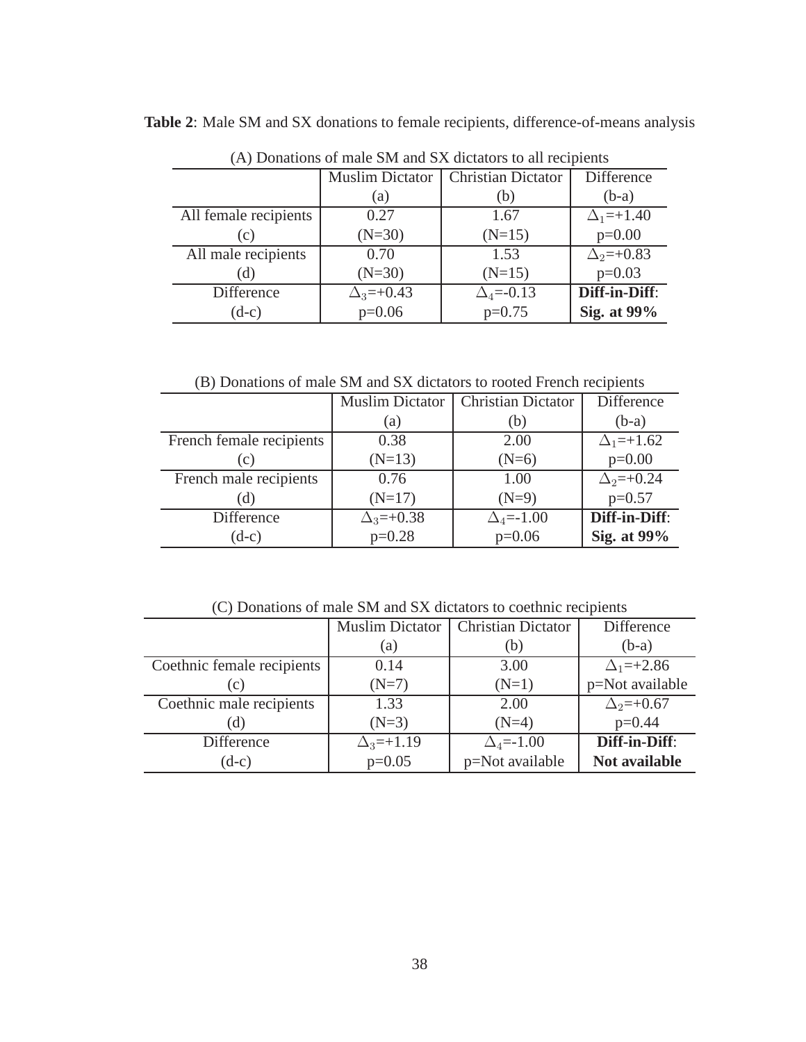**Table 2**: Male SM and SX donations to female recipients, difference-of-means analysis

(A) Donations of male SM and SX dictators to all recipients

| | Muslim Dictator (a) | Christian Dictator (b) | Difference (b-a) |
|---|---|---|---|
| All female recipients (c) | 0.27 (N=30) | 1.67 (N=15) | $\Delta_1$=+1.40 p=0.00 |
| All male recipients (d) | 0.70 (N=30) | 1.53 (N=15) | $\Delta_2$=+0.83 p=0.03 |
| Difference (d-c) | $\Delta_3$=+0.43 p=0.06 | $\Delta_4$=-0.13 p=0.75 | **Diff-in-Diff**: **Sig. at 99%** |

(B) Donations of male SM and SX dictators to rooted French recipients

| | Muslim Dictator (a) | Christian Dictator (b) | Difference (b-a) |
|---|---|---|---|
| French female recipients (c) | 0.38 (N=13) | 2.00 (N=6) | $\Delta_1$=+1.62 p=0.00 |
| French male recipients (d) | 0.76 (N=17) | 1.00 (N=9) | $\Delta_2$=+0.24 p=0.57 |
| Difference (d-c) | $\Delta_3$=+0.38 p=0.28 | $\Delta_4$=-1.00 p=0.06 | **Diff-in-Diff**: **Sig. at 99%** |

(C) Donations of male SM and SX dictators to coethnic recipients

| | Muslim Dictator (a) | Christian Dictator (b) | Difference (b-a) |
|---|---|---|---|
| Coethnic female recipients (c) | 0.14 (N=7) | 3.00 (N=1) | $\Delta_1$=+2.86 p=Not available |
| Coethnic male recipients (d) | 1.33 (N=3) | 2.00 (N=4) | $\Delta_2$=+0.67 p=0.44 |
| Difference (d-c) | $\Delta_3$=+1.19 p=0.05 | $\Delta_4$=-1.00 p=Not available | **Diff-in-Diff**: **Not available** |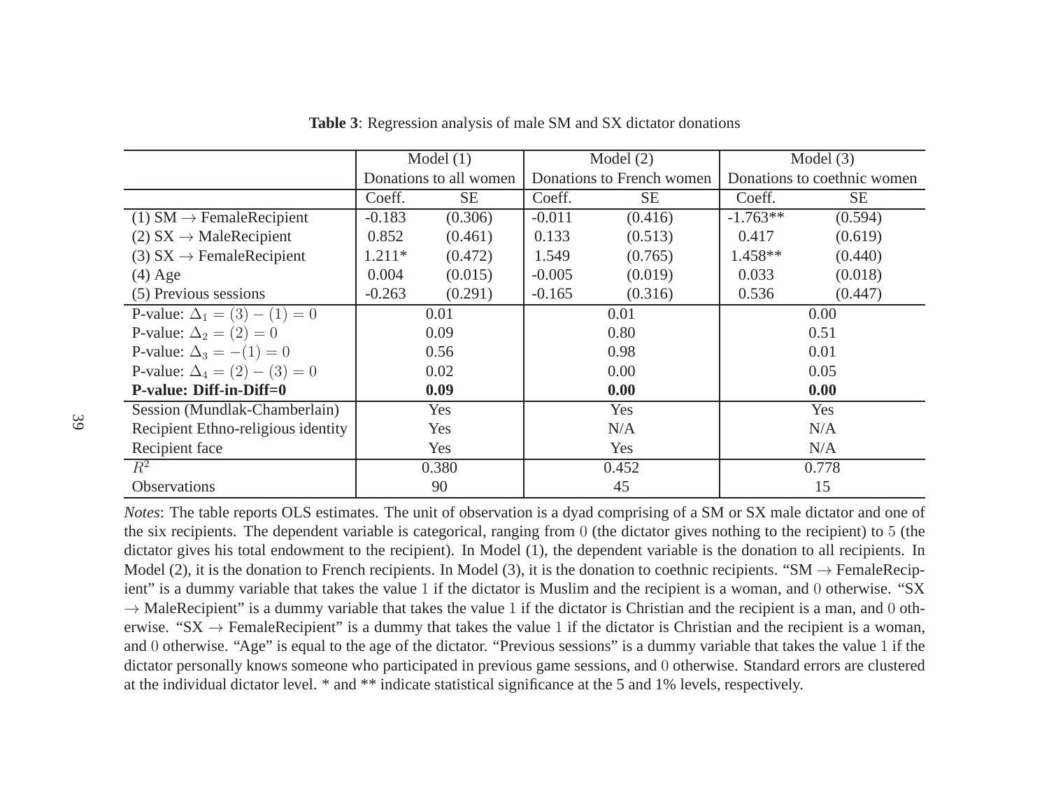**Table 3**: Regression analysis of male SM and SX dictator donations

| | Model (1) | | Model (2) | | Model (3) | |
|---|---|---|---|---|---|---|
| | Donations to all women | | Donations to French women | | Donations to coethnic women | |
| | Coeff. | SE | Coeff. | SE | Coeff. | SE |
| (1) SM $\rightarrow$ FemaleRecipient | -0.183 | (0.306) | -0.011 | (0.416) | -1.763** | (0.594) |
| (2) SX $\rightarrow$ MaleRecipient | 0.852 | (0.461) | 0.133 | (0.513) | 0.417 | (0.619) |
| (3) SX $\rightarrow$ FemaleRecipient | 1.211* | (0.472) | 1.549 | (0.765) | 1.458** | (0.440) |
| (4) Age | 0.004 | (0.015) | -0.005 | (0.019) | 0.033 | (0.018) |
| (5) Previous sessions | -0.263 | (0.291) | -0.165 | (0.316) | 0.536 | (0.447) |
| P-value: $\Delta_1 = (3) - (1) = 0$ | 0.01 | | 0.01 | | 0.00 | |
| P-value: $\Delta_2 = (2) = 0$ | 0.09 | | 0.80 | | 0.51 | |
| P-value: $\Delta_3 = -(1) = 0$ | 0.56 | | 0.98 | | 0.01 | |
| P-value: $\Delta_4 = (2) - (3) = 0$ | 0.02 | | 0.00 | | 0.05 | |
| **P-value: Diff-in-Diff=0** | **0.09** | | **0.00** | | **0.00** | |
| Session (Mundlak-Chamberlain) | Yes | | Yes | | Yes | |
| Recipient Ethno-religious identity | Yes | | N/A | | N/A | |
| Recipient face | Yes | | Yes | | N/A | |
| $R^2$ | 0.380 | | 0.452 | | 0.778 | |
| Observations | 90 | | 45 | | 15 | |

*Notes*: The table reports OLS estimates. The unit of observation is a dyad comprising of a SM or SX male dictator and one of the six recipients. The dependent variable is categorical, ranging from $0$ (the dictator gives nothing to the recipient) to $5$ (the dictator gives his total endowment to the recipient). In Model (1), the dependent variable is the donation to all recipients. In Model (2), it is the donation to French recipients. In Model (3), it is the donation to coethnic recipients. "SM $\rightarrow$ FemaleRecipient" is a dummy variable that takes the value $1$ if the dictator is Muslim and the recipient is a woman, and $0$ otherwise. "SX $\rightarrow$ MaleRecipient" is a dummy variable that takes the value $1$ if the dictator is Christian and the recipient is a man, and $0$ otherwise. "SX $\rightarrow$ FemaleRecipient" is a dummy that takes the value $1$ if the dictator is Christian and the recipient is a woman, and $0$ otherwise. "Age" is equal to the age of the dictator. "Previous sessions" is a dummy variable that takes the value $1$ if the dictator personally knows someone who participated in previous game sessions, and $0$ otherwise. Standard errors are clustered at the individual dictator level. * and ** indicate statistical significance at the 5 and 1% levels, respectively.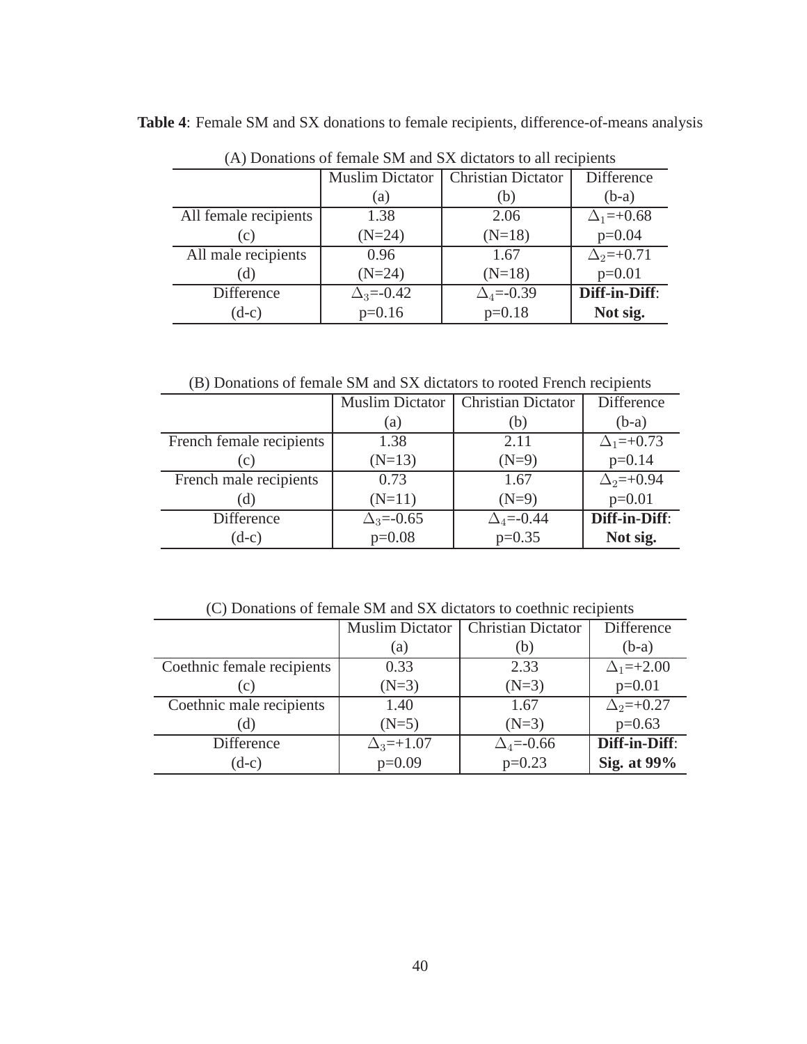**Table 4**: Female SM and SX donations to female recipients, difference-of-means analysis

(A) Donations of female SM and SX dictators to all recipients

| | Muslim Dictator (a) | Christian Dictator (b) | Difference (b-a) |
|---|---|---|---|
| All female recipients (c) | 1.38 (N=24) | 2.06 (N=18) | $\Delta_1$=+0.68 p=0.04 |
| All male recipients (d) | 0.96 (N=24) | 1.67 (N=18) | $\Delta_2$=+0.71 p=0.01 |
| Difference (d-c) | $\Delta_3$=-0.42 p=0.16 | $\Delta_4$=-0.39 p=0.18 | **Diff-in-Diff**: **Not sig.** |

(B) Donations of female SM and SX dictators to rooted French recipients

| | Muslim Dictator (a) | Christian Dictator (b) | Difference (b-a) |
|---|---|---|---|
| French female recipients (c) | 1.38 (N=13) | 2.11 (N=9) | $\Delta_1$=+0.73 p=0.14 |
| French male recipients (d) | 0.73 (N=11) | 1.67 (N=9) | $\Delta_2$=+0.94 p=0.01 |
| Difference (d-c) | $\Delta_3$=-0.65 p=0.08 | $\Delta_4$=-0.44 p=0.35 | **Diff-in-Diff**: **Not sig.** |

(C) Donations of female SM and SX dictators to coethnic recipients

| | Muslim Dictator (a) | Christian Dictator (b) | Difference (b-a) |
|---|---|---|---|
| Coethnic female recipients (c) | 0.33 (N=3) | 2.33 (N=3) | $\Delta_1$=+2.00 p=0.01 |
| Coethnic male recipients (d) | 1.40 (N=5) | 1.67 (N=3) | $\Delta_2$=+0.27 p=0.63 |
| Difference (d-c) | $\Delta_3$=+1.07 p=0.09 | $\Delta_4$=-0.66 p=0.23 | **Diff-in-Diff**: **Sig. at 99%** |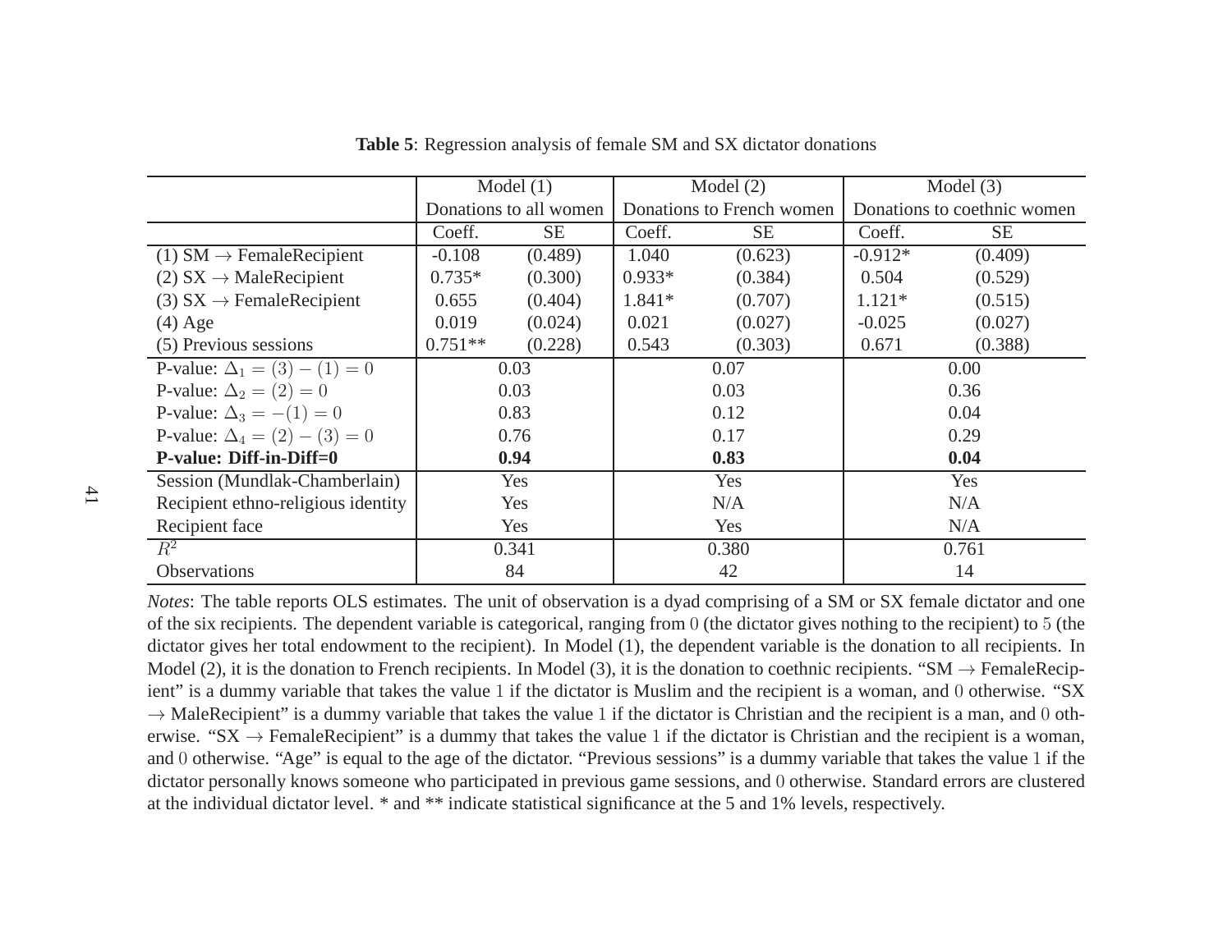**Table 5**: Regression analysis of female SM and SX dictator donations

| | Model (1) | | Model (2) | | Model (3) | |
|---|---|---|---|---|---|---|
| | Donations to all women | | Donations to French women | | Donations to coethnic women | |
| | Coeff. | SE | Coeff. | SE | Coeff. | SE |
| (1) SM $\rightarrow$ FemaleRecipient | -0.108 | (0.489) | 1.040 | (0.623) | -0.912* | (0.409) |
| (2) SX $\rightarrow$ MaleRecipient | 0.735* | (0.300) | 0.933* | (0.384) | 0.504 | (0.529) |
| (3) SX $\rightarrow$ FemaleRecipient | 0.655 | (0.404) | 1.841* | (0.707) | 1.121* | (0.515) |
| (4) Age | 0.019 | (0.024) | 0.021 | (0.027) | -0.025 | (0.027) |
| (5) Previous sessions | 0.751** | (0.228) | 0.543 | (0.303) | 0.671 | (0.388) |
| P-value: $\Delta_1 = (3) - (1) = 0$ | 0.03 | | 0.07 | | 0.00 | |
| P-value: $\Delta_2 = (2) = 0$ | 0.03 | | 0.03 | | 0.36 | |
| P-value: $\Delta_3 = -(1) = 0$ | 0.83 | | 0.12 | | 0.04 | |
| P-value: $\Delta_4 = (2) - (3) = 0$ | 0.76 | | 0.17 | | 0.29 | |
| **P-value: Diff-in-Diff=0** | **0.94** | | **0.83** | | **0.04** | |
| Session (Mundlak-Chamberlain) | Yes | | Yes | | Yes | |
| Recipient ethno-religious identity | Yes | | N/A | | N/A | |
| Recipient face | Yes | | Yes | | N/A | |
| $R^2$ | 0.341 | | 0.380 | | 0.761 | |
| Observations | 84 | | 42 | | 14 | |

*Notes*: The table reports OLS estimates. The unit of observation is a dyad comprising of a SM or SX female dictator and one of the six recipients. The dependent variable is categorical, ranging from 0 (the dictator gives nothing to the recipient) to 5 (the dictator gives her total endowment to the recipient). In Model (1), the dependent variable is the donation to all recipients. In Model (2), it is the donation to French recipients. In Model (3), it is the donation to coethnic recipients. "SM $\rightarrow$ FemaleRecipient" is a dummy variable that takes the value 1 if the dictator is Muslim and the recipient is a woman, and 0 otherwise. "SX $\rightarrow$ MaleRecipient" is a dummy variable that takes the value 1 if the dictator is Christian and the recipient is a man, and 0 otherwise. "SX $\rightarrow$ FemaleRecipient" is a dummy that takes the value 1 if the dictator is Christian and the recipient is a woman, and 0 otherwise. "Age" is equal to the age of the dictator. "Previous sessions" is a dummy variable that takes the value 1 if the dictator personally knows someone who participated in previous game sessions, and 0 otherwise. Standard errors are clustered at the individual dictator level. * and ** indicate statistical significance at the 5 and 1% levels, respectively.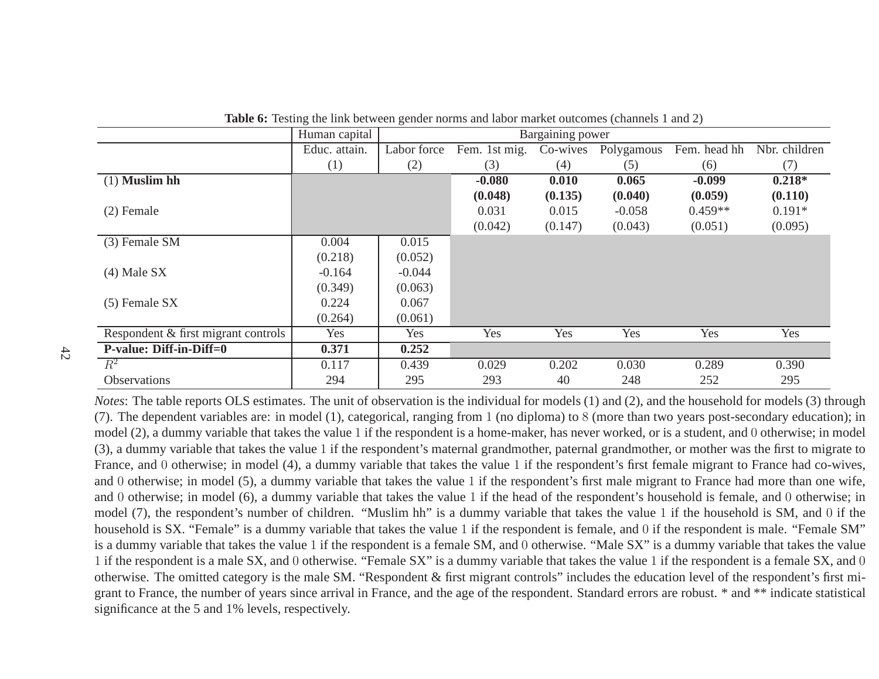**Table 6:** Testing the link between gender norms and labor market outcomes (channels 1 and 2)

| | Human capital | Bargaining power | | | | | |
|---|---|---|---|---|---|---|---|
| | Educ. attain. | Labor force | Fem. 1st mig. | Co-wives | Polygamous | Fem. head hh | Nbr. children |
| | (1) | (2) | (3) | (4) | (5) | (6) | (7) |
| (1) **Muslim hh** | | | **-0.080** | **0.010** | **0.065** | **-0.099** | **0.218*** |
| | | | **(0.048)** | **(0.135)** | **(0.040)** | **(0.059)** | **(0.110)** |
| (2) Female | | | 0.031 | 0.015 | -0.058 | 0.459** | 0.191* |
| | | | (0.042) | (0.147) | (0.043) | (0.051) | (0.095) |
| (3) Female SM | 0.004 | 0.015 | | | | | |
| | (0.218) | (0.052) | | | | | |
| (4) Male SX | -0.164 | -0.044 | | | | | |
| | (0.349) | (0.063) | | | | | |
| (5) Female SX | 0.224 | 0.067 | | | | | |
| | (0.264) | (0.061) | | | | | |
| Respondent & first migrant controls | Yes | Yes | Yes | Yes | Yes | Yes | Yes |
| **P-value: Diff-in-Diff=0** | **0.371** | **0.252** | | | | | |
| $R^2$ | 0.117 | 0.439 | 0.029 | 0.202 | 0.030 | 0.289 | 0.390 |
| Observations | 294 | 295 | 293 | 40 | 248 | 252 | 295 |

*Notes*: The table reports OLS estimates. The unit of observation is the individual for models (1) and (2), and the household for models (3) through (7). The dependent variables are: in model (1), categorical, ranging from 1 (no diploma) to 8 (more than two years post-secondary education); in model (2), a dummy variable that takes the value 1 if the respondent is a home-maker, has never worked, or is a student, and 0 otherwise; in model (3), a dummy variable that takes the value 1 if the respondent's maternal grandmother, paternal grandmother, or mother was the first to migrate to France, and 0 otherwise; in model (4), a dummy variable that takes the value 1 if the respondent's first female migrant to France had co-wives, and 0 otherwise; in model (5), a dummy variable that takes the value 1 if the respondent's first male migrant to France had more than one wife, and 0 otherwise; in model (6), a dummy variable that takes the value 1 if the head of the respondent's household is female, and 0 otherwise; in model (7), the respondent's number of children. "Muslim hh" is a dummy variable that takes the value 1 if the household is SM, and 0 if the household is SX. "Female" is a dummy variable that takes the value 1 if the respondent is female, and 0 if the respondent is male. "Female SM" is a dummy variable that takes the value 1 if the respondent is a female SM, and 0 otherwise. "Male SX" is a dummy variable that takes the value 1 if the respondent is a male SX, and 0 otherwise. "Female SX" is a dummy variable that takes the value 1 if the respondent is a female SX, and 0 otherwise. The omitted category is the male SM. "Respondent & first migrant controls" includes the education level of the respondent's first migrant to France, the number of years since arrival in France, and the age of the respondent. Standard errors are robust. * and ** indicate statistical significance at the 5 and 1% levels, respectively.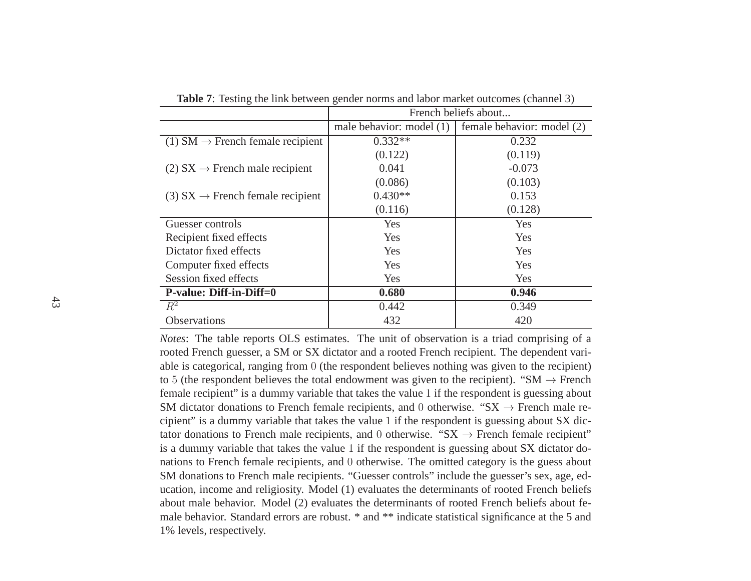**Table 7**: Testing the link between gender norms and labor market outcomes (channel 3)

| | French beliefs about... | |
|---|---|---|
| | male behavior: model (1) | female behavior: model (2) |
| (1) SM → French female recipient | 0.332** | 0.232 |
| | (0.122) | (0.119) |
| (2) SX → French male recipient | 0.041 | -0.073 |
| | (0.086) | (0.103) |
| (3) SX → French female recipient | 0.430** | 0.153 |
| | (0.116) | (0.128) |
| Guesser controls | Yes | Yes |
| Recipient fixed effects | Yes | Yes |
| Dictator fixed effects | Yes | Yes |
| Computer fixed effects | Yes | Yes |
| Session fixed effects | Yes | Yes |
| **P-value: Diff-in-Diff=0** | **0.680** | **0.946** |
| $R^2$ | 0.442 | 0.349 |
| Observations | 432 | 420 |

*Notes*: The table reports OLS estimates. The unit of observation is a triad comprising of a rooted French guesser, a SM or SX dictator and a rooted French recipient. The dependent variable is categorical, ranging from 0 (the respondent believes nothing was given to the recipient) to 5 (the respondent believes the total endowment was given to the recipient). "SM → French female recipient" is a dummy variable that takes the value 1 if the respondent is guessing about SM dictator donations to French female recipients, and 0 otherwise. "SX → French male recipient" is a dummy variable that takes the value 1 if the respondent is guessing about SX dictator donations to French male recipients, and 0 otherwise. "SX → French female recipient" is a dummy variable that takes the value 1 if the respondent is guessing about SX dictator donations to French female recipients, and 0 otherwise. The omitted category is the guess about SM donations to French male recipients. "Guesser controls" include the guesser's sex, age, education, income and religiosity. Model (1) evaluates the determinants of rooted French beliefs about male behavior. Model (2) evaluates the determinants of rooted French beliefs about female behavior. Standard errors are robust. * and ** indicate statistical significance at the 5 and 1% levels, respectively.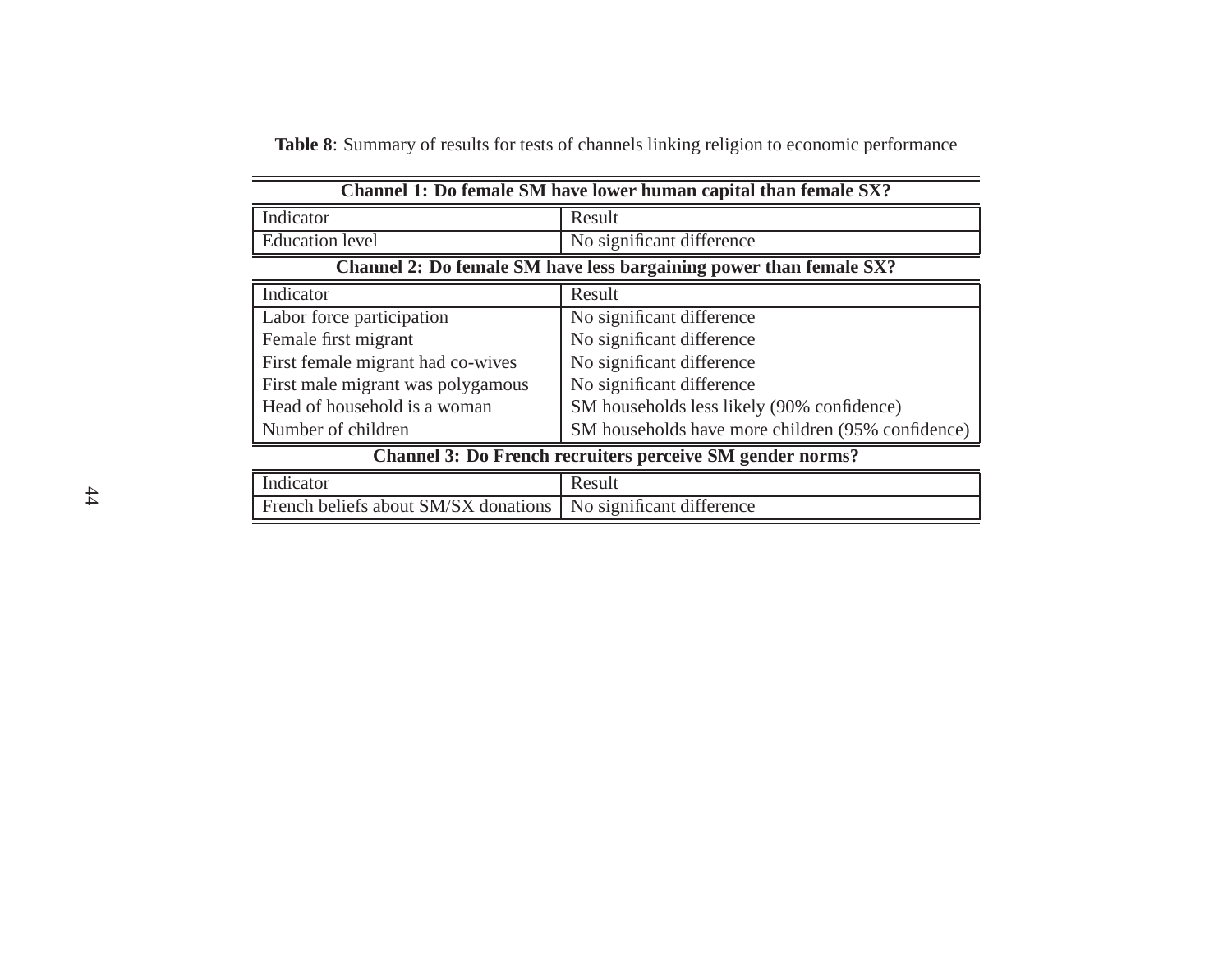**Table 8**: Summary of results for tests of channels linking religion to economic performance

**Channel 1: Do female SM have lower human capital than female SX?**

| Indicator | Result |
|---|---|
| Education level | No significant difference |

**Channel 2: Do female SM have less bargaining power than female SX?**

| Indicator | Result |
|---|---|
| Labor force participation | No significant difference |
| Female first migrant | No significant difference |
| First female migrant had co-wives | No significant difference |
| First male migrant was polygamous | No significant difference |
| Head of household is a woman | SM households less likely (90% confidence) |
| Number of children | SM households have more children (95% confidence) |

**Channel 3: Do French recruiters perceive SM gender norms?**

| Indicator | Result |
|---|---|
| French beliefs about SM/SX donations | No significant difference |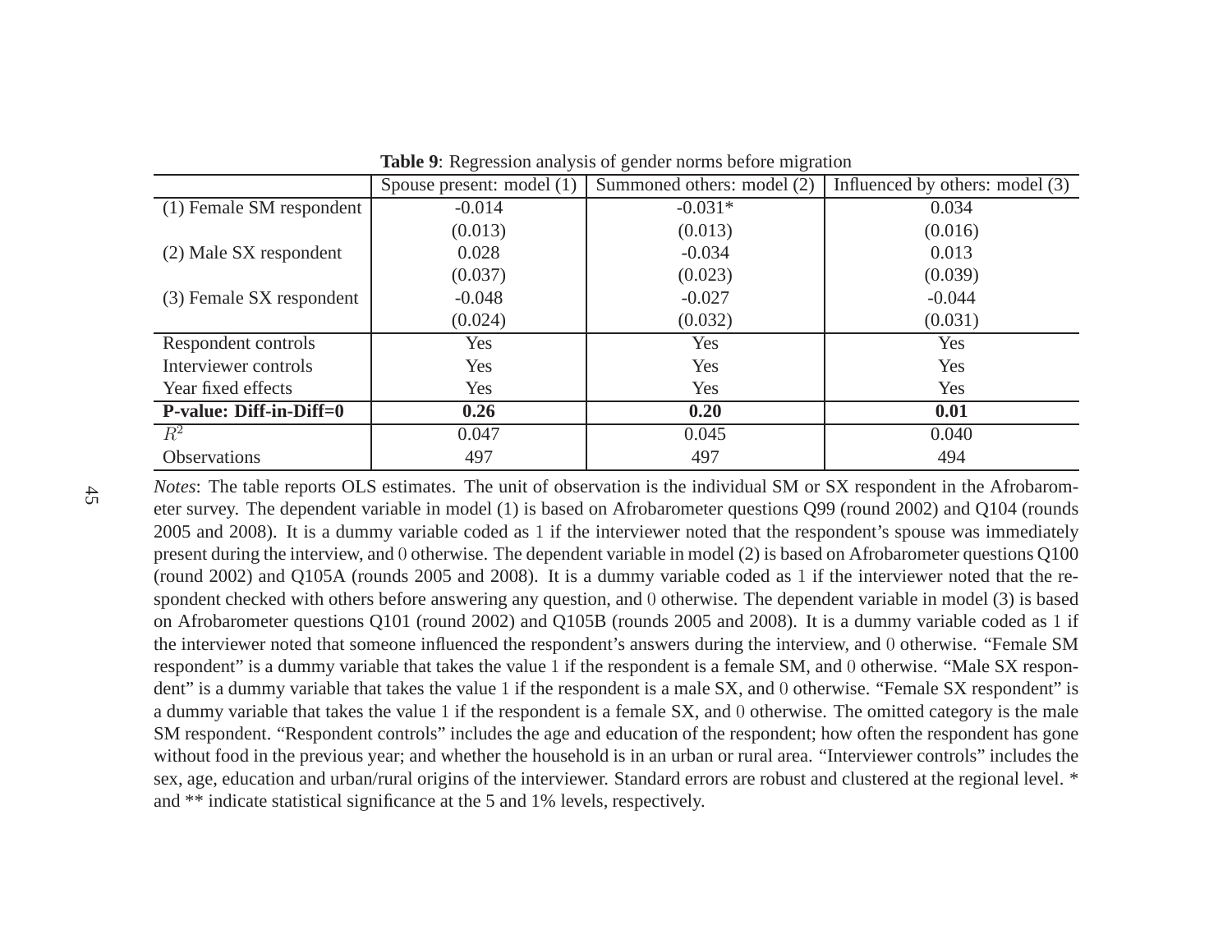**Table 9**: Regression analysis of gender norms before migration

| | Spouse present: model (1) | Summoned others: model (2) | Influenced by others: model (3) |
|---|---|---|---|
| (1) Female SM respondent | -0.014 | -0.031* | 0.034 |
| | (0.013) | (0.013) | (0.016) |
| (2) Male SX respondent | 0.028 | -0.034 | 0.013 |
| | (0.037) | (0.023) | (0.039) |
| (3) Female SX respondent | -0.048 | -0.027 | -0.044 |
| | (0.024) | (0.032) | (0.031) |
| Respondent controls | Yes | Yes | Yes |
| Interviewer controls | Yes | Yes | Yes |
| Year fixed effects | Yes | Yes | Yes |
| **P-value: Diff-in-Diff=0** | **0.26** | **0.20** | **0.01** |
| $R^2$ | 0.047 | 0.045 | 0.040 |
| Observations | 497 | 497 | 494 |

*Notes*: The table reports OLS estimates. The unit of observation is the individual SM or SX respondent in the Afrobarometer survey. The dependent variable in model (1) is based on Afrobarometer questions Q99 (round 2002) and Q104 (rounds 2005 and 2008). It is a dummy variable coded as 1 if the interviewer noted that the respondent's spouse was immediately present during the interview, and 0 otherwise. The dependent variable in model (2) is based on Afrobarometer questions Q100 (round 2002) and Q105A (rounds 2005 and 2008). It is a dummy variable coded as 1 if the interviewer noted that the respondent checked with others before answering any question, and 0 otherwise. The dependent variable in model (3) is based on Afrobarometer questions Q101 (round 2002) and Q105B (rounds 2005 and 2008). It is a dummy variable coded as 1 if the interviewer noted that someone influenced the respondent's answers during the interview, and 0 otherwise. "Female SM respondent" is a dummy variable that takes the value 1 if the respondent is a female SM, and 0 otherwise. "Male SX respondent" is a dummy variable that takes the value 1 if the respondent is a male SX, and 0 otherwise. "Female SX respondent" is a dummy variable that takes the value 1 if the respondent is a female SX, and 0 otherwise. The omitted category is the male SM respondent. "Respondent controls" includes the age and education of the respondent; how often the respondent has gone without food in the previous year; and whether the household is in an urban or rural area. "Interviewer controls" includes the sex, age, education and urban/rural origins of the interviewer. Standard errors are robust and clustered at the regional level. * and ** indicate statistical significance at the 5 and 1% levels, respectively.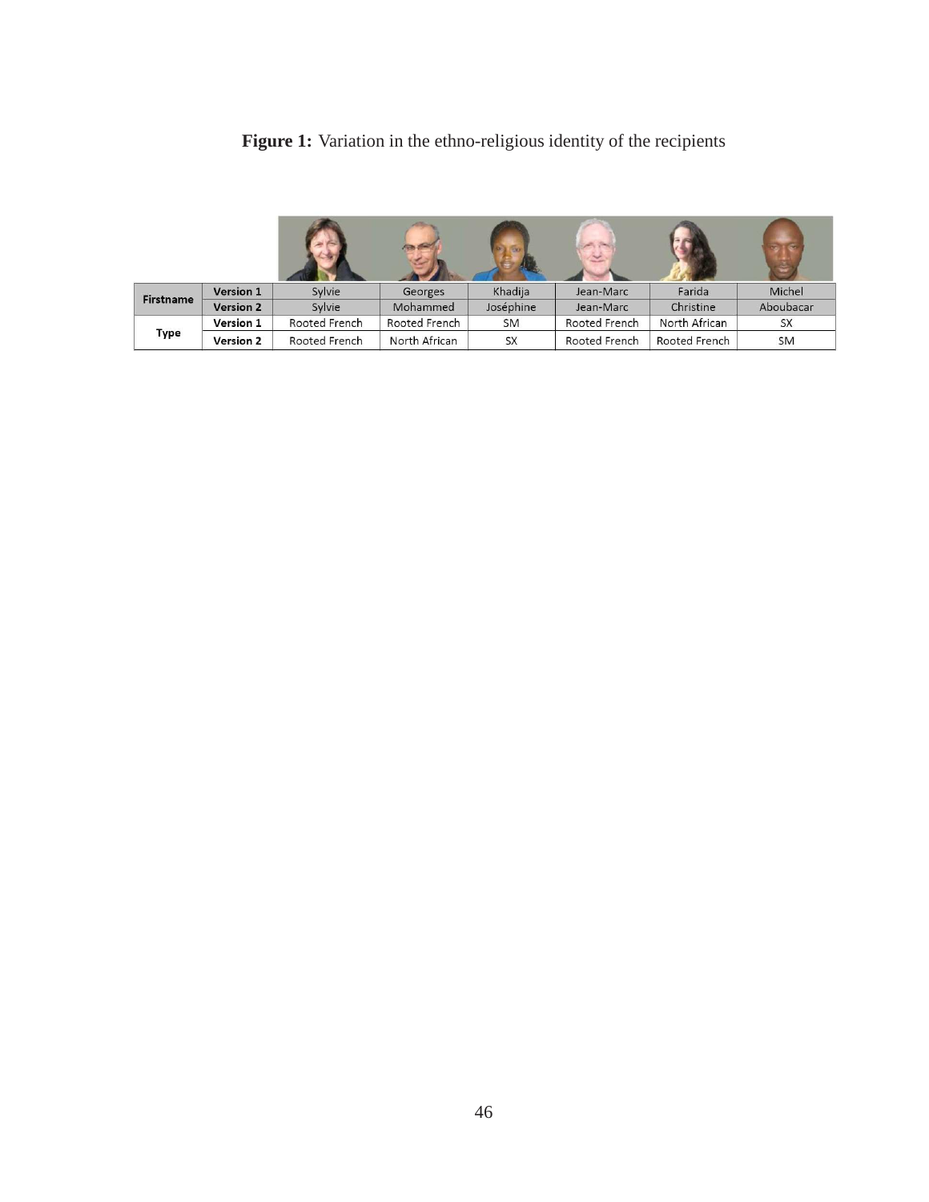**Figure 1:** Variation in the ethno-religious identity of the recipients

| | | | | | | | |
|---|---|---|---|---|---|---|---|
| **Firstname** | **Version 1** | Sylvie | Georges | Khadija | Jean-Marc | Farida | Michel |
| | **Version 2** | Sylvie | Mohammed | Joséphine | Jean-Marc | Christine | Aboubacar |
| **Type** | **Version 1** | Rooted French | Rooted French | SM | Rooted French | North African | SX |
| | **Version 2** | Rooted French | North African | SX | Rooted French | Rooted French | SM |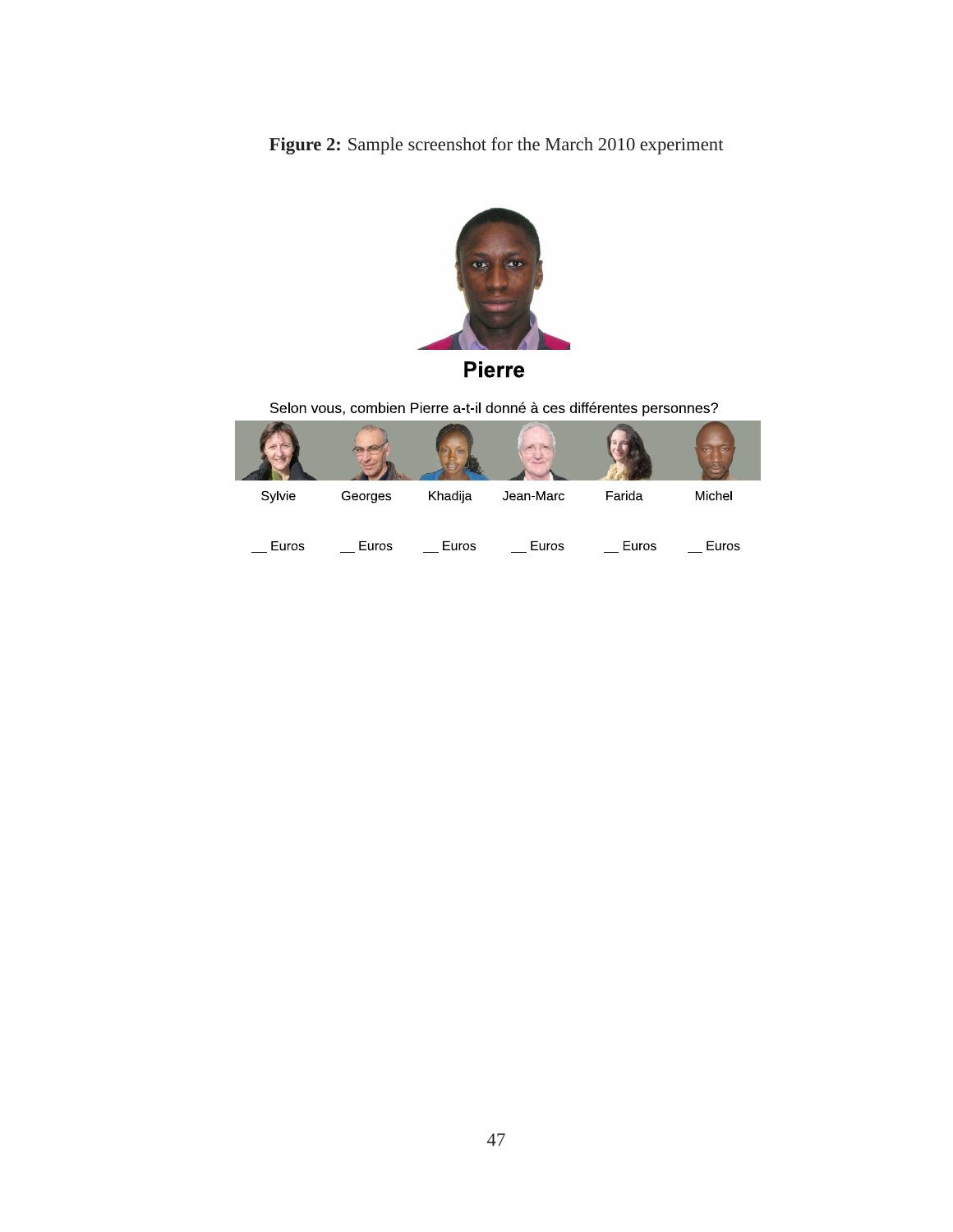**Figure 2:** Sample screenshot for the March 2010 experiment

**Pierre**

Selon vous, combien Pierre a-t-il donné à ces différentes personnes?

| Sylvie | Georges | Khadija | Jean-Marc | Farida | Michel |
|---|---|---|---|---|---|
| __ Euros | __ Euros | __ Euros | __ Euros | __ Euros | __ Euros |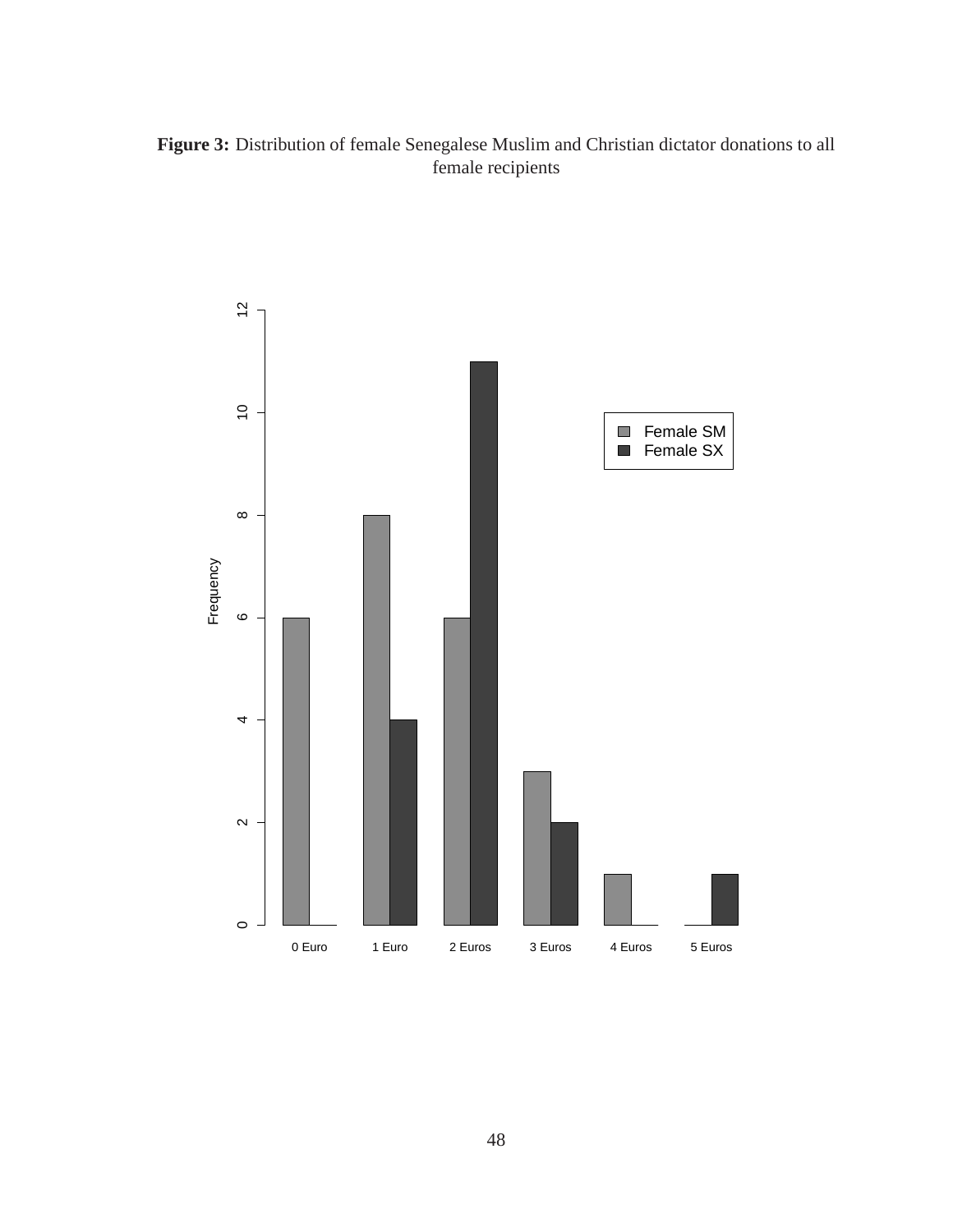**Figure 3:** Distribution of female Senegalese Muslim and Christian dictator donations to all female recipients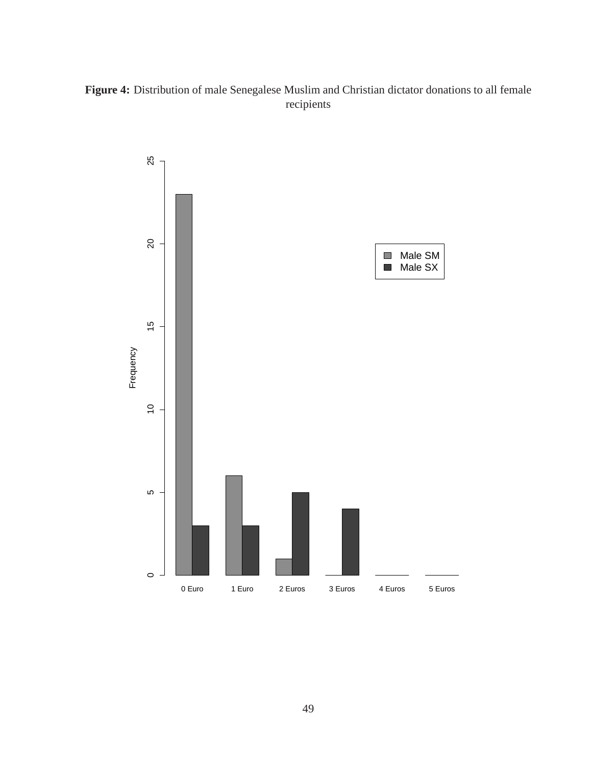**Figure 4:** Distribution of male Senegalese Muslim and Christian dictator donations to all female recipients

Frequency

25
20
15
10
5
0

0 Euro
1 Euro
2 Euros
3 Euros
4 Euros
5 Euros

Male SM
Male SX